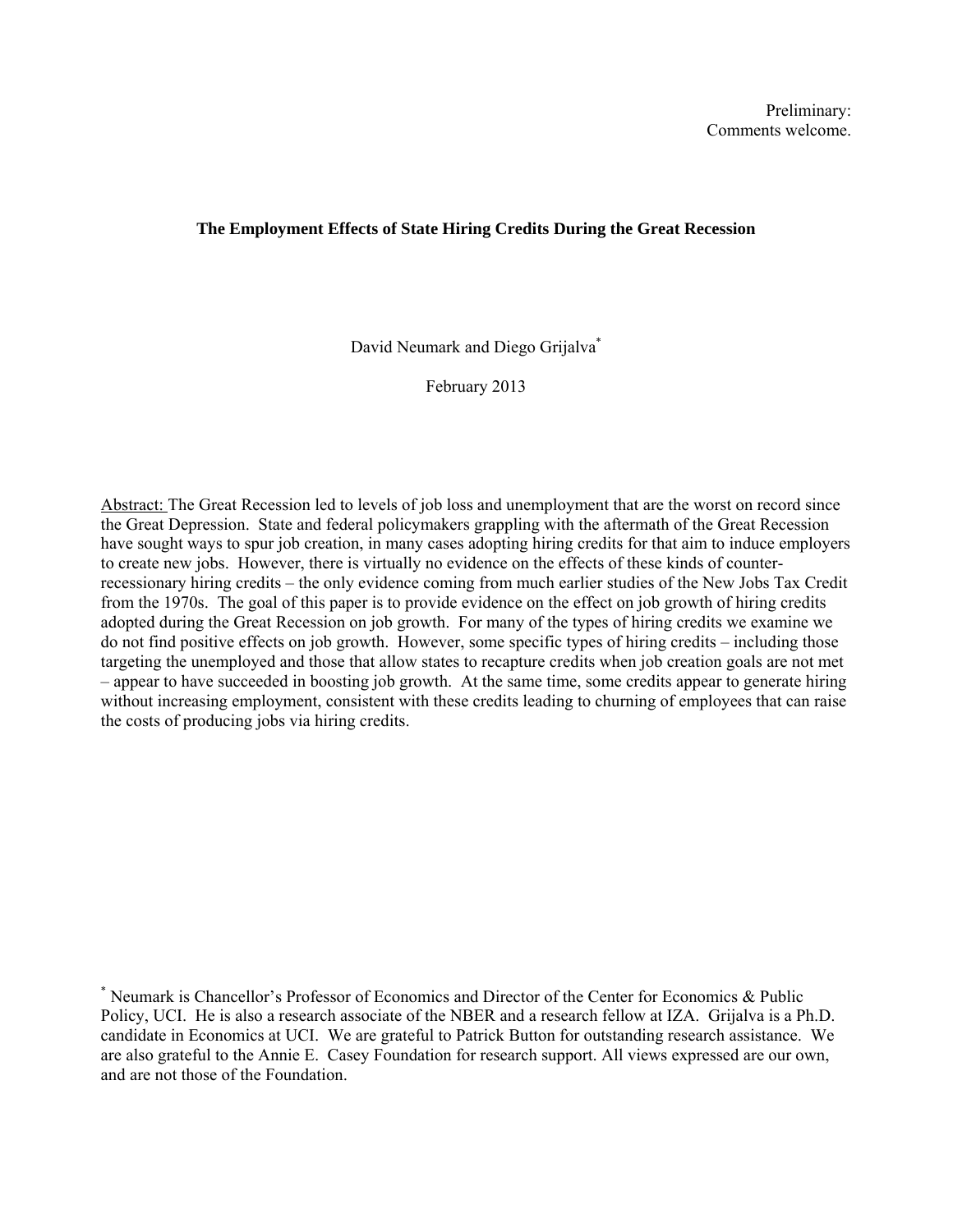Preliminary:
Comments welcome.

# The Employment Effects of State Hiring Credits During the Great Recession

David Neumark and Diego Grijalva[*]

February 2013

Abstract: The Great Recession led to levels of job loss and unemployment that are the worst on record since the Great Depression. State and federal policymakers grappling with the aftermath of the Great Recession have sought ways to spur job creation, in many cases adopting hiring credits for that aim to induce employers to create new jobs. However, there is virtually no evidence on the effects of these kinds of counter-recessionary hiring credits – the only evidence coming from much earlier studies of the New Jobs Tax Credit from the 1970s. The goal of this paper is to provide evidence on the effect on job growth of hiring credits adopted during the Great Recession on job growth. For many of the types of hiring credits we examine we do not find positive effects on job growth. However, some specific types of hiring credits – including those targeting the unemployed and those that allow states to recapture credits when job creation goals are not met – appear to have succeeded in boosting job growth. At the same time, some credits appear to generate hiring without increasing employment, consistent with these credits leading to churning of employees that can raise the costs of producing jobs via hiring credits.

[*] Neumark is Chancellor's Professor of Economics and Director of the Center for Economics & Public Policy, UCI. He is also a research associate of the NBER and a research fellow at IZA. Grijalva is a Ph.D. candidate in Economics at UCI. We are grateful to Patrick Button for outstanding research assistance. We are also grateful to the Annie E. Casey Foundation for research support. All views expressed are our own, and are not those of the Foundation.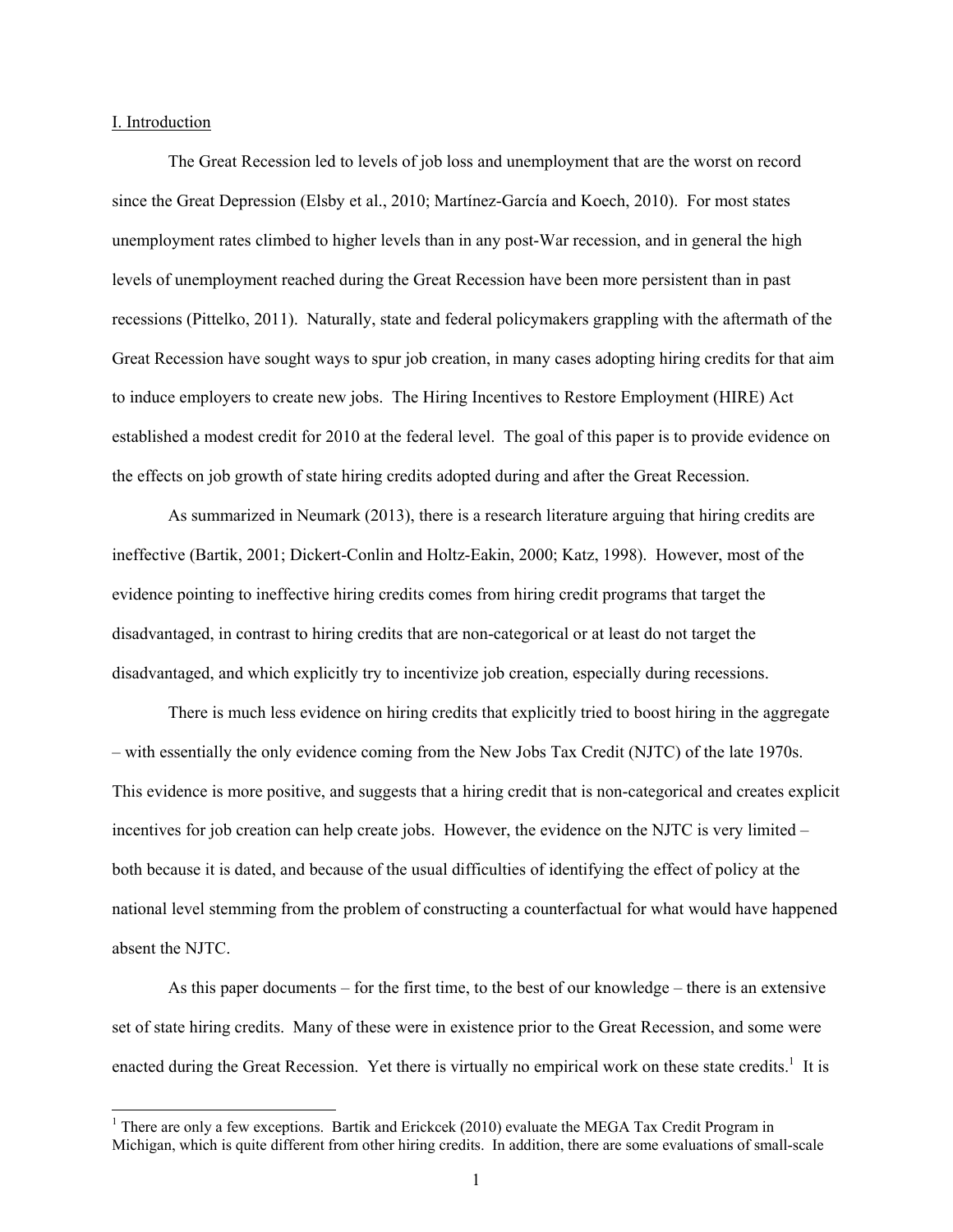## I. Introduction

The Great Recession led to levels of job loss and unemployment that are the worst on record since the Great Depression (Elsby et al., 2010; Martínez-García and Koech, 2010). For most states unemployment rates climbed to higher levels than in any post-War recession, and in general the high levels of unemployment reached during the Great Recession have been more persistent than in past recessions (Pittelko, 2011). Naturally, state and federal policymakers grappling with the aftermath of the Great Recession have sought ways to spur job creation, in many cases adopting hiring credits for that aim to induce employers to create new jobs. The Hiring Incentives to Restore Employment (HIRE) Act established a modest credit for 2010 at the federal level. The goal of this paper is to provide evidence on the effects on job growth of state hiring credits adopted during and after the Great Recession.

As summarized in Neumark (2013), there is a research literature arguing that hiring credits are ineffective (Bartik, 2001; Dickert-Conlin and Holtz-Eakin, 2000; Katz, 1998). However, most of the evidence pointing to ineffective hiring credits comes from hiring credit programs that target the disadvantaged, in contrast to hiring credits that are non-categorical or at least do not target the disadvantaged, and which explicitly try to incentivize job creation, especially during recessions.

There is much less evidence on hiring credits that explicitly tried to boost hiring in the aggregate – with essentially the only evidence coming from the New Jobs Tax Credit (NJTC) of the late 1970s. This evidence is more positive, and suggests that a hiring credit that is non-categorical and creates explicit incentives for job creation can help create jobs. However, the evidence on the NJTC is very limited – both because it is dated, and because of the usual difficulties of identifying the effect of policy at the national level stemming from the problem of constructing a counterfactual for what would have happened absent the NJTC.

As this paper documents – for the first time, to the best of our knowledge – there is an extensive set of state hiring credits. Many of these were in existence prior to the Great Recession, and some were enacted during the Great Recession. Yet there is virtually no empirical work on these state credits.[1] It is

[1] There are only a few exceptions. Bartik and Erickcek (2010) evaluate the MEGA Tax Credit Program in Michigan, which is quite different from other hiring credits. In addition, there are some evaluations of small-scale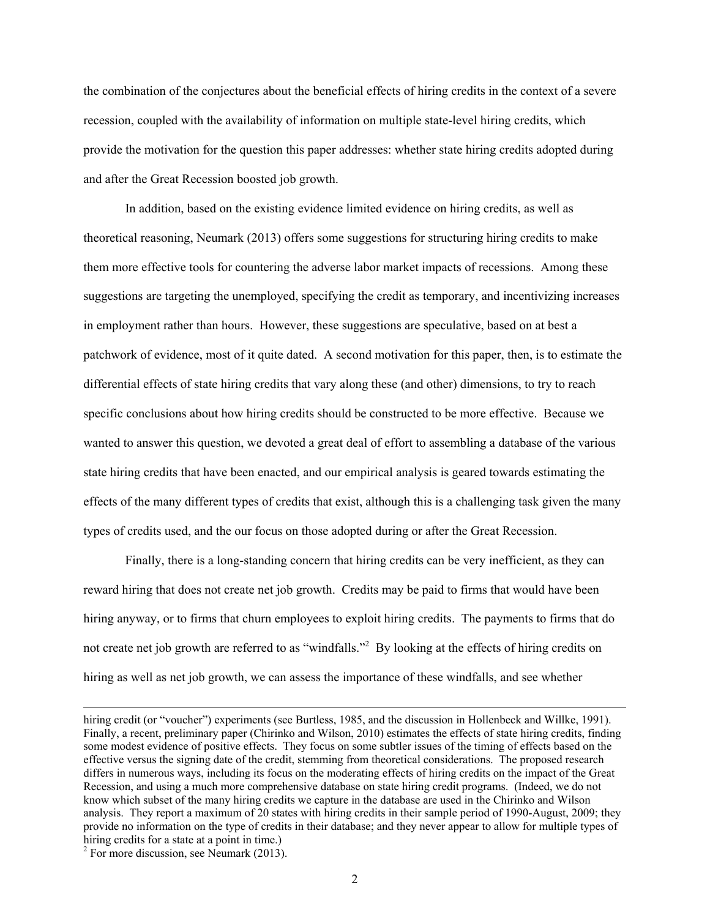the combination of the conjectures about the beneficial effects of hiring credits in the context of a severe recession, coupled with the availability of information on multiple state-level hiring credits, which provide the motivation for the question this paper addresses: whether state hiring credits adopted during and after the Great Recession boosted job growth.

In addition, based on the existing evidence limited evidence on hiring credits, as well as theoretical reasoning, Neumark (2013) offers some suggestions for structuring hiring credits to make them more effective tools for countering the adverse labor market impacts of recessions. Among these suggestions are targeting the unemployed, specifying the credit as temporary, and incentivizing increases in employment rather than hours. However, these suggestions are speculative, based on at best a patchwork of evidence, most of it quite dated. A second motivation for this paper, then, is to estimate the differential effects of state hiring credits that vary along these (and other) dimensions, to try to reach specific conclusions about how hiring credits should be constructed to be more effective. Because we wanted to answer this question, we devoted a great deal of effort to assembling a database of the various state hiring credits that have been enacted, and our empirical analysis is geared towards estimating the effects of the many different types of credits that exist, although this is a challenging task given the many types of credits used, and the our focus on those adopted during or after the Great Recession.

Finally, there is a long-standing concern that hiring credits can be very inefficient, as they can reward hiring that does not create net job growth. Credits may be paid to firms that would have been hiring anyway, or to firms that churn employees to exploit hiring credits. The payments to firms that do not create net job growth are referred to as "windfalls."[2] By looking at the effects of hiring credits on hiring as well as net job growth, we can assess the importance of these windfalls, and see whether

---

hiring credit (or "voucher") experiments (see Burtless, 1985, and the discussion in Hollenbeck and Willke, 1991). Finally, a recent, preliminary paper (Chirinko and Wilson, 2010) estimates the effects of state hiring credits, finding some modest evidence of positive effects. They focus on some subtler issues of the timing of effects based on the effective versus the signing date of the credit, stemming from theoretical considerations. The proposed research differs in numerous ways, including its focus on the moderating effects of hiring credits on the impact of the Great Recession, and using a much more comprehensive database on state hiring credit programs. (Indeed, we do not know which subset of the many hiring credits we capture in the database are used in the Chirinko and Wilson analysis. They report a maximum of 20 states with hiring credits in their sample period of 1990-August, 2009; they provide no information on the type of credits in their database; and they never appear to allow for multiple types of hiring credits for a state at a point in time.)

[2] For more discussion, see Neumark (2013).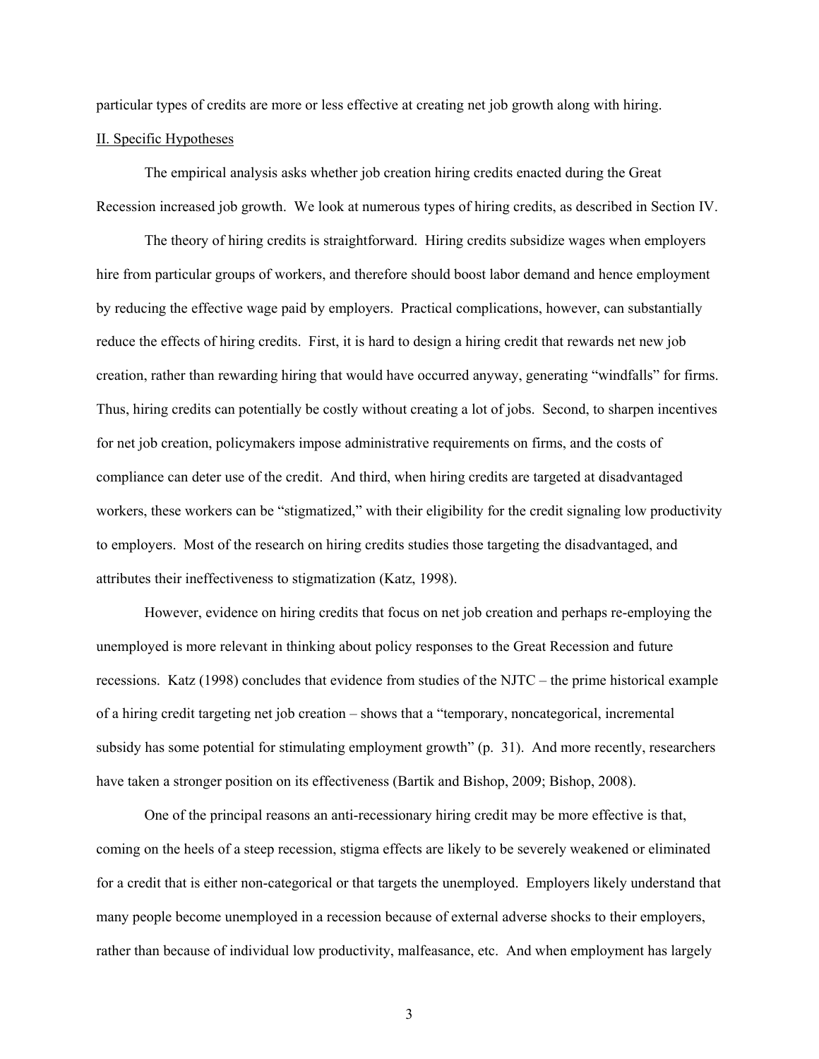particular types of credits are more or less effective at creating net job growth along with hiring.

## II. Specific Hypotheses

The empirical analysis asks whether job creation hiring credits enacted during the Great Recession increased job growth. We look at numerous types of hiring credits, as described in Section IV.

The theory of hiring credits is straightforward. Hiring credits subsidize wages when employers hire from particular groups of workers, and therefore should boost labor demand and hence employment by reducing the effective wage paid by employers. Practical complications, however, can substantially reduce the effects of hiring credits. First, it is hard to design a hiring credit that rewards net new job creation, rather than rewarding hiring that would have occurred anyway, generating "windfalls" for firms. Thus, hiring credits can potentially be costly without creating a lot of jobs. Second, to sharpen incentives for net job creation, policymakers impose administrative requirements on firms, and the costs of compliance can deter use of the credit. And third, when hiring credits are targeted at disadvantaged workers, these workers can be "stigmatized," with their eligibility for the credit signaling low productivity to employers. Most of the research on hiring credits studies those targeting the disadvantaged, and attributes their ineffectiveness to stigmatization (Katz, 1998).

However, evidence on hiring credits that focus on net job creation and perhaps re-employing the unemployed is more relevant in thinking about policy responses to the Great Recession and future recessions. Katz (1998) concludes that evidence from studies of the NJTC – the prime historical example of a hiring credit targeting net job creation – shows that a "temporary, noncategorical, incremental subsidy has some potential for stimulating employment growth" (p. 31). And more recently, researchers have taken a stronger position on its effectiveness (Bartik and Bishop, 2009; Bishop, 2008).

One of the principal reasons an anti-recessionary hiring credit may be more effective is that, coming on the heels of a steep recession, stigma effects are likely to be severely weakened or eliminated for a credit that is either non-categorical or that targets the unemployed. Employers likely understand that many people become unemployed in a recession because of external adverse shocks to their employers, rather than because of individual low productivity, malfeasance, etc. And when employment has largely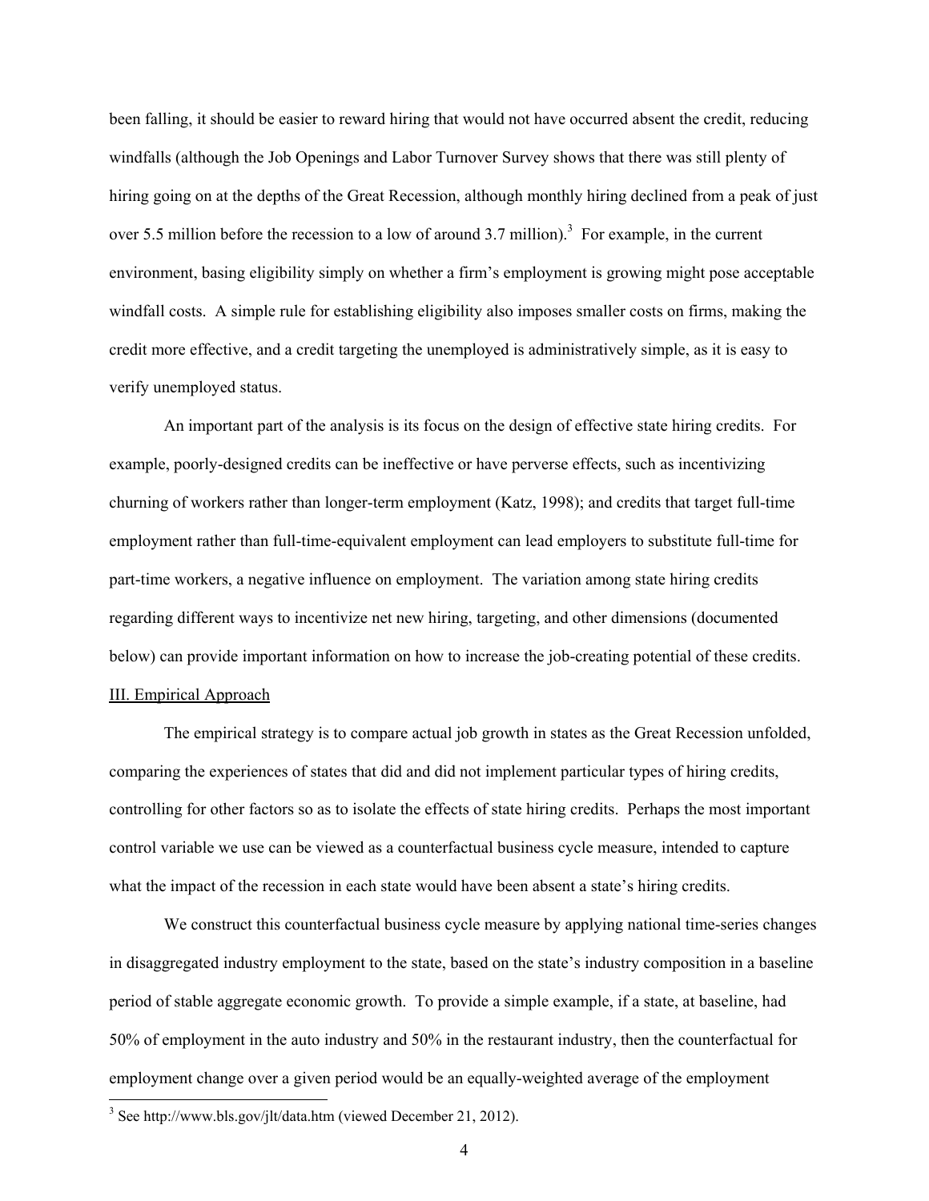been falling, it should be easier to reward hiring that would not have occurred absent the credit, reducing windfalls (although the Job Openings and Labor Turnover Survey shows that there was still plenty of hiring going on at the depths of the Great Recession, although monthly hiring declined from a peak of just over 5.5 million before the recession to a low of around 3.7 million).[3] For example, in the current environment, basing eligibility simply on whether a firm's employment is growing might pose acceptable windfall costs. A simple rule for establishing eligibility also imposes smaller costs on firms, making the credit more effective, and a credit targeting the unemployed is administratively simple, as it is easy to verify unemployed status.

An important part of the analysis is its focus on the design of effective state hiring credits. For example, poorly-designed credits can be ineffective or have perverse effects, such as incentivizing churning of workers rather than longer-term employment (Katz, 1998); and credits that target full-time employment rather than full-time-equivalent employment can lead employers to substitute full-time for part-time workers, a negative influence on employment. The variation among state hiring credits regarding different ways to incentivize net new hiring, targeting, and other dimensions (documented below) can provide important information on how to increase the job-creating potential of these credits.

## III. Empirical Approach

The empirical strategy is to compare actual job growth in states as the Great Recession unfolded, comparing the experiences of states that did and did not implement particular types of hiring credits, controlling for other factors so as to isolate the effects of state hiring credits. Perhaps the most important control variable we use can be viewed as a counterfactual business cycle measure, intended to capture what the impact of the recession in each state would have been absent a state's hiring credits.

We construct this counterfactual business cycle measure by applying national time-series changes in disaggregated industry employment to the state, based on the state's industry composition in a baseline period of stable aggregate economic growth. To provide a simple example, if a state, at baseline, had 50% of employment in the auto industry and 50% in the restaurant industry, then the counterfactual for employment change over a given period would be an equally-weighted average of the employment

[3] See http://www.bls.gov/jlt/data.htm (viewed December 21, 2012).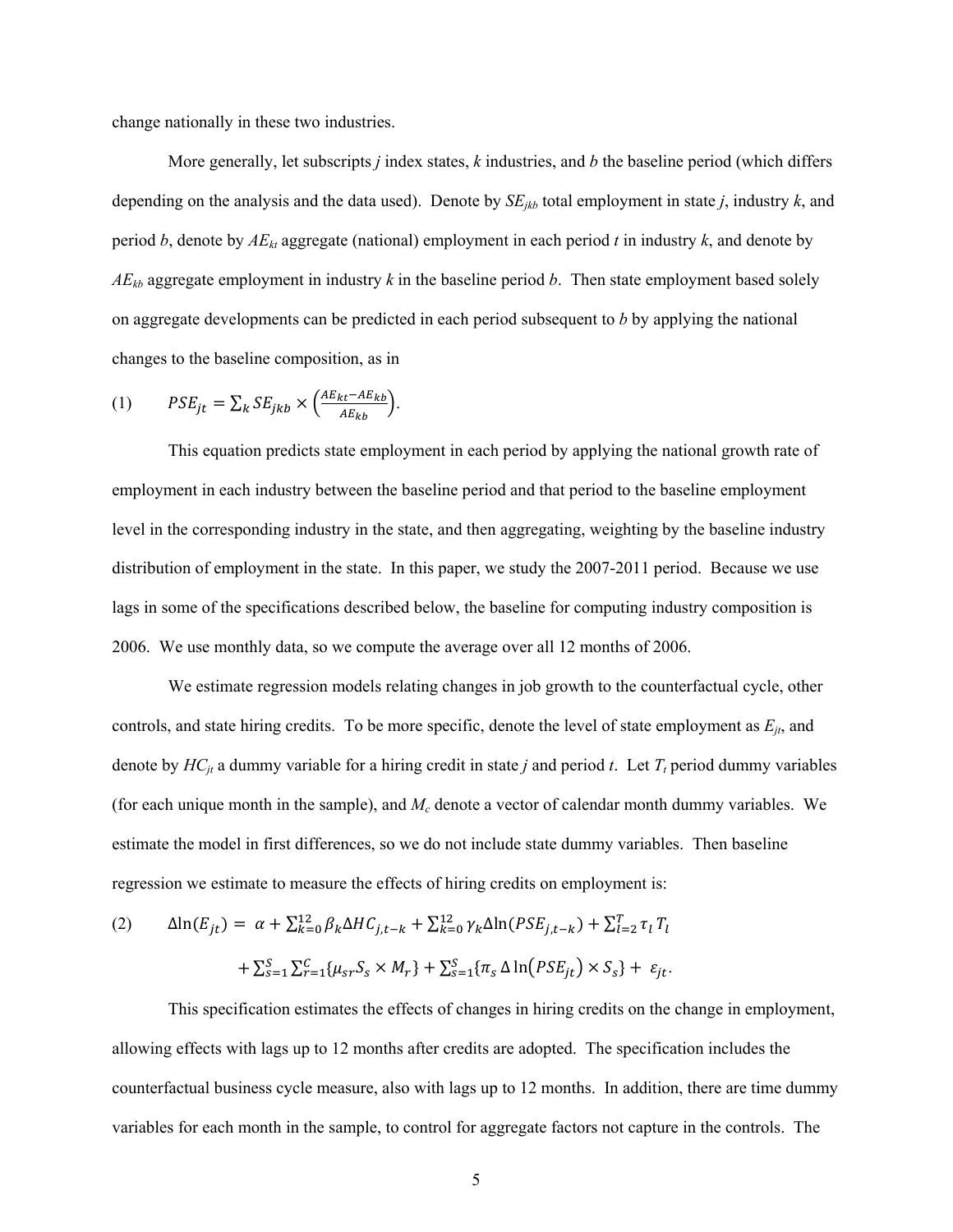change nationally in these two industries.

More generally, let subscripts *j* index states, *k* industries, and *b* the baseline period (which differs depending on the analysis and the data used). Denote by $SE_{jkb}$ total employment in state *j*, industry *k*, and period *b*, denote by $AE_{kt}$ aggregate (national) employment in each period *t* in industry *k*, and denote by $AE_{kb}$ aggregate employment in industry *k* in the baseline period *b*. Then state employment based solely on aggregate developments can be predicted in each period subsequent to *b* by applying the national changes to the baseline composition, as in

$$(1) \qquad PSE_{jt} = \sum_k SE_{jkb} \times \left(\frac{AE_{kt} - AE_{kb}}{AE_{kb}}\right).$$

This equation predicts state employment in each period by applying the national growth rate of employment in each industry between the baseline period and that period to the baseline employment level in the corresponding industry in the state, and then aggregating, weighting by the baseline industry distribution of employment in the state. In this paper, we study the 2007-2011 period. Because we use lags in some of the specifications described below, the baseline for computing industry composition is 2006. We use monthly data, so we compute the average over all 12 months of 2006.

We estimate regression models relating changes in job growth to the counterfactual cycle, other controls, and state hiring credits. To be more specific, denote the level of state employment as $E_{jt}$, and denote by $HC_{jt}$ a dummy variable for a hiring credit in state *j* and period *t*. Let $T_t$ period dummy variables (for each unique month in the sample), and $M_c$ denote a vector of calendar month dummy variables. We estimate the model in first differences, so we do not include state dummy variables. Then baseline regression we estimate to measure the effects of hiring credits on employment is:

$$(2) \qquad \Delta\ln(E_{jt}) = \alpha + \sum_{k=0}^{12} \beta_k \Delta HC_{j,t-k} + \sum_{k=0}^{12} \gamma_k \Delta\ln(PSE_{j,t-k}) + \sum_{l=2}^{T} \tau_l T_l$$

$$+ \sum_{s=1}^{S} \sum_{r=1}^{C} \{\mu_{sr} S_s \times M_r\} + \sum_{s=1}^{S} \{\pi_s \, \Delta\ln(PSE_{jt}) \times S_s\} + \varepsilon_{jt}.$$

This specification estimates the effects of changes in hiring credits on the change in employment, allowing effects with lags up to 12 months after credits are adopted. The specification includes the counterfactual business cycle measure, also with lags up to 12 months. In addition, there are time dummy variables for each month in the sample, to control for aggregate factors not capture in the controls. The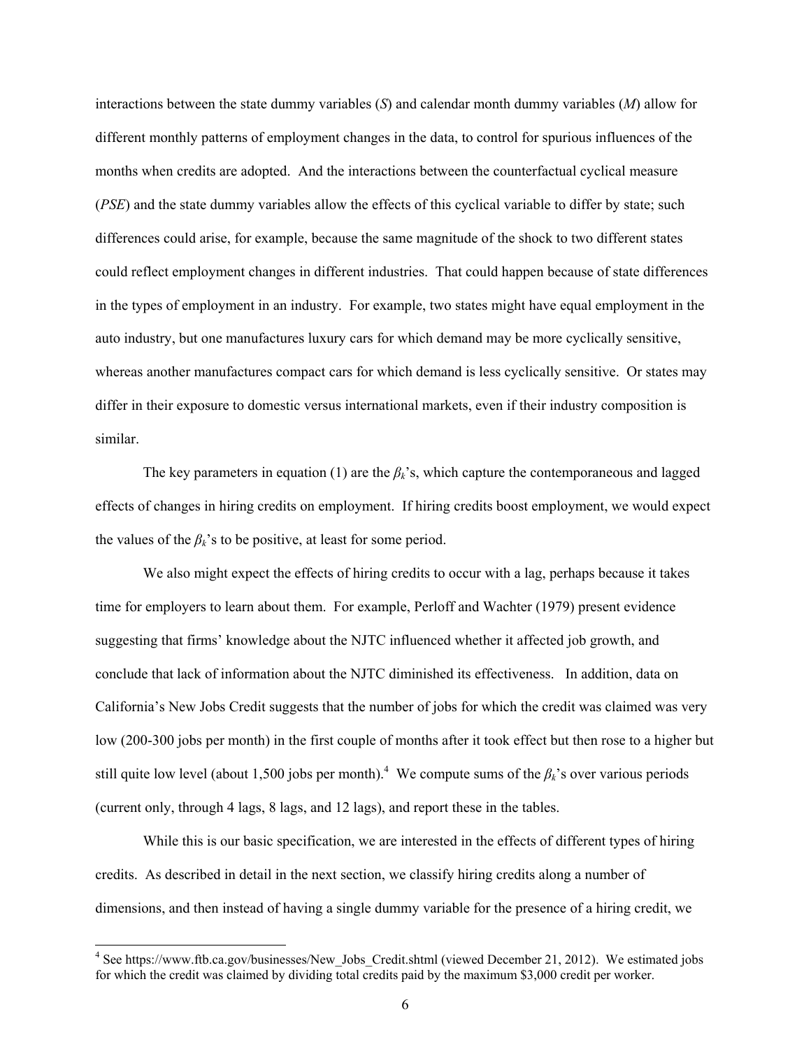interactions between the state dummy variables (*S*) and calendar month dummy variables (*M*) allow for different monthly patterns of employment changes in the data, to control for spurious influences of the months when credits are adopted. And the interactions between the counterfactual cyclical measure (*PSE*) and the state dummy variables allow the effects of this cyclical variable to differ by state; such differences could arise, for example, because the same magnitude of the shock to two different states could reflect employment changes in different industries. That could happen because of state differences in the types of employment in an industry. For example, two states might have equal employment in the auto industry, but one manufactures luxury cars for which demand may be more cyclically sensitive, whereas another manufactures compact cars for which demand is less cyclically sensitive. Or states may differ in their exposure to domestic versus international markets, even if their industry composition is similar.

The key parameters in equation (1) are the $\beta_k$'s, which capture the contemporaneous and lagged effects of changes in hiring credits on employment. If hiring credits boost employment, we would expect the values of the $\beta_k$'s to be positive, at least for some period.

We also might expect the effects of hiring credits to occur with a lag, perhaps because it takes time for employers to learn about them. For example, Perloff and Wachter (1979) present evidence suggesting that firms' knowledge about the NJTC influenced whether it affected job growth, and conclude that lack of information about the NJTC diminished its effectiveness. In addition, data on California's New Jobs Credit suggests that the number of jobs for which the credit was claimed was very low (200-300 jobs per month) in the first couple of months after it took effect but then rose to a higher but still quite low level (about 1,500 jobs per month).[4] We compute sums of the $\beta_k$'s over various periods (current only, through 4 lags, 8 lags, and 12 lags), and report these in the tables.

While this is our basic specification, we are interested in the effects of different types of hiring credits. As described in detail in the next section, we classify hiring credits along a number of dimensions, and then instead of having a single dummy variable for the presence of a hiring credit, we

[4] See https://www.ftb.ca.gov/businesses/New_Jobs_Credit.shtml (viewed December 21, 2012). We estimated jobs for which the credit was claimed by dividing total credits paid by the maximum $3,000 credit per worker.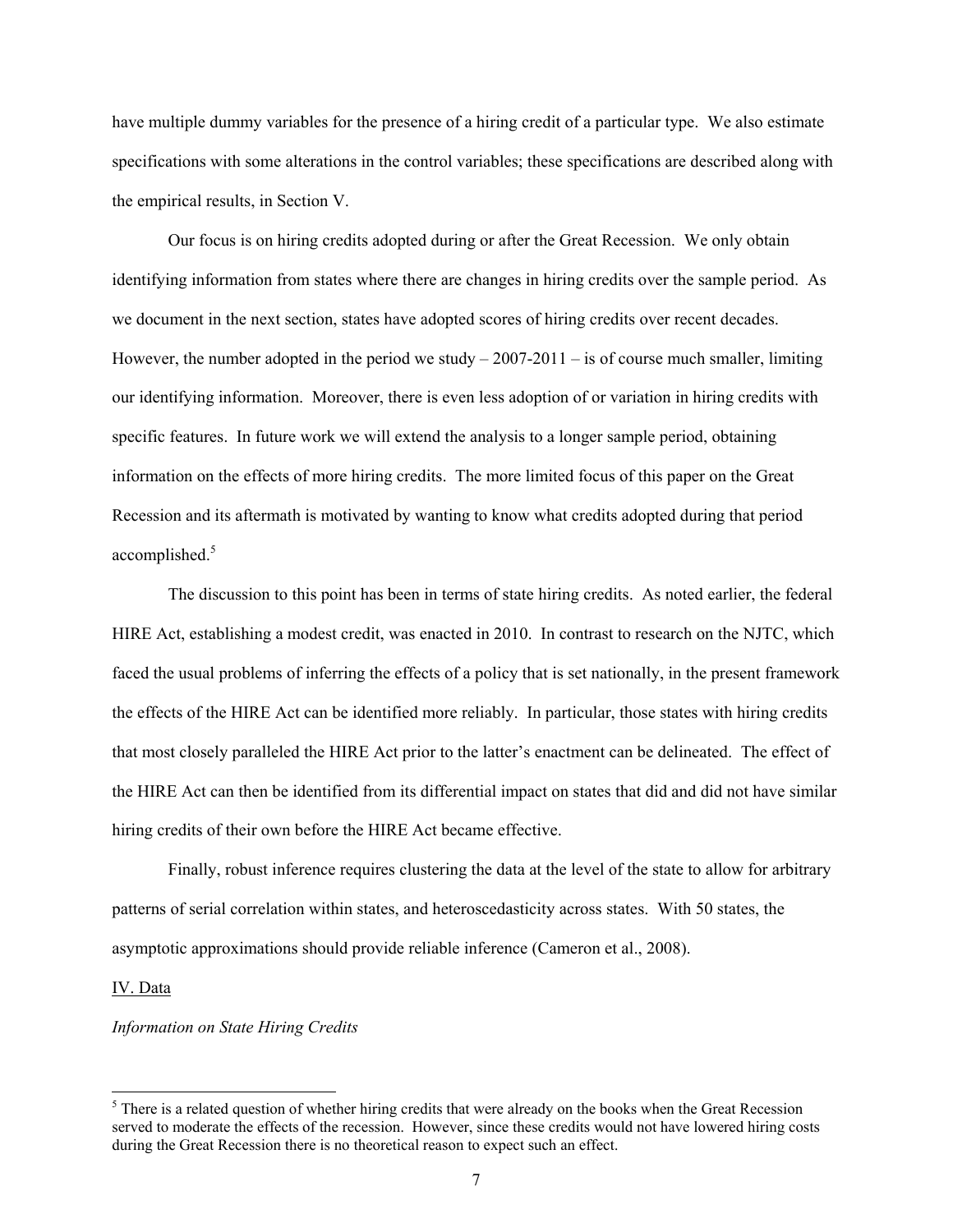have multiple dummy variables for the presence of a hiring credit of a particular type. We also estimate specifications with some alterations in the control variables; these specifications are described along with the empirical results, in Section V.

Our focus is on hiring credits adopted during or after the Great Recession. We only obtain identifying information from states where there are changes in hiring credits over the sample period. As we document in the next section, states have adopted scores of hiring credits over recent decades. However, the number adopted in the period we study – 2007-2011 – is of course much smaller, limiting our identifying information. Moreover, there is even less adoption of or variation in hiring credits with specific features. In future work we will extend the analysis to a longer sample period, obtaining information on the effects of more hiring credits. The more limited focus of this paper on the Great Recession and its aftermath is motivated by wanting to know what credits adopted during that period accomplished.[5]

The discussion to this point has been in terms of state hiring credits. As noted earlier, the federal HIRE Act, establishing a modest credit, was enacted in 2010. In contrast to research on the NJTC, which faced the usual problems of inferring the effects of a policy that is set nationally, in the present framework the effects of the HIRE Act can be identified more reliably. In particular, those states with hiring credits that most closely paralleled the HIRE Act prior to the latter's enactment can be delineated. The effect of the HIRE Act can then be identified from its differential impact on states that did and did not have similar hiring credits of their own before the HIRE Act became effective.

Finally, robust inference requires clustering the data at the level of the state to allow for arbitrary patterns of serial correlation within states, and heteroscedasticity across states. With 50 states, the asymptotic approximations should provide reliable inference (Cameron et al., 2008).

## IV. Data

*Information on State Hiring Credits*

[5] There is a related question of whether hiring credits that were already on the books when the Great Recession served to moderate the effects of the recession. However, since these credits would not have lowered hiring costs during the Great Recession there is no theoretical reason to expect such an effect.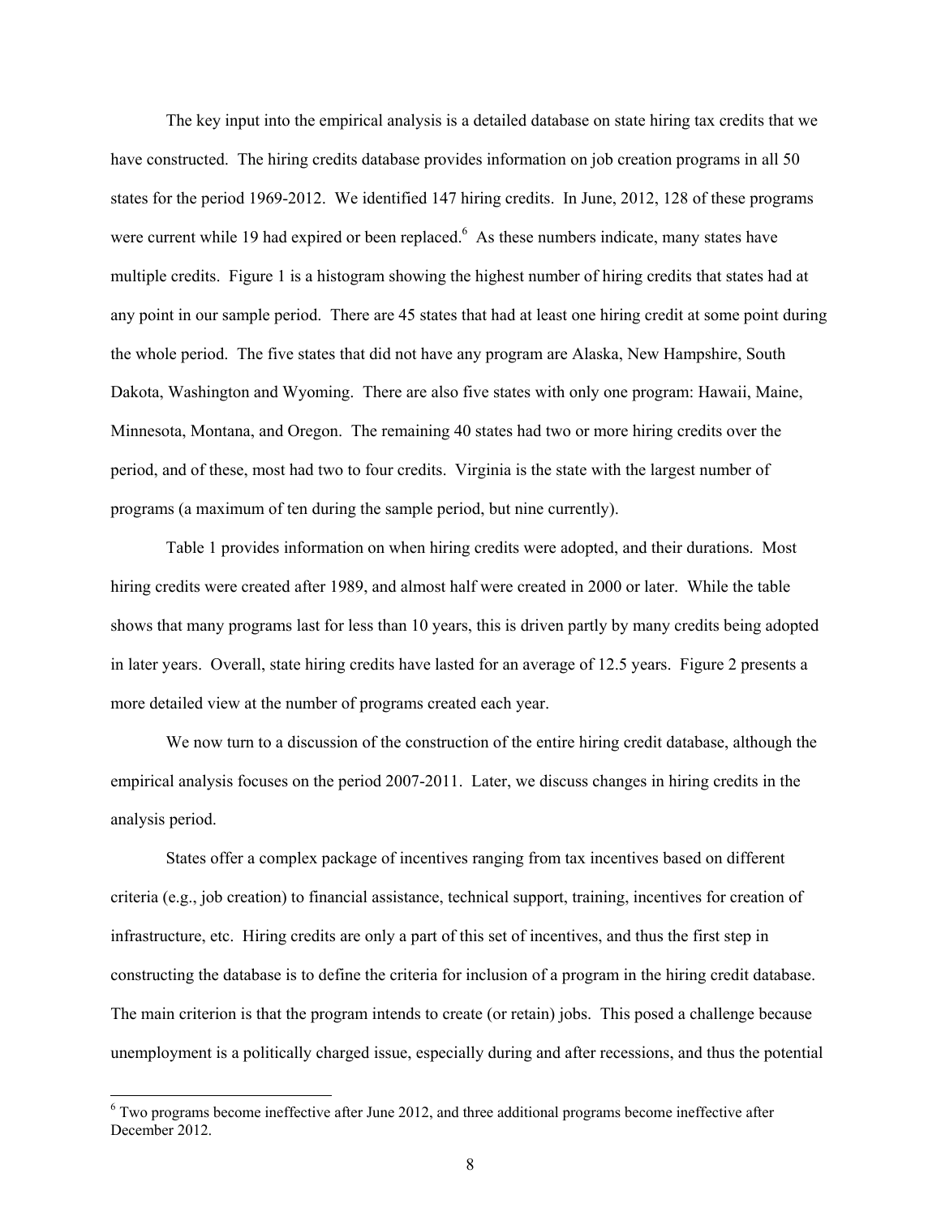The key input into the empirical analysis is a detailed database on state hiring tax credits that we have constructed. The hiring credits database provides information on job creation programs in all 50 states for the period 1969-2012. We identified 147 hiring credits. In June, 2012, 128 of these programs were current while 19 had expired or been replaced.[6] As these numbers indicate, many states have multiple credits. Figure 1 is a histogram showing the highest number of hiring credits that states had at any point in our sample period. There are 45 states that had at least one hiring credit at some point during the whole period. The five states that did not have any program are Alaska, New Hampshire, South Dakota, Washington and Wyoming. There are also five states with only one program: Hawaii, Maine, Minnesota, Montana, and Oregon. The remaining 40 states had two or more hiring credits over the period, and of these, most had two to four credits. Virginia is the state with the largest number of programs (a maximum of ten during the sample period, but nine currently).

Table 1 provides information on when hiring credits were adopted, and their durations. Most hiring credits were created after 1989, and almost half were created in 2000 or later. While the table shows that many programs last for less than 10 years, this is driven partly by many credits being adopted in later years. Overall, state hiring credits have lasted for an average of 12.5 years. Figure 2 presents a more detailed view at the number of programs created each year.

We now turn to a discussion of the construction of the entire hiring credit database, although the empirical analysis focuses on the period 2007-2011. Later, we discuss changes in hiring credits in the analysis period.

States offer a complex package of incentives ranging from tax incentives based on different criteria (e.g., job creation) to financial assistance, technical support, training, incentives for creation of infrastructure, etc. Hiring credits are only a part of this set of incentives, and thus the first step in constructing the database is to define the criteria for inclusion of a program in the hiring credit database. The main criterion is that the program intends to create (or retain) jobs. This posed a challenge because unemployment is a politically charged issue, especially during and after recessions, and thus the potential

[6] Two programs become ineffective after June 2012, and three additional programs become ineffective after December 2012.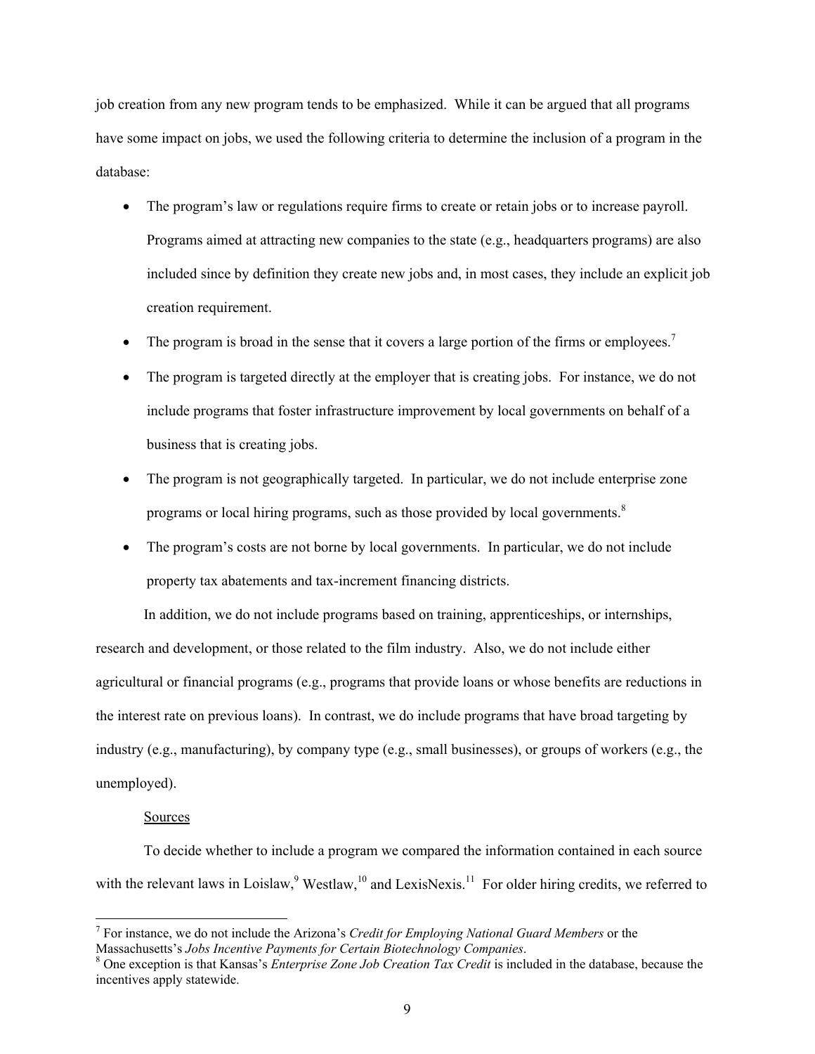job creation from any new program tends to be emphasized. While it can be argued that all programs have some impact on jobs, we used the following criteria to determine the inclusion of a program in the database:

- The program's law or regulations require firms to create or retain jobs or to increase payroll. Programs aimed at attracting new companies to the state (e.g., headquarters programs) are also included since by definition they create new jobs and, in most cases, they include an explicit job creation requirement.
- The program is broad in the sense that it covers a large portion of the firms or employees.[7]
- The program is targeted directly at the employer that is creating jobs. For instance, we do not include programs that foster infrastructure improvement by local governments on behalf of a business that is creating jobs.
- The program is not geographically targeted. In particular, we do not include enterprise zone programs or local hiring programs, such as those provided by local governments.[8]
- The program's costs are not borne by local governments. In particular, we do not include property tax abatements and tax-increment financing districts.

In addition, we do not include programs based on training, apprenticeships, or internships, research and development, or those related to the film industry. Also, we do not include either agricultural or financial programs (e.g., programs that provide loans or whose benefits are reductions in the interest rate on previous loans). In contrast, we do include programs that have broad targeting by industry (e.g., manufacturing), by company type (e.g., small businesses), or groups of workers (e.g., the unemployed).

Sources

To decide whether to include a program we compared the information contained in each source with the relevant laws in Loislaw,[9] Westlaw,[10] and LexisNexis.[11] For older hiring credits, we referred to

---

[7] For instance, we do not include the Arizona's *Credit for Employing National Guard Members* or the Massachusetts's *Jobs Incentive Payments for Certain Biotechnology Companies*.

[8] One exception is that Kansas's *Enterprise Zone Job Creation Tax Credit* is included in the database, because the incentives apply statewide.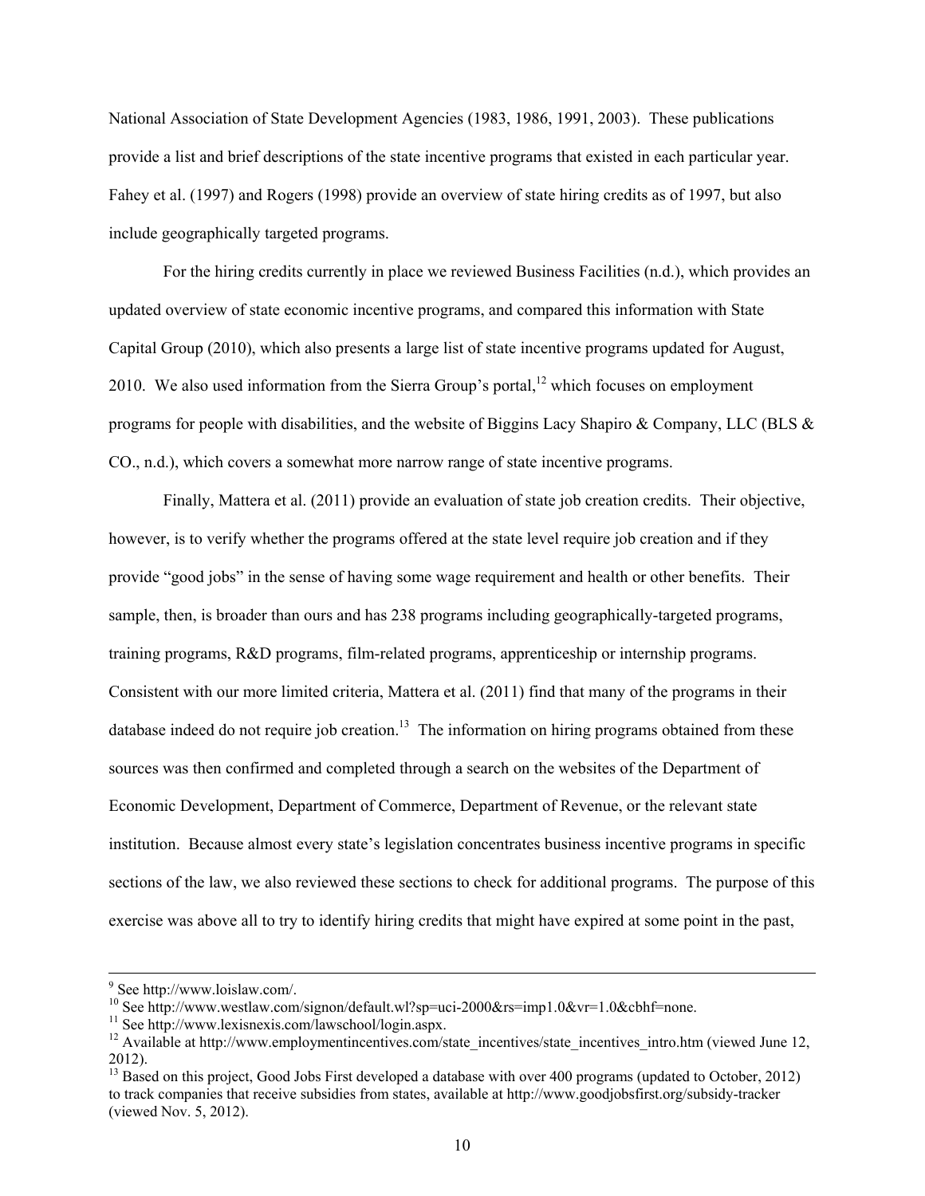National Association of State Development Agencies (1983, 1986, 1991, 2003). These publications provide a list and brief descriptions of the state incentive programs that existed in each particular year. Fahey et al. (1997) and Rogers (1998) provide an overview of state hiring credits as of 1997, but also include geographically targeted programs.

For the hiring credits currently in place we reviewed Business Facilities (n.d.), which provides an updated overview of state economic incentive programs, and compared this information with State Capital Group (2010), which also presents a large list of state incentive programs updated for August, 2010. We also used information from the Sierra Group's portal,[12] which focuses on employment programs for people with disabilities, and the website of Biggins Lacy Shapiro & Company, LLC (BLS & CO., n.d.), which covers a somewhat more narrow range of state incentive programs.

Finally, Mattera et al. (2011) provide an evaluation of state job creation credits. Their objective, however, is to verify whether the programs offered at the state level require job creation and if they provide "good jobs" in the sense of having some wage requirement and health or other benefits. Their sample, then, is broader than ours and has 238 programs including geographically-targeted programs, training programs, R&D programs, film-related programs, apprenticeship or internship programs. Consistent with our more limited criteria, Mattera et al. (2011) find that many of the programs in their database indeed do not require job creation.[13] The information on hiring programs obtained from these sources was then confirmed and completed through a search on the websites of the Department of Economic Development, Department of Commerce, Department of Revenue, or the relevant state institution. Because almost every state's legislation concentrates business incentive programs in specific sections of the law, we also reviewed these sections to check for additional programs. The purpose of this exercise was above all to try to identify hiring credits that might have expired at some point in the past,

---

[9] See http://www.loislaw.com/.

[10] See http://www.westlaw.com/signon/default.wl?sp=uci-2000&rs=imp1.0&vr=1.0&cbhf=none.

[11] See http://www.lexisnexis.com/lawschool/login.aspx.

[12] Available at http://www.employmentincentives.com/state_incentives/state_incentives_intro.htm (viewed June 12, 2012).

[13] Based on this project, Good Jobs First developed a database with over 400 programs (updated to October, 2012) to track companies that receive subsidies from states, available at http://www.goodjobsfirst.org/subsidy-tracker (viewed Nov. 5, 2012).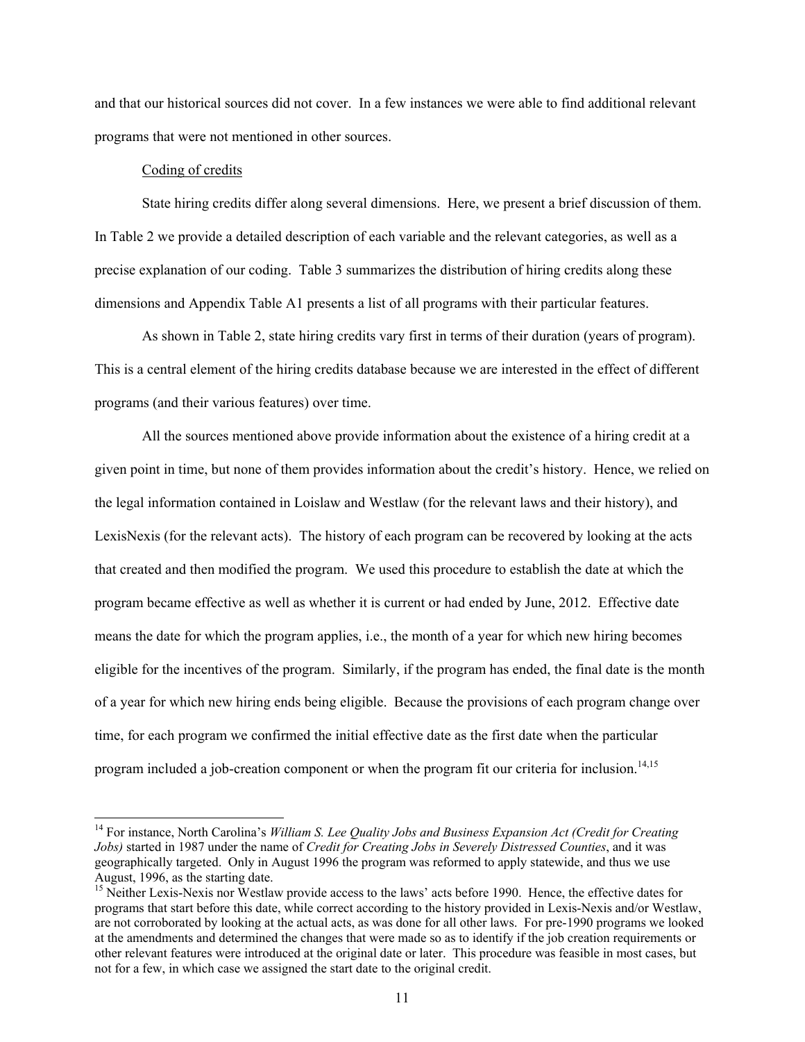and that our historical sources did not cover. In a few instances we were able to find additional relevant programs that were not mentioned in other sources.

Coding of credits

State hiring credits differ along several dimensions. Here, we present a brief discussion of them. In Table 2 we provide a detailed description of each variable and the relevant categories, as well as a precise explanation of our coding. Table 3 summarizes the distribution of hiring credits along these dimensions and Appendix Table A1 presents a list of all programs with their particular features.

As shown in Table 2, state hiring credits vary first in terms of their duration (years of program). This is a central element of the hiring credits database because we are interested in the effect of different programs (and their various features) over time.

All the sources mentioned above provide information about the existence of a hiring credit at a given point in time, but none of them provides information about the credit's history. Hence, we relied on the legal information contained in Loislaw and Westlaw (for the relevant laws and their history), and LexisNexis (for the relevant acts). The history of each program can be recovered by looking at the acts that created and then modified the program. We used this procedure to establish the date at which the program became effective as well as whether it is current or had ended by June, 2012. Effective date means the date for which the program applies, i.e., the month of a year for which new hiring becomes eligible for the incentives of the program. Similarly, if the program has ended, the final date is the month of a year for which new hiring ends being eligible. Because the provisions of each program change over time, for each program we confirmed the initial effective date as the first date when the particular program included a job-creation component or when the program fit our criteria for inclusion.[14,15]

---

[14] For instance, North Carolina's *William S. Lee Quality Jobs and Business Expansion Act (Credit for Creating Jobs)* started in 1987 under the name of *Credit for Creating Jobs in Severely Distressed Counties*, and it was geographically targeted. Only in August 1996 the program was reformed to apply statewide, and thus we use August, 1996, as the starting date.

[15] Neither Lexis-Nexis nor Westlaw provide access to the laws' acts before 1990. Hence, the effective dates for programs that start before this date, while correct according to the history provided in Lexis-Nexis and/or Westlaw, are not corroborated by looking at the actual acts, as was done for all other laws. For pre-1990 programs we looked at the amendments and determined the changes that were made so as to identify if the job creation requirements or other relevant features were introduced at the original date or later. This procedure was feasible in most cases, but not for a few, in which case we assigned the start date to the original credit.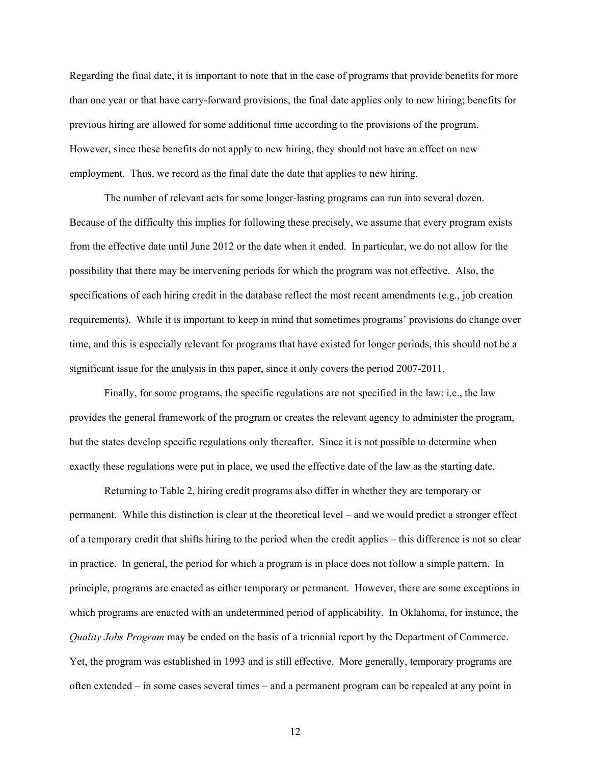Regarding the final date, it is important to note that in the case of programs that provide benefits for more than one year or that have carry-forward provisions, the final date applies only to new hiring; benefits for previous hiring are allowed for some additional time according to the provisions of the program. However, since these benefits do not apply to new hiring, they should not have an effect on new employment. Thus, we record as the final date the date that applies to new hiring.

The number of relevant acts for some longer-lasting programs can run into several dozen. Because of the difficulty this implies for following these precisely, we assume that every program exists from the effective date until June 2012 or the date when it ended. In particular, we do not allow for the possibility that there may be intervening periods for which the program was not effective. Also, the specifications of each hiring credit in the database reflect the most recent amendments (e.g., job creation requirements). While it is important to keep in mind that sometimes programs' provisions do change over time, and this is especially relevant for programs that have existed for longer periods, this should not be a significant issue for the analysis in this paper, since it only covers the period 2007-2011.

Finally, for some programs, the specific regulations are not specified in the law: i.e., the law provides the general framework of the program or creates the relevant agency to administer the program, but the states develop specific regulations only thereafter. Since it is not possible to determine when exactly these regulations were put in place, we used the effective date of the law as the starting date.

Returning to Table 2, hiring credit programs also differ in whether they are temporary or permanent. While this distinction is clear at the theoretical level – and we would predict a stronger effect of a temporary credit that shifts hiring to the period when the credit applies – this difference is not so clear in practice. In general, the period for which a program is in place does not follow a simple pattern. In principle, programs are enacted as either temporary or permanent. However, there are some exceptions in which programs are enacted with an undetermined period of applicability. In Oklahoma, for instance, the *Quality Jobs Program* may be ended on the basis of a triennial report by the Department of Commerce. Yet, the program was established in 1993 and is still effective. More generally, temporary programs are often extended – in some cases several times – and a permanent program can be repealed at any point in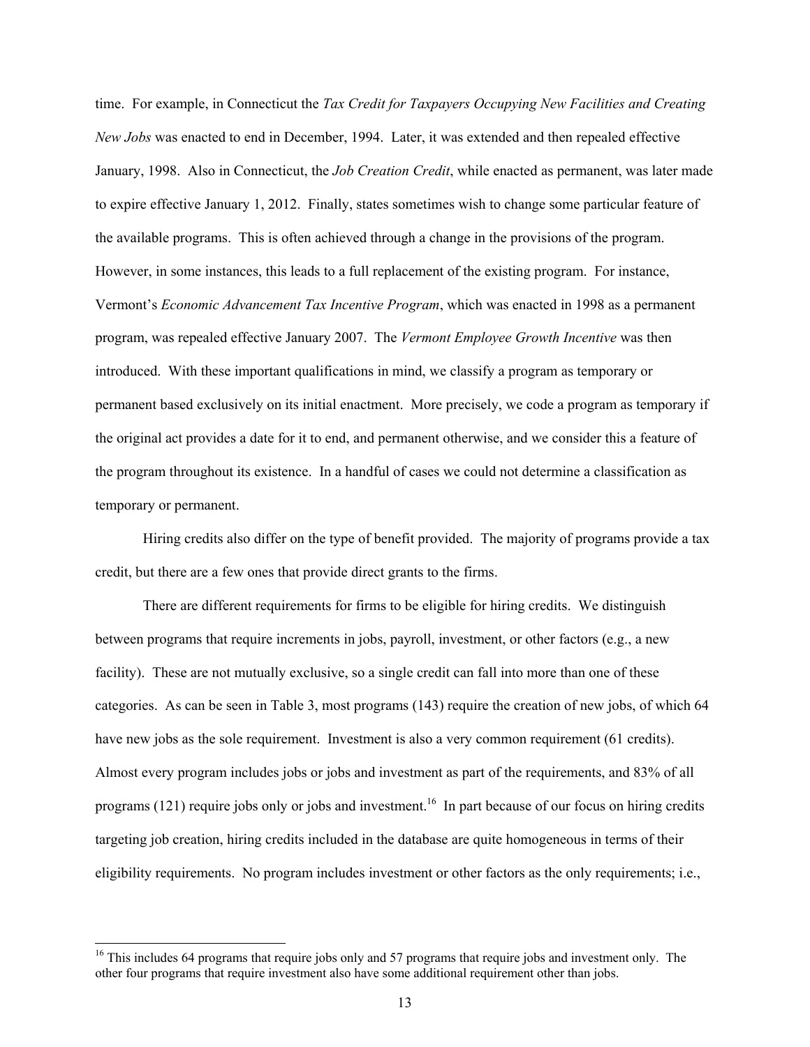time. For example, in Connecticut the *Tax Credit for Taxpayers Occupying New Facilities and Creating New Jobs* was enacted to end in December, 1994. Later, it was extended and then repealed effective January, 1998. Also in Connecticut, the *Job Creation Credit*, while enacted as permanent, was later made to expire effective January 1, 2012. Finally, states sometimes wish to change some particular feature of the available programs. This is often achieved through a change in the provisions of the program. However, in some instances, this leads to a full replacement of the existing program. For instance, Vermont's *Economic Advancement Tax Incentive Program*, which was enacted in 1998 as a permanent program, was repealed effective January 2007. The *Vermont Employee Growth Incentive* was then introduced. With these important qualifications in mind, we classify a program as temporary or permanent based exclusively on its initial enactment. More precisely, we code a program as temporary if the original act provides a date for it to end, and permanent otherwise, and we consider this a feature of the program throughout its existence. In a handful of cases we could not determine a classification as temporary or permanent.

Hiring credits also differ on the type of benefit provided. The majority of programs provide a tax credit, but there are a few ones that provide direct grants to the firms.

There are different requirements for firms to be eligible for hiring credits. We distinguish between programs that require increments in jobs, payroll, investment, or other factors (e.g., a new facility). These are not mutually exclusive, so a single credit can fall into more than one of these categories. As can be seen in Table 3, most programs (143) require the creation of new jobs, of which 64 have new jobs as the sole requirement. Investment is also a very common requirement (61 credits). Almost every program includes jobs or jobs and investment as part of the requirements, and 83% of all programs (121) require jobs only or jobs and investment.[16] In part because of our focus on hiring credits targeting job creation, hiring credits included in the database are quite homogeneous in terms of their eligibility requirements. No program includes investment or other factors as the only requirements; i.e.,

[16] This includes 64 programs that require jobs only and 57 programs that require jobs and investment only. The other four programs that require investment also have some additional requirement other than jobs.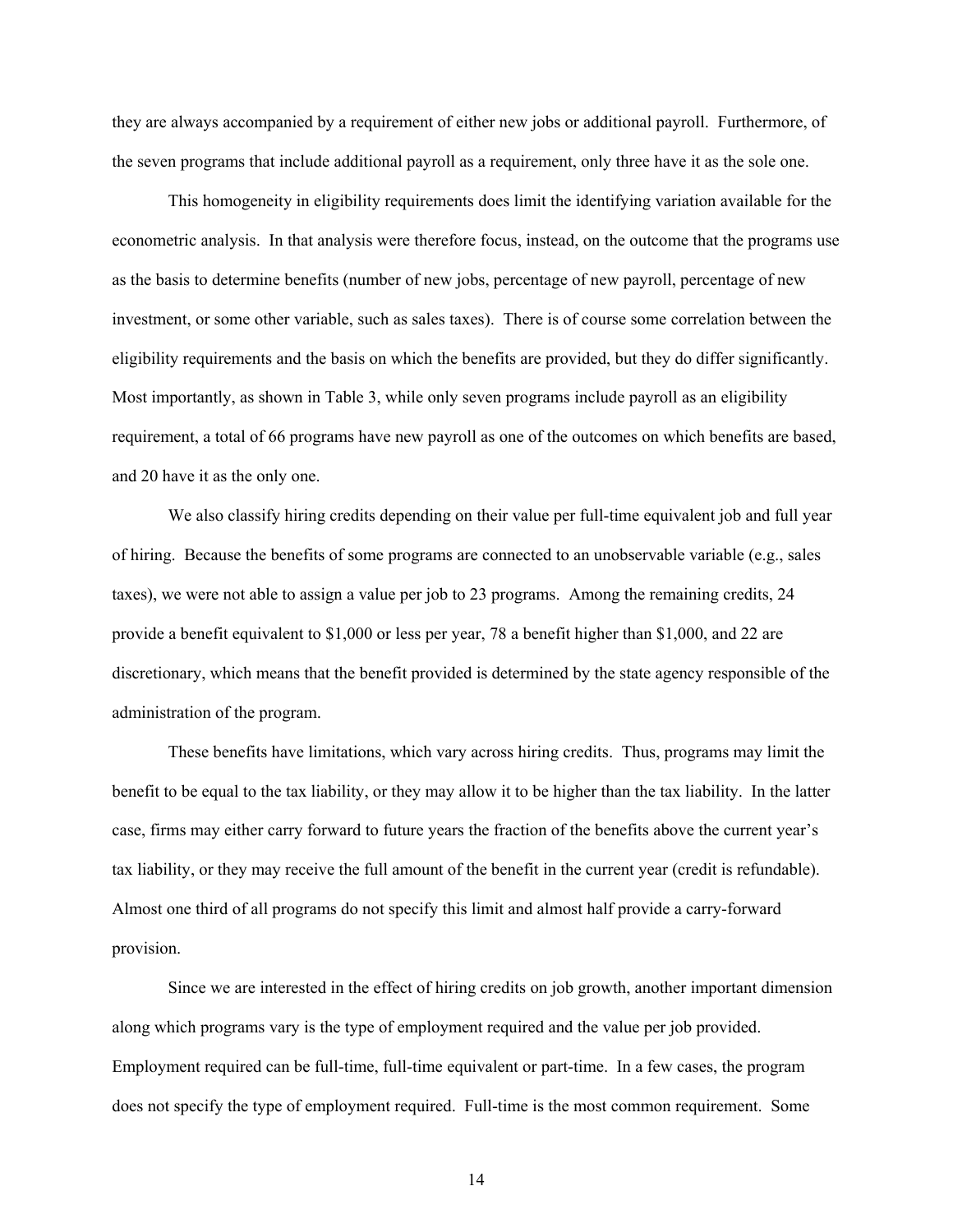they are always accompanied by a requirement of either new jobs or additional payroll. Furthermore, of the seven programs that include additional payroll as a requirement, only three have it as the sole one.

This homogeneity in eligibility requirements does limit the identifying variation available for the econometric analysis. In that analysis were therefore focus, instead, on the outcome that the programs use as the basis to determine benefits (number of new jobs, percentage of new payroll, percentage of new investment, or some other variable, such as sales taxes). There is of course some correlation between the eligibility requirements and the basis on which the benefits are provided, but they do differ significantly. Most importantly, as shown in Table 3, while only seven programs include payroll as an eligibility requirement, a total of 66 programs have new payroll as one of the outcomes on which benefits are based, and 20 have it as the only one.

We also classify hiring credits depending on their value per full-time equivalent job and full year of hiring. Because the benefits of some programs are connected to an unobservable variable (e.g., sales taxes), we were not able to assign a value per job to 23 programs. Among the remaining credits, 24 provide a benefit equivalent to $1,000 or less per year, 78 a benefit higher than $1,000, and 22 are discretionary, which means that the benefit provided is determined by the state agency responsible of the administration of the program.

These benefits have limitations, which vary across hiring credits. Thus, programs may limit the benefit to be equal to the tax liability, or they may allow it to be higher than the tax liability. In the latter case, firms may either carry forward to future years the fraction of the benefits above the current year's tax liability, or they may receive the full amount of the benefit in the current year (credit is refundable). Almost one third of all programs do not specify this limit and almost half provide a carry-forward provision.

Since we are interested in the effect of hiring credits on job growth, another important dimension along which programs vary is the type of employment required and the value per job provided. Employment required can be full-time, full-time equivalent or part-time. In a few cases, the program does not specify the type of employment required. Full-time is the most common requirement. Some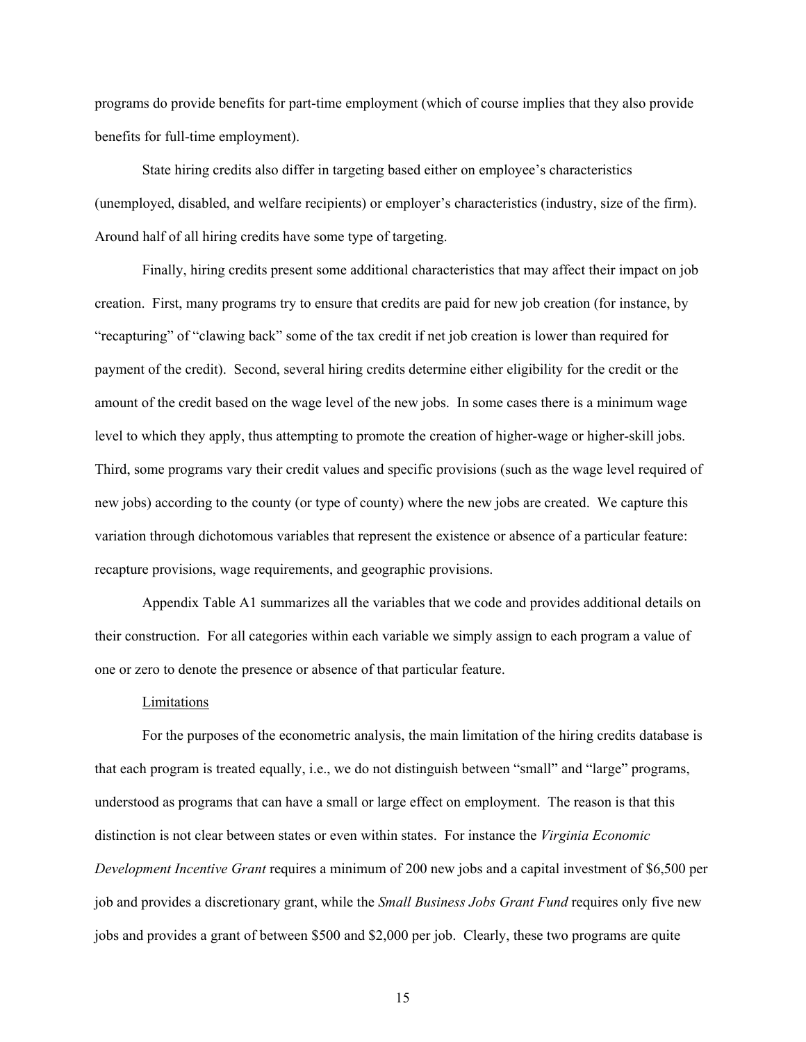programs do provide benefits for part-time employment (which of course implies that they also provide benefits for full-time employment).

State hiring credits also differ in targeting based either on employee's characteristics (unemployed, disabled, and welfare recipients) or employer's characteristics (industry, size of the firm). Around half of all hiring credits have some type of targeting.

Finally, hiring credits present some additional characteristics that may affect their impact on job creation. First, many programs try to ensure that credits are paid for new job creation (for instance, by "recapturing" of "clawing back" some of the tax credit if net job creation is lower than required for payment of the credit). Second, several hiring credits determine either eligibility for the credit or the amount of the credit based on the wage level of the new jobs. In some cases there is a minimum wage level to which they apply, thus attempting to promote the creation of higher-wage or higher-skill jobs. Third, some programs vary their credit values and specific provisions (such as the wage level required of new jobs) according to the county (or type of county) where the new jobs are created. We capture this variation through dichotomous variables that represent the existence or absence of a particular feature: recapture provisions, wage requirements, and geographic provisions.

Appendix Table A1 summarizes all the variables that we code and provides additional details on their construction. For all categories within each variable we simply assign to each program a value of one or zero to denote the presence or absence of that particular feature.

Limitations

For the purposes of the econometric analysis, the main limitation of the hiring credits database is that each program is treated equally, i.e., we do not distinguish between "small" and "large" programs, understood as programs that can have a small or large effect on employment. The reason is that this distinction is not clear between states or even within states. For instance the *Virginia Economic Development Incentive Grant* requires a minimum of 200 new jobs and a capital investment of $6,500 per job and provides a discretionary grant, while the *Small Business Jobs Grant Fund* requires only five new jobs and provides a grant of between $500 and $2,000 per job. Clearly, these two programs are quite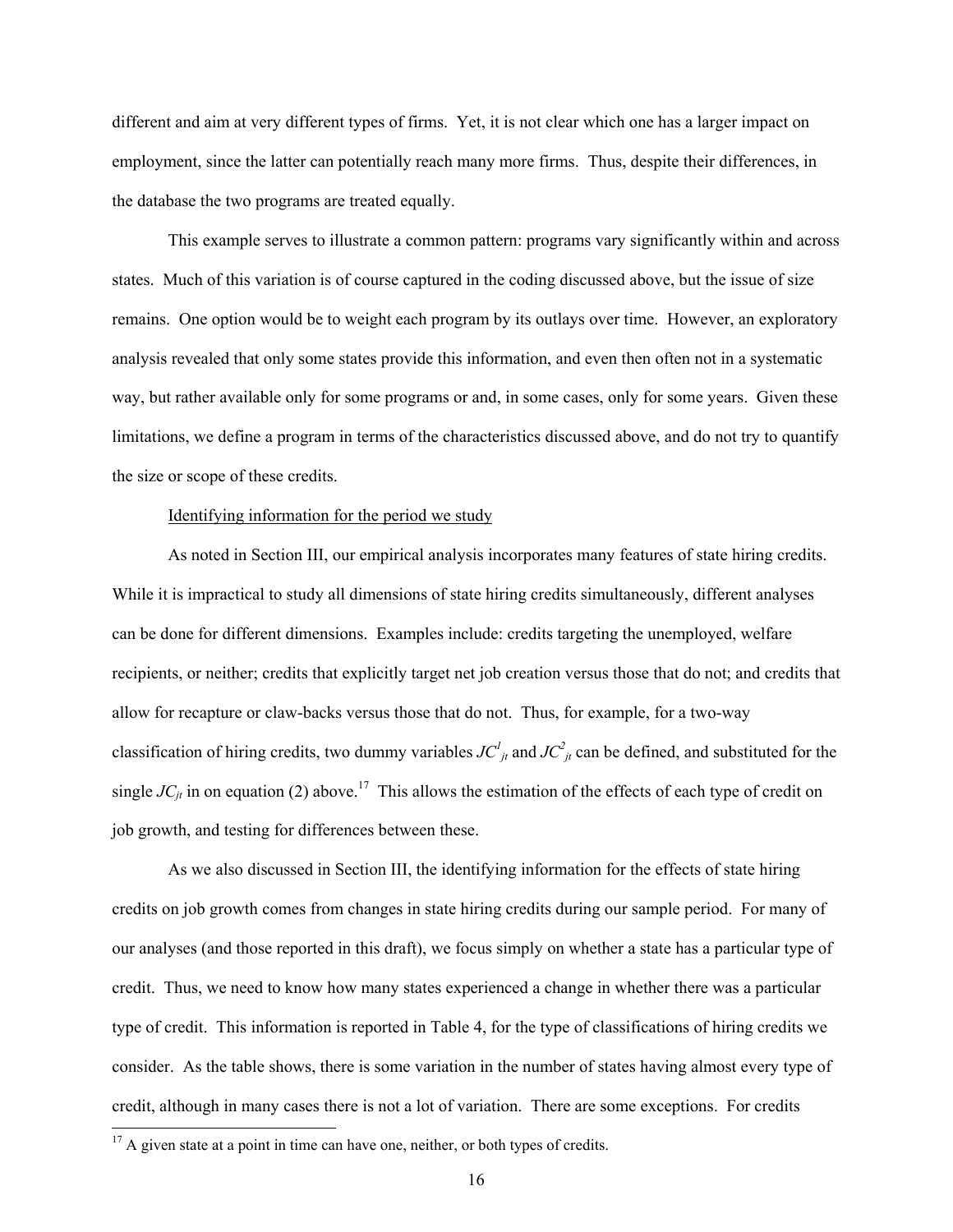different and aim at very different types of firms. Yet, it is not clear which one has a larger impact on employment, since the latter can potentially reach many more firms. Thus, despite their differences, in the database the two programs are treated equally.

This example serves to illustrate a common pattern: programs vary significantly within and across states. Much of this variation is of course captured in the coding discussed above, but the issue of size remains. One option would be to weight each program by its outlays over time. However, an exploratory analysis revealed that only some states provide this information, and even then often not in a systematic way, but rather available only for some programs or and, in some cases, only for some years. Given these limitations, we define a program in terms of the characteristics discussed above, and do not try to quantify the size or scope of these credits.

Identifying information for the period we study

As noted in Section III, our empirical analysis incorporates many features of state hiring credits. While it is impractical to study all dimensions of state hiring credits simultaneously, different analyses can be done for different dimensions. Examples include: credits targeting the unemployed, welfare recipients, or neither; credits that explicitly target net job creation versus those that do not; and credits that allow for recapture or claw-backs versus those that do not. Thus, for example, for a two-way classification of hiring credits, two dummy variables $JC^{1}_{jt}$ and $JC^{2}_{jt}$ can be defined, and substituted for the single $JC_{jt}$ in on equation (2) above.[17] This allows the estimation of the effects of each type of credit on job growth, and testing for differences between these.

As we also discussed in Section III, the identifying information for the effects of state hiring credits on job growth comes from changes in state hiring credits during our sample period. For many of our analyses (and those reported in this draft), we focus simply on whether a state has a particular type of credit. Thus, we need to know how many states experienced a change in whether there was a particular type of credit. This information is reported in Table 4, for the type of classifications of hiring credits we consider. As the table shows, there is some variation in the number of states having almost every type of credit, although in many cases there is not a lot of variation. There are some exceptions. For credits

[17] A given state at a point in time can have one, neither, or both types of credits.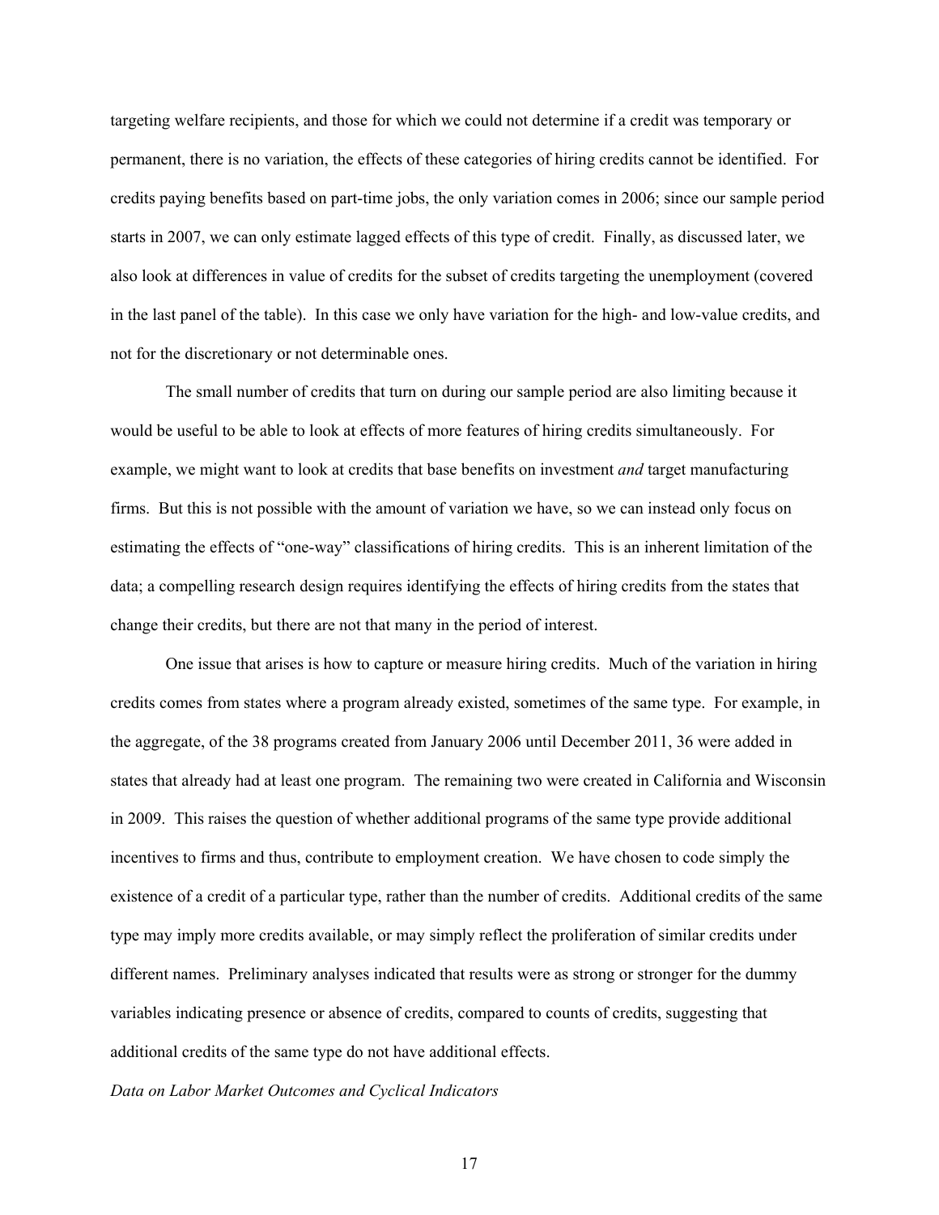targeting welfare recipients, and those for which we could not determine if a credit was temporary or permanent, there is no variation, the effects of these categories of hiring credits cannot be identified. For credits paying benefits based on part-time jobs, the only variation comes in 2006; since our sample period starts in 2007, we can only estimate lagged effects of this type of credit. Finally, as discussed later, we also look at differences in value of credits for the subset of credits targeting the unemployment (covered in the last panel of the table). In this case we only have variation for the high- and low-value credits, and not for the discretionary or not determinable ones.

The small number of credits that turn on during our sample period are also limiting because it would be useful to be able to look at effects of more features of hiring credits simultaneously. For example, we might want to look at credits that base benefits on investment *and* target manufacturing firms. But this is not possible with the amount of variation we have, so we can instead only focus on estimating the effects of "one-way" classifications of hiring credits. This is an inherent limitation of the data; a compelling research design requires identifying the effects of hiring credits from the states that change their credits, but there are not that many in the period of interest.

One issue that arises is how to capture or measure hiring credits. Much of the variation in hiring credits comes from states where a program already existed, sometimes of the same type. For example, in the aggregate, of the 38 programs created from January 2006 until December 2011, 36 were added in states that already had at least one program. The remaining two were created in California and Wisconsin in 2009. This raises the question of whether additional programs of the same type provide additional incentives to firms and thus, contribute to employment creation. We have chosen to code simply the existence of a credit of a particular type, rather than the number of credits. Additional credits of the same type may imply more credits available, or may simply reflect the proliferation of similar credits under different names. Preliminary analyses indicated that results were as strong or stronger for the dummy variables indicating presence or absence of credits, compared to counts of credits, suggesting that additional credits of the same type do not have additional effects.

*Data on Labor Market Outcomes and Cyclical Indicators*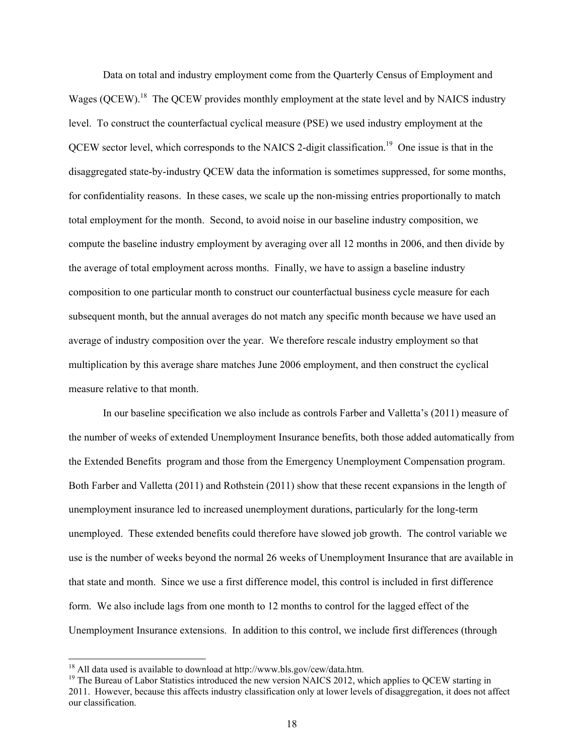Data on total and industry employment come from the Quarterly Census of Employment and Wages (QCEW).[18] The QCEW provides monthly employment at the state level and by NAICS industry level. To construct the counterfactual cyclical measure (PSE) we used industry employment at the QCEW sector level, which corresponds to the NAICS 2-digit classification.[19] One issue is that in the disaggregated state-by-industry QCEW data the information is sometimes suppressed, for some months, for confidentiality reasons. In these cases, we scale up the non-missing entries proportionally to match total employment for the month. Second, to avoid noise in our baseline industry composition, we compute the baseline industry employment by averaging over all 12 months in 2006, and then divide by the average of total employment across months. Finally, we have to assign a baseline industry composition to one particular month to construct our counterfactual business cycle measure for each subsequent month, but the annual averages do not match any specific month because we have used an average of industry composition over the year. We therefore rescale industry employment so that multiplication by this average share matches June 2006 employment, and then construct the cyclical measure relative to that month.

In our baseline specification we also include as controls Farber and Valletta's (2011) measure of the number of weeks of extended Unemployment Insurance benefits, both those added automatically from the Extended Benefits program and those from the Emergency Unemployment Compensation program. Both Farber and Valletta (2011) and Rothstein (2011) show that these recent expansions in the length of unemployment insurance led to increased unemployment durations, particularly for the long-term unemployed. These extended benefits could therefore have slowed job growth. The control variable we use is the number of weeks beyond the normal 26 weeks of Unemployment Insurance that are available in that state and month. Since we use a first difference model, this control is included in first difference form. We also include lags from one month to 12 months to control for the lagged effect of the Unemployment Insurance extensions. In addition to this control, we include first differences (through

[18] All data used is available to download at http://www.bls.gov/cew/data.htm.

[19] The Bureau of Labor Statistics introduced the new version NAICS 2012, which applies to QCEW starting in 2011. However, because this affects industry classification only at lower levels of disaggregation, it does not affect our classification.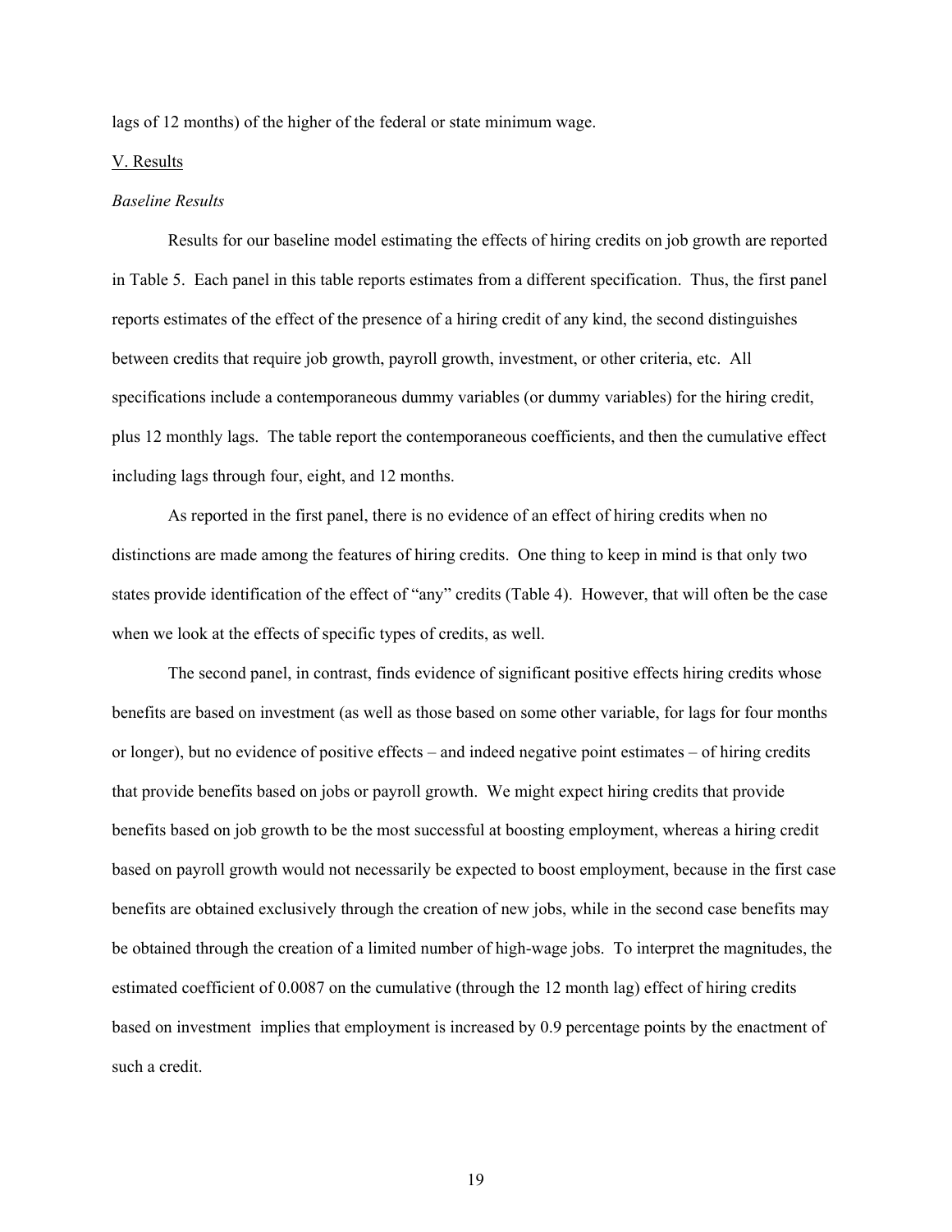lags of 12 months) of the higher of the federal or state minimum wage.

## V. Results

### *Baseline Results*

Results for our baseline model estimating the effects of hiring credits on job growth are reported in Table 5. Each panel in this table reports estimates from a different specification. Thus, the first panel reports estimates of the effect of the presence of a hiring credit of any kind, the second distinguishes between credits that require job growth, payroll growth, investment, or other criteria, etc. All specifications include a contemporaneous dummy variables (or dummy variables) for the hiring credit, plus 12 monthly lags. The table report the contemporaneous coefficients, and then the cumulative effect including lags through four, eight, and 12 months.

As reported in the first panel, there is no evidence of an effect of hiring credits when no distinctions are made among the features of hiring credits. One thing to keep in mind is that only two states provide identification of the effect of "any" credits (Table 4). However, that will often be the case when we look at the effects of specific types of credits, as well.

The second panel, in contrast, finds evidence of significant positive effects hiring credits whose benefits are based on investment (as well as those based on some other variable, for lags for four months or longer), but no evidence of positive effects – and indeed negative point estimates – of hiring credits that provide benefits based on jobs or payroll growth. We might expect hiring credits that provide benefits based on job growth to be the most successful at boosting employment, whereas a hiring credit based on payroll growth would not necessarily be expected to boost employment, because in the first case benefits are obtained exclusively through the creation of new jobs, while in the second case benefits may be obtained through the creation of a limited number of high-wage jobs. To interpret the magnitudes, the estimated coefficient of 0.0087 on the cumulative (through the 12 month lag) effect of hiring credits based on investment implies that employment is increased by 0.9 percentage points by the enactment of such a credit.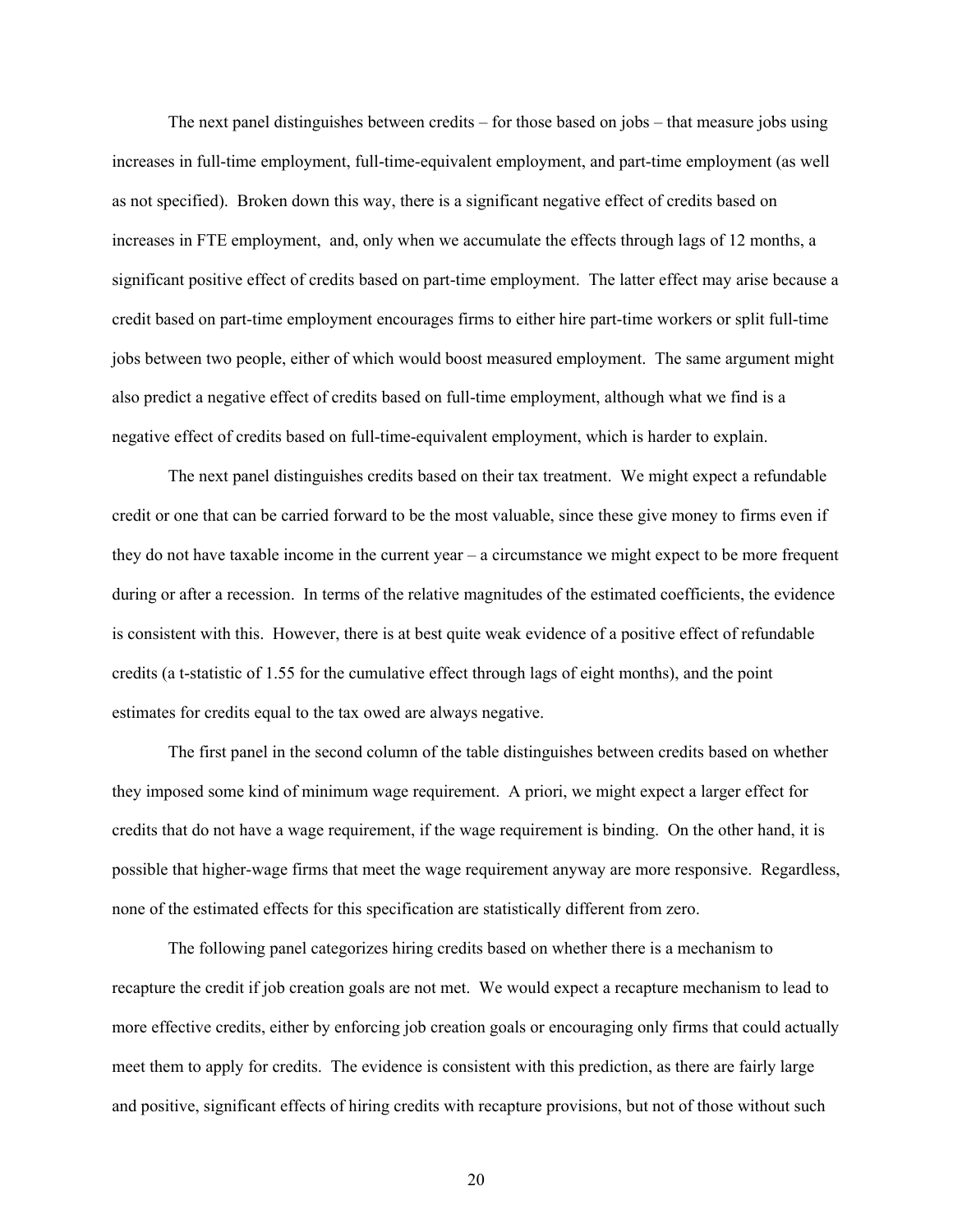The next panel distinguishes between credits – for those based on jobs – that measure jobs using increases in full-time employment, full-time-equivalent employment, and part-time employment (as well as not specified). Broken down this way, there is a significant negative effect of credits based on increases in FTE employment, and, only when we accumulate the effects through lags of 12 months, a significant positive effect of credits based on part-time employment. The latter effect may arise because a credit based on part-time employment encourages firms to either hire part-time workers or split full-time jobs between two people, either of which would boost measured employment. The same argument might also predict a negative effect of credits based on full-time employment, although what we find is a negative effect of credits based on full-time-equivalent employment, which is harder to explain.

The next panel distinguishes credits based on their tax treatment. We might expect a refundable credit or one that can be carried forward to be the most valuable, since these give money to firms even if they do not have taxable income in the current year – a circumstance we might expect to be more frequent during or after a recession. In terms of the relative magnitudes of the estimated coefficients, the evidence is consistent with this. However, there is at best quite weak evidence of a positive effect of refundable credits (a t-statistic of 1.55 for the cumulative effect through lags of eight months), and the point estimates for credits equal to the tax owed are always negative.

The first panel in the second column of the table distinguishes between credits based on whether they imposed some kind of minimum wage requirement. A priori, we might expect a larger effect for credits that do not have a wage requirement, if the wage requirement is binding. On the other hand, it is possible that higher-wage firms that meet the wage requirement anyway are more responsive. Regardless, none of the estimated effects for this specification are statistically different from zero.

The following panel categorizes hiring credits based on whether there is a mechanism to recapture the credit if job creation goals are not met. We would expect a recapture mechanism to lead to more effective credits, either by enforcing job creation goals or encouraging only firms that could actually meet them to apply for credits. The evidence is consistent with this prediction, as there are fairly large and positive, significant effects of hiring credits with recapture provisions, but not of those without such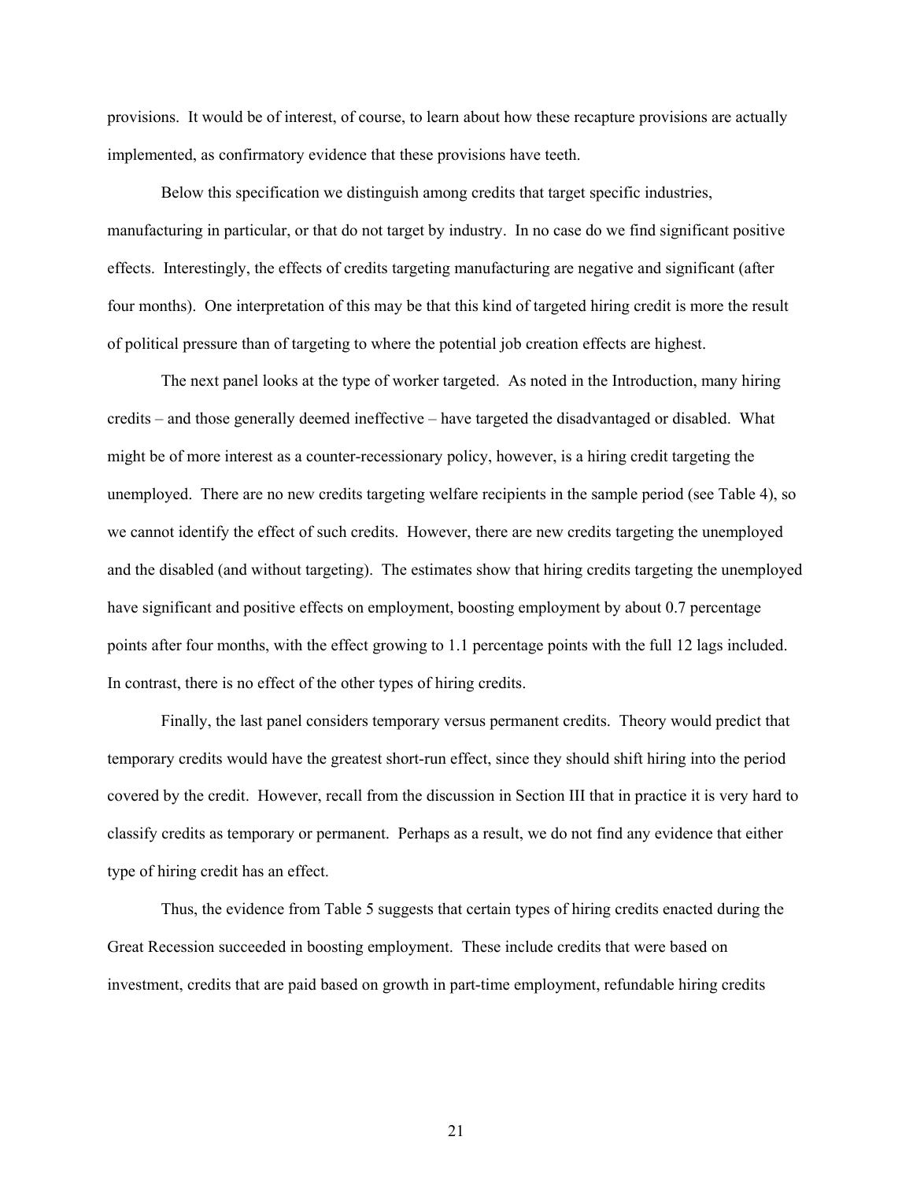provisions. It would be of interest, of course, to learn about how these recapture provisions are actually implemented, as confirmatory evidence that these provisions have teeth.

Below this specification we distinguish among credits that target specific industries, manufacturing in particular, or that do not target by industry. In no case do we find significant positive effects. Interestingly, the effects of credits targeting manufacturing are negative and significant (after four months). One interpretation of this may be that this kind of targeted hiring credit is more the result of political pressure than of targeting to where the potential job creation effects are highest.

The next panel looks at the type of worker targeted. As noted in the Introduction, many hiring credits – and those generally deemed ineffective – have targeted the disadvantaged or disabled. What might be of more interest as a counter-recessionary policy, however, is a hiring credit targeting the unemployed. There are no new credits targeting welfare recipients in the sample period (see Table 4), so we cannot identify the effect of such credits. However, there are new credits targeting the unemployed and the disabled (and without targeting). The estimates show that hiring credits targeting the unemployed have significant and positive effects on employment, boosting employment by about 0.7 percentage points after four months, with the effect growing to 1.1 percentage points with the full 12 lags included. In contrast, there is no effect of the other types of hiring credits.

Finally, the last panel considers temporary versus permanent credits. Theory would predict that temporary credits would have the greatest short-run effect, since they should shift hiring into the period covered by the credit. However, recall from the discussion in Section III that in practice it is very hard to classify credits as temporary or permanent. Perhaps as a result, we do not find any evidence that either type of hiring credit has an effect.

Thus, the evidence from Table 5 suggests that certain types of hiring credits enacted during the Great Recession succeeded in boosting employment. These include credits that were based on investment, credits that are paid based on growth in part-time employment, refundable hiring credits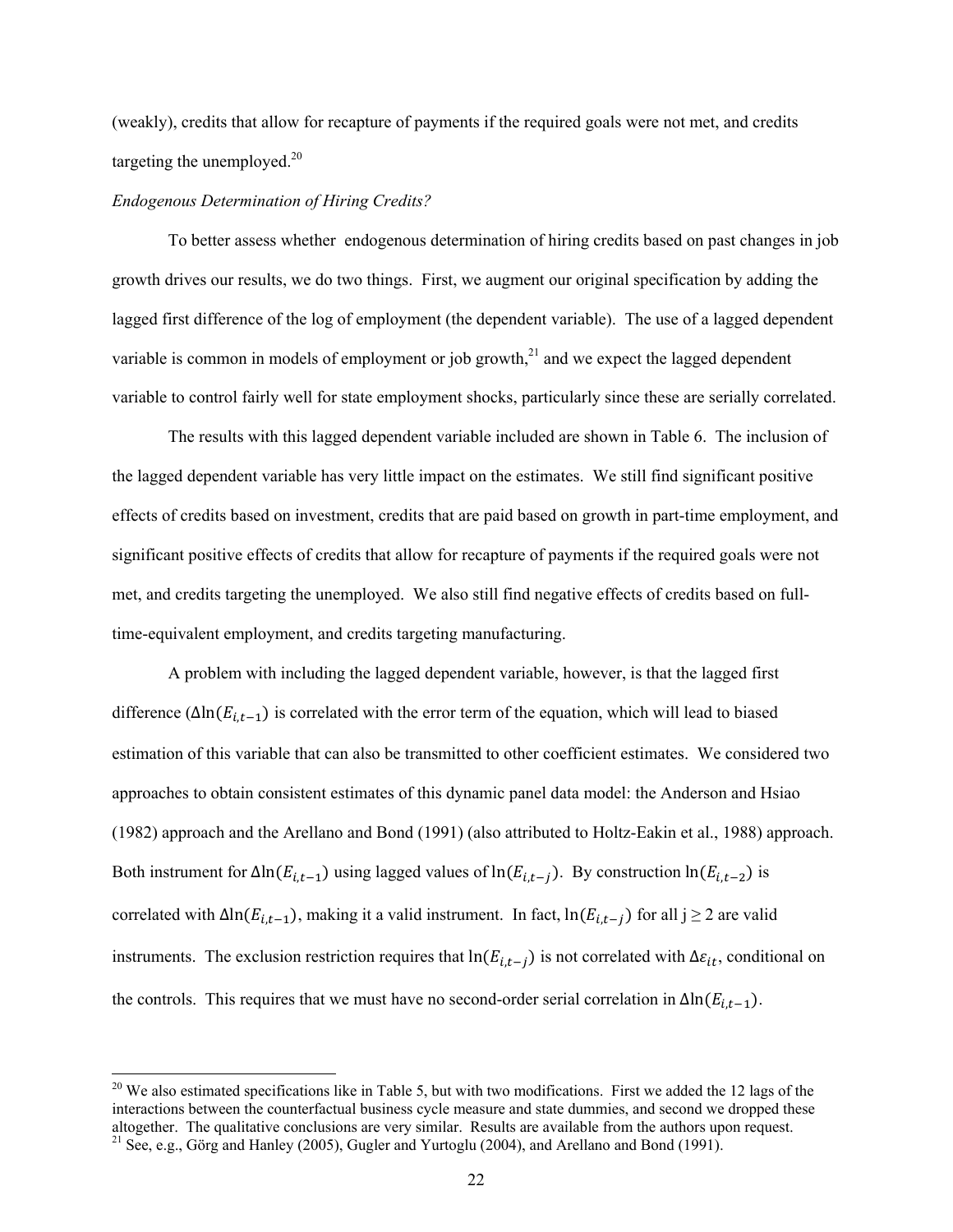(weakly), credits that allow for recapture of payments if the required goals were not met, and credits targeting the unemployed.[20]

*Endogenous Determination of Hiring Credits?*

To better assess whether endogenous determination of hiring credits based on past changes in job growth drives our results, we do two things. First, we augment our original specification by adding the lagged first difference of the log of employment (the dependent variable). The use of a lagged dependent variable is common in models of employment or job growth,[21] and we expect the lagged dependent variable to control fairly well for state employment shocks, particularly since these are serially correlated.

The results with this lagged dependent variable included are shown in Table 6. The inclusion of the lagged dependent variable has very little impact on the estimates. We still find significant positive effects of credits based on investment, credits that are paid based on growth in part-time employment, and significant positive effects of credits that allow for recapture of payments if the required goals were not met, and credits targeting the unemployed. We also still find negative effects of credits based on full-time-equivalent employment, and credits targeting manufacturing.

A problem with including the lagged dependent variable, however, is that the lagged first difference ($\Delta\ln(E_{i,t-1})$ is correlated with the error term of the equation, which will lead to biased estimation of this variable that can also be transmitted to other coefficient estimates. We considered two approaches to obtain consistent estimates of this dynamic panel data model: the Anderson and Hsiao (1982) approach and the Arellano and Bond (1991) (also attributed to Holtz-Eakin et al., 1988) approach. Both instrument for $\Delta\ln(E_{i,t-1})$ using lagged values of $\ln(E_{i,t-j})$. By construction $\ln(E_{i,t-2})$ is correlated with $\Delta\ln(E_{i,t-1})$, making it a valid instrument. In fact, $\ln(E_{i,t-j})$ for all $j \geq 2$ are valid instruments. The exclusion restriction requires that $\ln(E_{i,t-j})$ is not correlated with $\Delta\varepsilon_{it}$, conditional on the controls. This requires that we must have no second-order serial correlation in $\Delta\ln(E_{i,t-1})$.

---

[20] We also estimated specifications like in Table 5, but with two modifications. First we added the 12 lags of the interactions between the counterfactual business cycle measure and state dummies, and second we dropped these altogether. The qualitative conclusions are very similar. Results are available from the authors upon request.

[21] See, e.g., Görg and Hanley (2005), Gugler and Yurtoglu (2004), and Arellano and Bond (1991).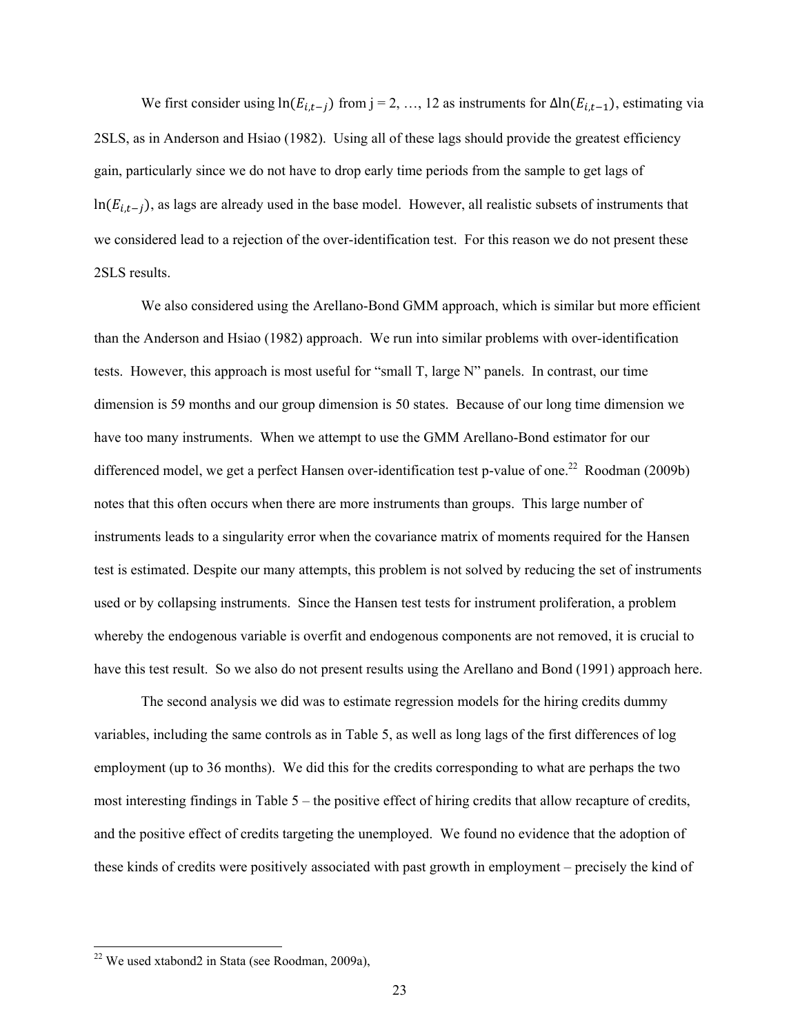We first consider using $\ln(E_{i,t-j})$ from j = 2, …, 12 as instruments for $\Delta\ln(E_{i,t-1})$, estimating via 2SLS, as in Anderson and Hsiao (1982). Using all of these lags should provide the greatest efficiency gain, particularly since we do not have to drop early time periods from the sample to get lags of $\ln(E_{i,t-j})$, as lags are already used in the base model. However, all realistic subsets of instruments that we considered lead to a rejection of the over-identification test. For this reason we do not present these 2SLS results.

We also considered using the Arellano-Bond GMM approach, which is similar but more efficient than the Anderson and Hsiao (1982) approach. We run into similar problems with over-identification tests. However, this approach is most useful for "small T, large N" panels. In contrast, our time dimension is 59 months and our group dimension is 50 states. Because of our long time dimension we have too many instruments. When we attempt to use the GMM Arellano-Bond estimator for our differenced model, we get a perfect Hansen over-identification test p-value of one.[22] Roodman (2009b) notes that this often occurs when there are more instruments than groups. This large number of instruments leads to a singularity error when the covariance matrix of moments required for the Hansen test is estimated. Despite our many attempts, this problem is not solved by reducing the set of instruments used or by collapsing instruments. Since the Hansen test tests for instrument proliferation, a problem whereby the endogenous variable is overfit and endogenous components are not removed, it is crucial to have this test result. So we also do not present results using the Arellano and Bond (1991) approach here.

The second analysis we did was to estimate regression models for the hiring credits dummy variables, including the same controls as in Table 5, as well as long lags of the first differences of log employment (up to 36 months). We did this for the credits corresponding to what are perhaps the two most interesting findings in Table 5 – the positive effect of hiring credits that allow recapture of credits, and the positive effect of credits targeting the unemployed. We found no evidence that the adoption of these kinds of credits were positively associated with past growth in employment – precisely the kind of

[22] We used xtabond2 in Stata (see Roodman, 2009a),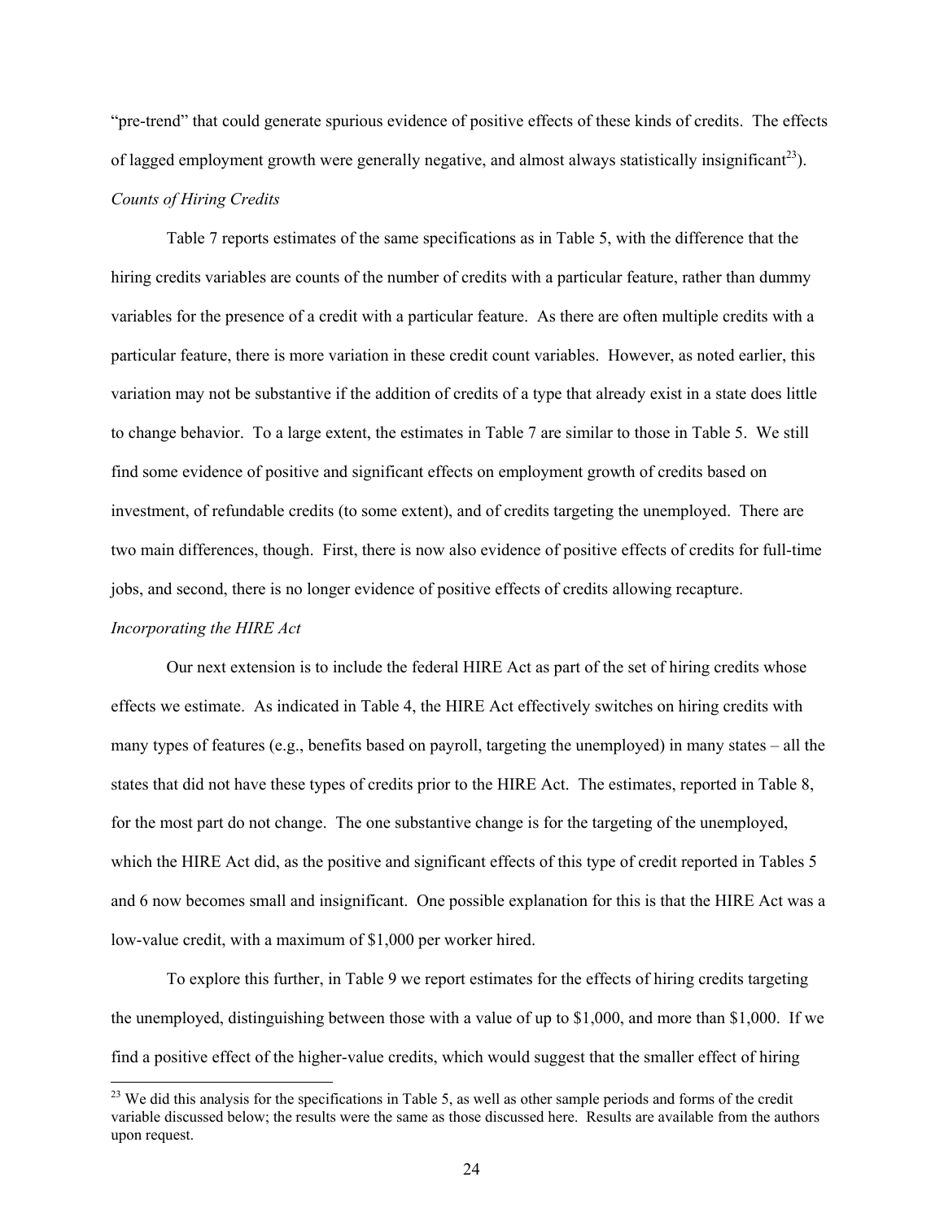"pre-trend" that could generate spurious evidence of positive effects of these kinds of credits. The effects of lagged employment growth were generally negative, and almost always statistically insignificant[23]).

*Counts of Hiring Credits*

Table 7 reports estimates of the same specifications as in Table 5, with the difference that the hiring credits variables are counts of the number of credits with a particular feature, rather than dummy variables for the presence of a credit with a particular feature. As there are often multiple credits with a particular feature, there is more variation in these credit count variables. However, as noted earlier, this variation may not be substantive if the addition of credits of a type that already exist in a state does little to change behavior. To a large extent, the estimates in Table 7 are similar to those in Table 5. We still find some evidence of positive and significant effects on employment growth of credits based on investment, of refundable credits (to some extent), and of credits targeting the unemployed. There are two main differences, though. First, there is now also evidence of positive effects of credits for full-time jobs, and second, there is no longer evidence of positive effects of credits allowing recapture.

*Incorporating the HIRE Act*

Our next extension is to include the federal HIRE Act as part of the set of hiring credits whose effects we estimate. As indicated in Table 4, the HIRE Act effectively switches on hiring credits with many types of features (e.g., benefits based on payroll, targeting the unemployed) in many states – all the states that did not have these types of credits prior to the HIRE Act. The estimates, reported in Table 8, for the most part do not change. The one substantive change is for the targeting of the unemployed, which the HIRE Act did, as the positive and significant effects of this type of credit reported in Tables 5 and 6 now becomes small and insignificant. One possible explanation for this is that the HIRE Act was a low-value credit, with a maximum of $1,000 per worker hired.

To explore this further, in Table 9 we report estimates for the effects of hiring credits targeting the unemployed, distinguishing between those with a value of up to $1,000, and more than $1,000. If we find a positive effect of the higher-value credits, which would suggest that the smaller effect of hiring

[23] We did this analysis for the specifications in Table 5, as well as other sample periods and forms of the credit variable discussed below; the results were the same as those discussed here. Results are available from the authors upon request.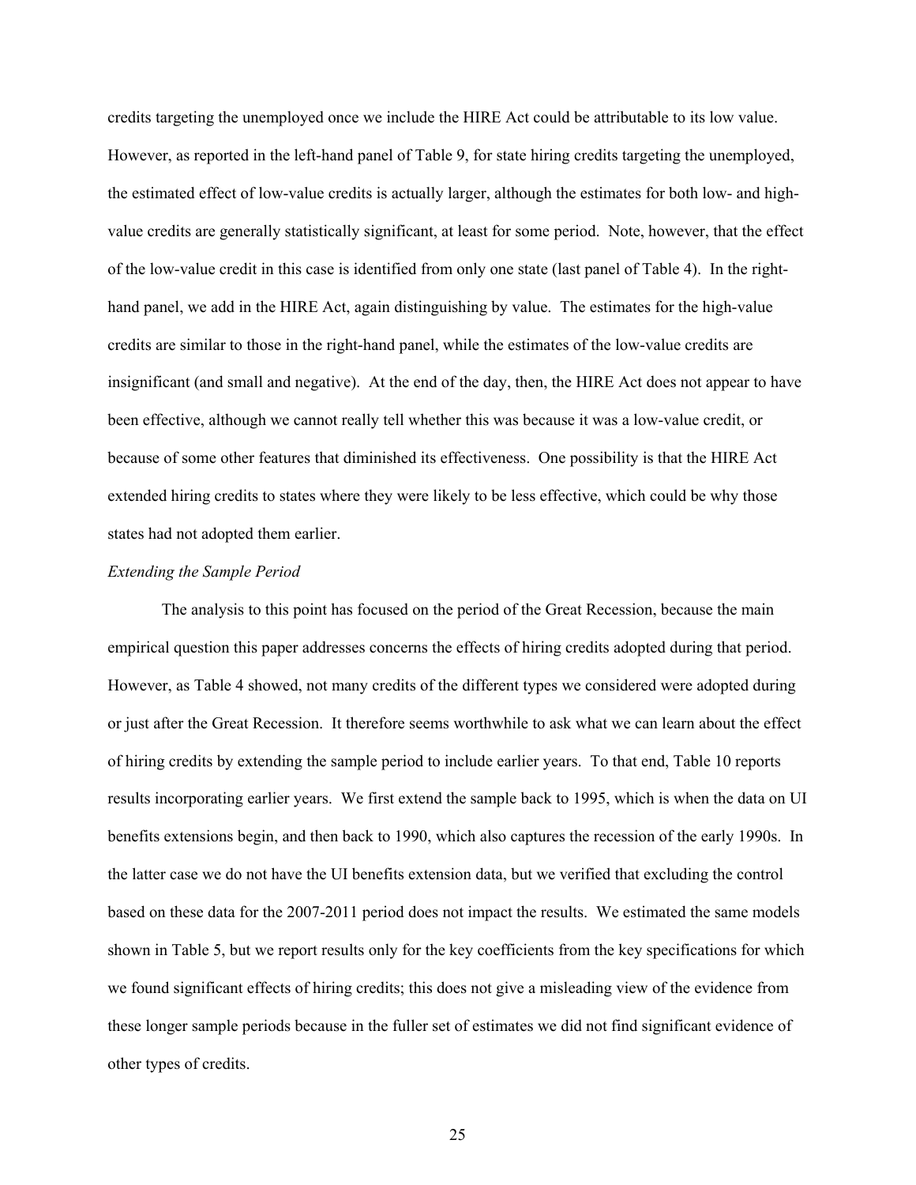credits targeting the unemployed once we include the HIRE Act could be attributable to its low value. However, as reported in the left-hand panel of Table 9, for state hiring credits targeting the unemployed, the estimated effect of low-value credits is actually larger, although the estimates for both low- and high-value credits are generally statistically significant, at least for some period. Note, however, that the effect of the low-value credit in this case is identified from only one state (last panel of Table 4). In the right-hand panel, we add in the HIRE Act, again distinguishing by value. The estimates for the high-value credits are similar to those in the right-hand panel, while the estimates of the low-value credits are insignificant (and small and negative). At the end of the day, then, the HIRE Act does not appear to have been effective, although we cannot really tell whether this was because it was a low-value credit, or because of some other features that diminished its effectiveness. One possibility is that the HIRE Act extended hiring credits to states where they were likely to be less effective, which could be why those states had not adopted them earlier.

*Extending the Sample Period*

The analysis to this point has focused on the period of the Great Recession, because the main empirical question this paper addresses concerns the effects of hiring credits adopted during that period. However, as Table 4 showed, not many credits of the different types we considered were adopted during or just after the Great Recession. It therefore seems worthwhile to ask what we can learn about the effect of hiring credits by extending the sample period to include earlier years. To that end, Table 10 reports results incorporating earlier years. We first extend the sample back to 1995, which is when the data on UI benefits extensions begin, and then back to 1990, which also captures the recession of the early 1990s. In the latter case we do not have the UI benefits extension data, but we verified that excluding the control based on these data for the 2007-2011 period does not impact the results. We estimated the same models shown in Table 5, but we report results only for the key coefficients from the key specifications for which we found significant effects of hiring credits; this does not give a misleading view of the evidence from these longer sample periods because in the fuller set of estimates we did not find significant evidence of other types of credits.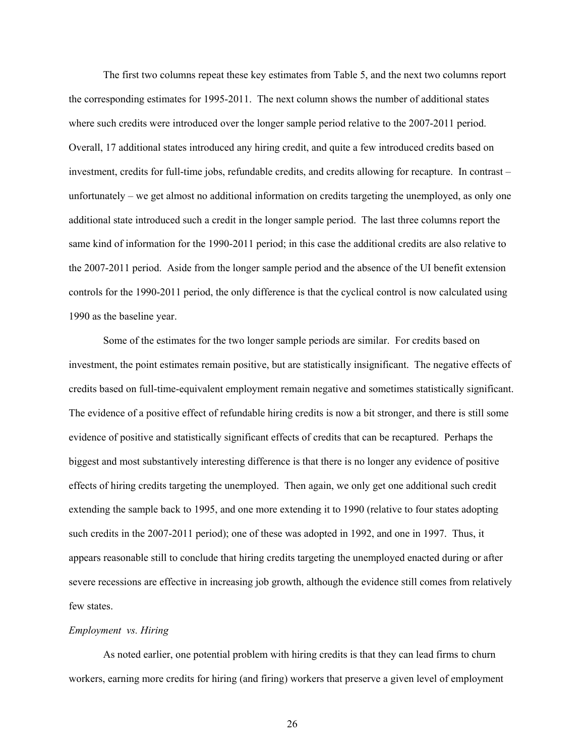The first two columns repeat these key estimates from Table 5, and the next two columns report the corresponding estimates for 1995-2011. The next column shows the number of additional states where such credits were introduced over the longer sample period relative to the 2007-2011 period. Overall, 17 additional states introduced any hiring credit, and quite a few introduced credits based on investment, credits for full-time jobs, refundable credits, and credits allowing for recapture. In contrast – unfortunately – we get almost no additional information on credits targeting the unemployed, as only one additional state introduced such a credit in the longer sample period. The last three columns report the same kind of information for the 1990-2011 period; in this case the additional credits are also relative to the 2007-2011 period. Aside from the longer sample period and the absence of the UI benefit extension controls for the 1990-2011 period, the only difference is that the cyclical control is now calculated using 1990 as the baseline year.

Some of the estimates for the two longer sample periods are similar. For credits based on investment, the point estimates remain positive, but are statistically insignificant. The negative effects of credits based on full-time-equivalent employment remain negative and sometimes statistically significant. The evidence of a positive effect of refundable hiring credits is now a bit stronger, and there is still some evidence of positive and statistically significant effects of credits that can be recaptured. Perhaps the biggest and most substantively interesting difference is that there is no longer any evidence of positive effects of hiring credits targeting the unemployed. Then again, we only get one additional such credit extending the sample back to 1995, and one more extending it to 1990 (relative to four states adopting such credits in the 2007-2011 period); one of these was adopted in 1992, and one in 1997. Thus, it appears reasonable still to conclude that hiring credits targeting the unemployed enacted during or after severe recessions are effective in increasing job growth, although the evidence still comes from relatively few states.

*Employment vs. Hiring*

As noted earlier, one potential problem with hiring credits is that they can lead firms to churn workers, earning more credits for hiring (and firing) workers that preserve a given level of employment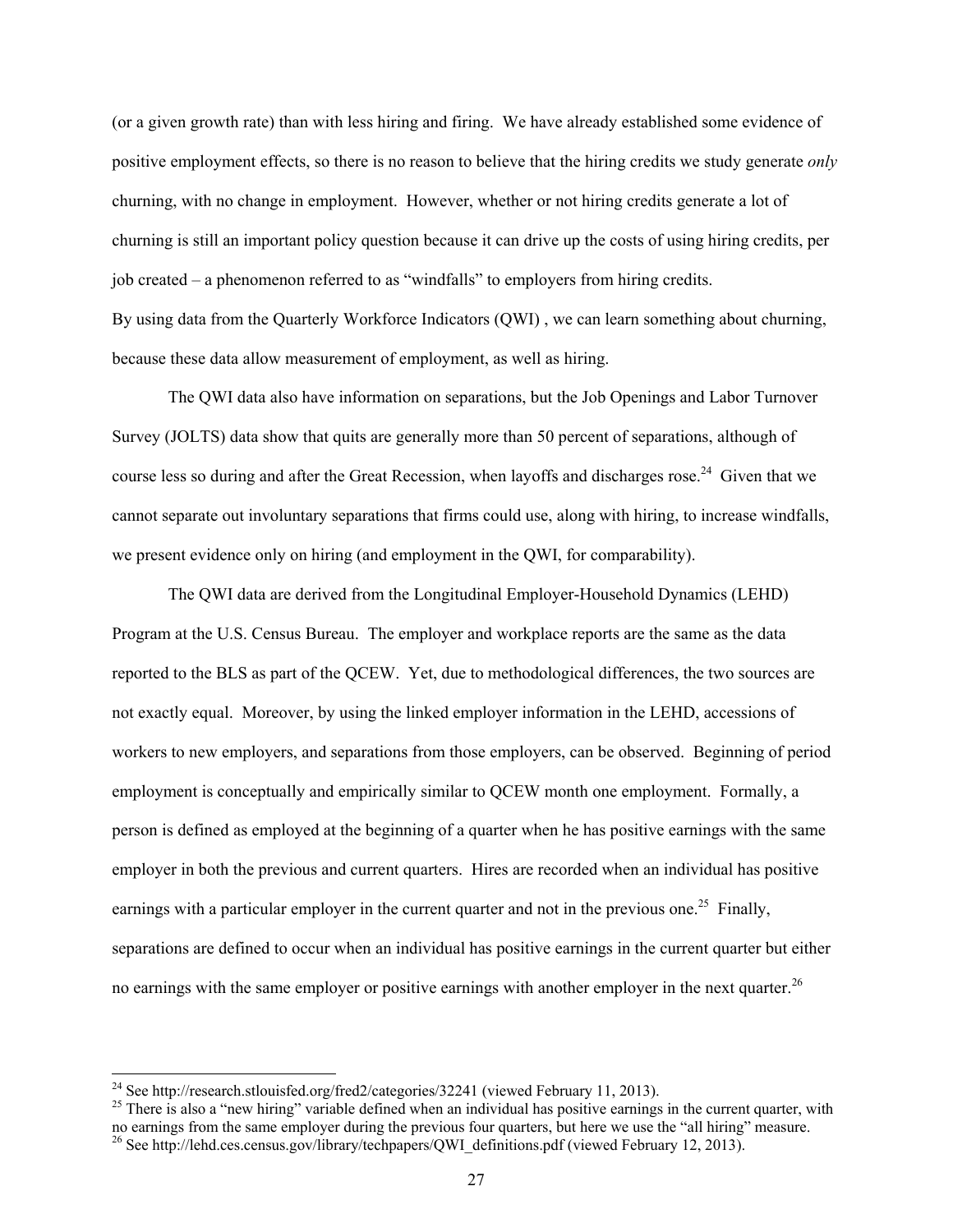(or a given growth rate) than with less hiring and firing. We have already established some evidence of positive employment effects, so there is no reason to believe that the hiring credits we study generate *only* churning, with no change in employment. However, whether or not hiring credits generate a lot of churning is still an important policy question because it can drive up the costs of using hiring credits, per job created – a phenomenon referred to as "windfalls" to employers from hiring credits.
By using data from the Quarterly Workforce Indicators (QWI) , we can learn something about churning, because these data allow measurement of employment, as well as hiring.

The QWI data also have information on separations, but the Job Openings and Labor Turnover Survey (JOLTS) data show that quits are generally more than 50 percent of separations, although of course less so during and after the Great Recession, when layoffs and discharges rose.[24] Given that we cannot separate out involuntary separations that firms could use, along with hiring, to increase windfalls, we present evidence only on hiring (and employment in the QWI, for comparability).

The QWI data are derived from the Longitudinal Employer-Household Dynamics (LEHD) Program at the U.S. Census Bureau. The employer and workplace reports are the same as the data reported to the BLS as part of the QCEW. Yet, due to methodological differences, the two sources are not exactly equal. Moreover, by using the linked employer information in the LEHD, accessions of workers to new employers, and separations from those employers, can be observed. Beginning of period employment is conceptually and empirically similar to QCEW month one employment. Formally, a person is defined as employed at the beginning of a quarter when he has positive earnings with the same employer in both the previous and current quarters. Hires are recorded when an individual has positive earnings with a particular employer in the current quarter and not in the previous one.[25] Finally, separations are defined to occur when an individual has positive earnings in the current quarter but either no earnings with the same employer or positive earnings with another employer in the next quarter.[26]

---

[24] See http://research.stlouisfed.org/fred2/categories/32241 (viewed February 11, 2013).

[25] There is also a "new hiring" variable defined when an individual has positive earnings in the current quarter, with no earnings from the same employer during the previous four quarters, but here we use the "all hiring" measure.

[26] See http://lehd.ces.census.gov/library/techpapers/QWI_definitions.pdf (viewed February 12, 2013).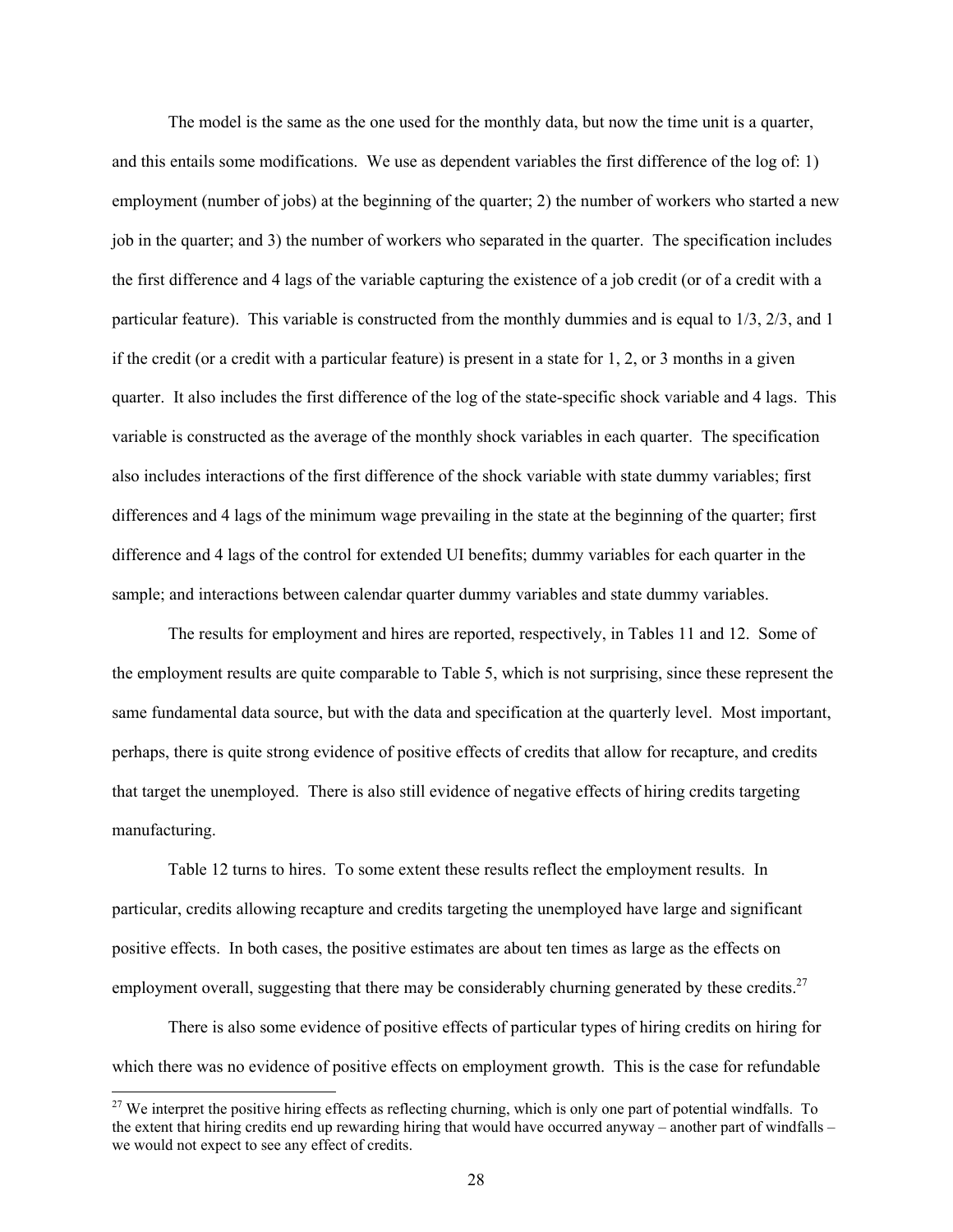The model is the same as the one used for the monthly data, but now the time unit is a quarter, and this entails some modifications. We use as dependent variables the first difference of the log of: 1) employment (number of jobs) at the beginning of the quarter; 2) the number of workers who started a new job in the quarter; and 3) the number of workers who separated in the quarter. The specification includes the first difference and 4 lags of the variable capturing the existence of a job credit (or of a credit with a particular feature). This variable is constructed from the monthly dummies and is equal to 1/3, 2/3, and 1 if the credit (or a credit with a particular feature) is present in a state for 1, 2, or 3 months in a given quarter. It also includes the first difference of the log of the state-specific shock variable and 4 lags. This variable is constructed as the average of the monthly shock variables in each quarter. The specification also includes interactions of the first difference of the shock variable with state dummy variables; first differences and 4 lags of the minimum wage prevailing in the state at the beginning of the quarter; first difference and 4 lags of the control for extended UI benefits; dummy variables for each quarter in the sample; and interactions between calendar quarter dummy variables and state dummy variables.

The results for employment and hires are reported, respectively, in Tables 11 and 12. Some of the employment results are quite comparable to Table 5, which is not surprising, since these represent the same fundamental data source, but with the data and specification at the quarterly level. Most important, perhaps, there is quite strong evidence of positive effects of credits that allow for recapture, and credits that target the unemployed. There is also still evidence of negative effects of hiring credits targeting manufacturing.

Table 12 turns to hires. To some extent these results reflect the employment results. In particular, credits allowing recapture and credits targeting the unemployed have large and significant positive effects. In both cases, the positive estimates are about ten times as large as the effects on employment overall, suggesting that there may be considerably churning generated by these credits.[27]

There is also some evidence of positive effects of particular types of hiring credits on hiring for which there was no evidence of positive effects on employment growth. This is the case for refundable

[27] We interpret the positive hiring effects as reflecting churning, which is only one part of potential windfalls. To the extent that hiring credits end up rewarding hiring that would have occurred anyway – another part of windfalls – we would not expect to see any effect of credits.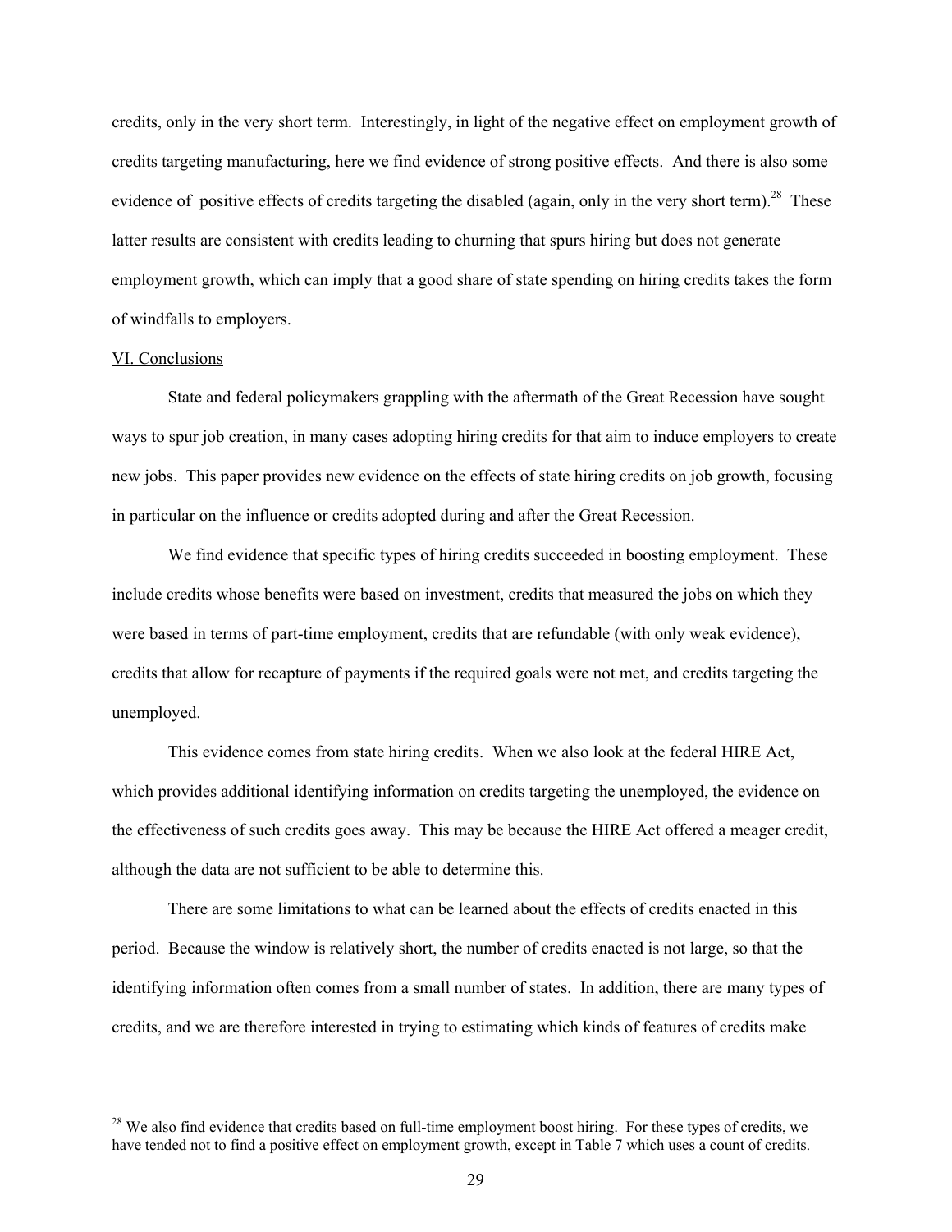credits, only in the very short term. Interestingly, in light of the negative effect on employment growth of credits targeting manufacturing, here we find evidence of strong positive effects. And there is also some evidence of positive effects of credits targeting the disabled (again, only in the very short term).[28] These latter results are consistent with credits leading to churning that spurs hiring but does not generate employment growth, which can imply that a good share of state spending on hiring credits takes the form of windfalls to employers.

## VI. Conclusions

State and federal policymakers grappling with the aftermath of the Great Recession have sought ways to spur job creation, in many cases adopting hiring credits for that aim to induce employers to create new jobs. This paper provides new evidence on the effects of state hiring credits on job growth, focusing in particular on the influence or credits adopted during and after the Great Recession.

We find evidence that specific types of hiring credits succeeded in boosting employment. These include credits whose benefits were based on investment, credits that measured the jobs on which they were based in terms of part-time employment, credits that are refundable (with only weak evidence), credits that allow for recapture of payments if the required goals were not met, and credits targeting the unemployed.

This evidence comes from state hiring credits. When we also look at the federal HIRE Act, which provides additional identifying information on credits targeting the unemployed, the evidence on the effectiveness of such credits goes away. This may be because the HIRE Act offered a meager credit, although the data are not sufficient to be able to determine this.

There are some limitations to what can be learned about the effects of credits enacted in this period. Because the window is relatively short, the number of credits enacted is not large, so that the identifying information often comes from a small number of states. In addition, there are many types of credits, and we are therefore interested in trying to estimating which kinds of features of credits make

[28] We also find evidence that credits based on full-time employment boost hiring. For these types of credits, we have tended not to find a positive effect on employment growth, except in Table 7 which uses a count of credits.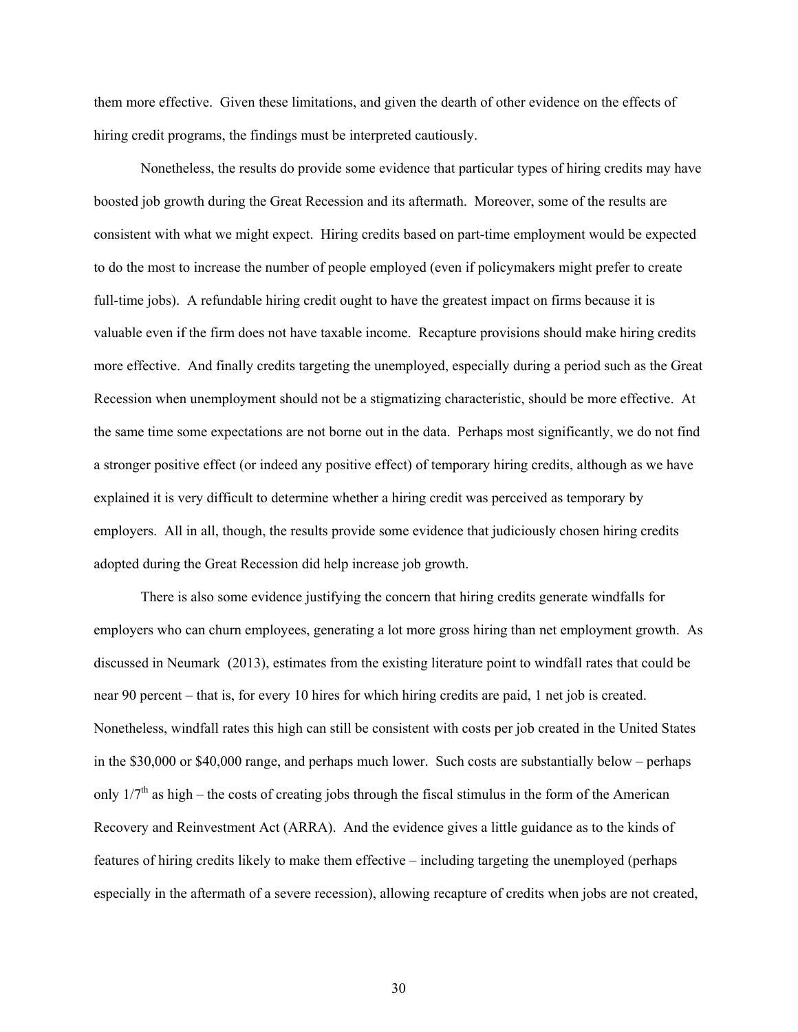them more effective. Given these limitations, and given the dearth of other evidence on the effects of hiring credit programs, the findings must be interpreted cautiously.

Nonetheless, the results do provide some evidence that particular types of hiring credits may have boosted job growth during the Great Recession and its aftermath. Moreover, some of the results are consistent with what we might expect. Hiring credits based on part-time employment would be expected to do the most to increase the number of people employed (even if policymakers might prefer to create full-time jobs). A refundable hiring credit ought to have the greatest impact on firms because it is valuable even if the firm does not have taxable income. Recapture provisions should make hiring credits more effective. And finally credits targeting the unemployed, especially during a period such as the Great Recession when unemployment should not be a stigmatizing characteristic, should be more effective. At the same time some expectations are not borne out in the data. Perhaps most significantly, we do not find a stronger positive effect (or indeed any positive effect) of temporary hiring credits, although as we have explained it is very difficult to determine whether a hiring credit was perceived as temporary by employers. All in all, though, the results provide some evidence that judiciously chosen hiring credits adopted during the Great Recession did help increase job growth.

There is also some evidence justifying the concern that hiring credits generate windfalls for employers who can churn employees, generating a lot more gross hiring than net employment growth. As discussed in Neumark (2013), estimates from the existing literature point to windfall rates that could be near 90 percent – that is, for every 10 hires for which hiring credits are paid, 1 net job is created. Nonetheless, windfall rates this high can still be consistent with costs per job created in the United States in the \$30,000 or \$40,000 range, and perhaps much lower. Such costs are substantially below – perhaps only $1/7^{th}$ as high – the costs of creating jobs through the fiscal stimulus in the form of the American Recovery and Reinvestment Act (ARRA). And the evidence gives a little guidance as to the kinds of features of hiring credits likely to make them effective – including targeting the unemployed (perhaps especially in the aftermath of a severe recession), allowing recapture of credits when jobs are not created,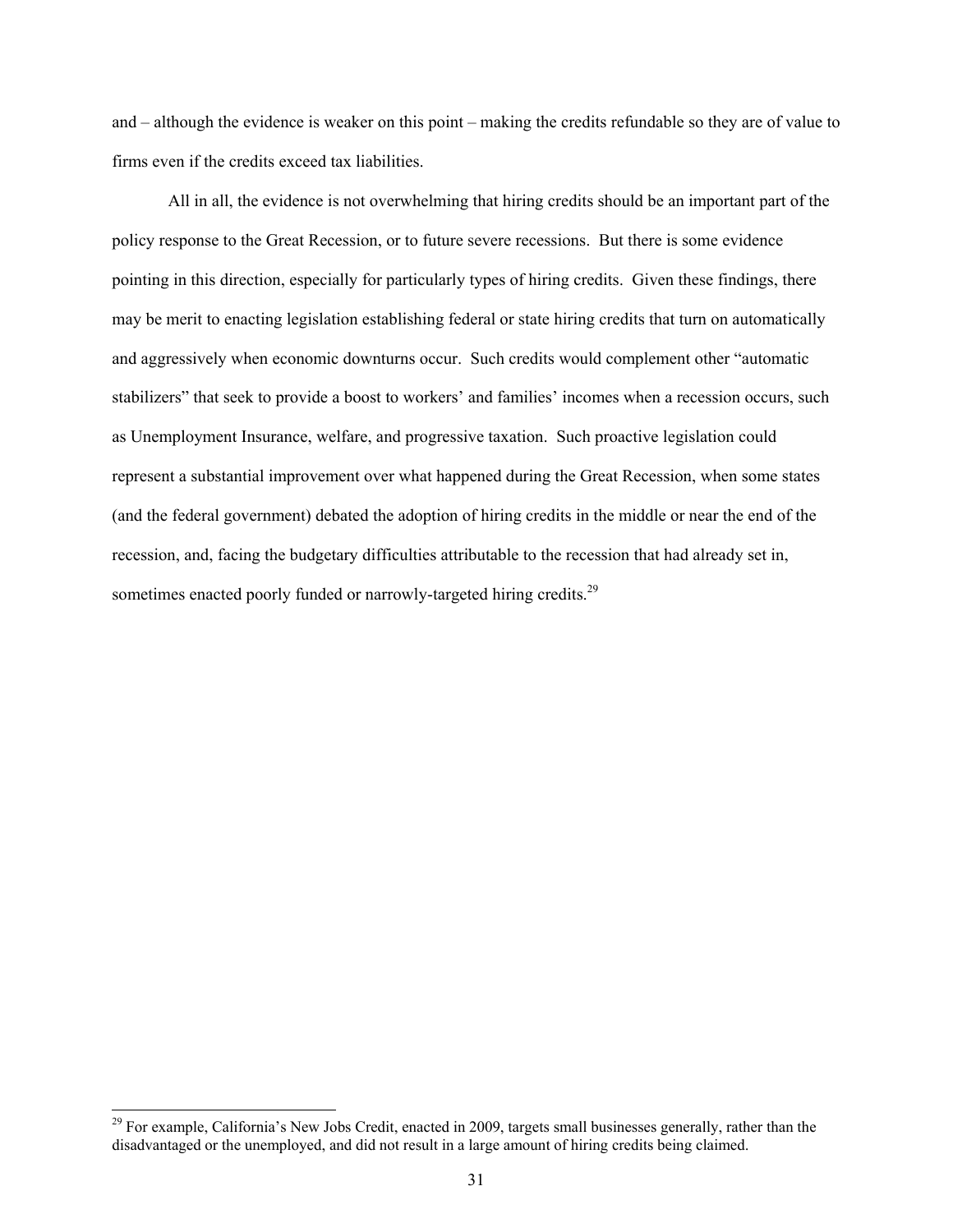and – although the evidence is weaker on this point – making the credits refundable so they are of value to firms even if the credits exceed tax liabilities.

All in all, the evidence is not overwhelming that hiring credits should be an important part of the policy response to the Great Recession, or to future severe recessions. But there is some evidence pointing in this direction, especially for particularly types of hiring credits. Given these findings, there may be merit to enacting legislation establishing federal or state hiring credits that turn on automatically and aggressively when economic downturns occur. Such credits would complement other "automatic stabilizers" that seek to provide a boost to workers' and families' incomes when a recession occurs, such as Unemployment Insurance, welfare, and progressive taxation. Such proactive legislation could represent a substantial improvement over what happened during the Great Recession, when some states (and the federal government) debated the adoption of hiring credits in the middle or near the end of the recession, and, facing the budgetary difficulties attributable to the recession that had already set in, sometimes enacted poorly funded or narrowly-targeted hiring credits.[29]

---

[29] For example, California's New Jobs Credit, enacted in 2009, targets small businesses generally, rather than the disadvantaged or the unemployed, and did not result in a large amount of hiring credits being claimed.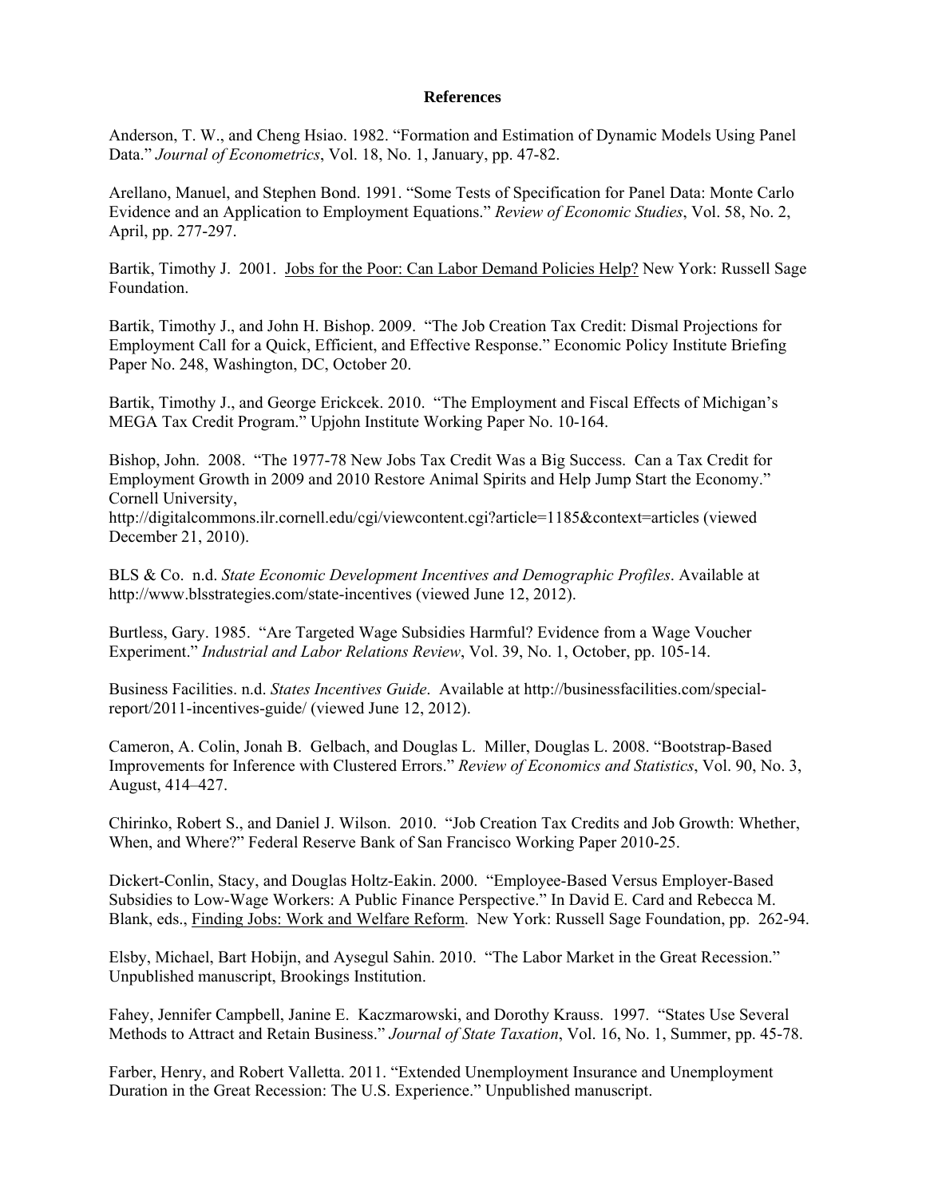# References

Anderson, T. W., and Cheng Hsiao. 1982. "Formation and Estimation of Dynamic Models Using Panel Data." *Journal of Econometrics*, Vol. 18, No. 1, January, pp. 47-82.

Arellano, Manuel, and Stephen Bond. 1991. "Some Tests of Specification for Panel Data: Monte Carlo Evidence and an Application to Employment Equations." *Review of Economic Studies*, Vol. 58, No. 2, April, pp. 277-297.

Bartik, Timothy J. 2001. Jobs for the Poor: Can Labor Demand Policies Help? New York: Russell Sage Foundation.

Bartik, Timothy J., and John H. Bishop. 2009. "The Job Creation Tax Credit: Dismal Projections for Employment Call for a Quick, Efficient, and Effective Response." Economic Policy Institute Briefing Paper No. 248, Washington, DC, October 20.

Bartik, Timothy J., and George Erickcek. 2010. "The Employment and Fiscal Effects of Michigan's MEGA Tax Credit Program." Upjohn Institute Working Paper No. 10-164.

Bishop, John. 2008. "The 1977-78 New Jobs Tax Credit Was a Big Success. Can a Tax Credit for Employment Growth in 2009 and 2010 Restore Animal Spirits and Help Jump Start the Economy." Cornell University, http://digitalcommons.ilr.cornell.edu/cgi/viewcontent.cgi?article=1185&context=articles (viewed December 21, 2010).

BLS & Co. n.d. *State Economic Development Incentives and Demographic Profiles*. Available at http://www.blsstrategies.com/state-incentives (viewed June 12, 2012).

Burtless, Gary. 1985. "Are Targeted Wage Subsidies Harmful? Evidence from a Wage Voucher Experiment." *Industrial and Labor Relations Review*, Vol. 39, No. 1, October, pp. 105-14.

Business Facilities. n.d. *States Incentives Guide*. Available at http://businessfacilities.com/special-report/2011-incentives-guide/ (viewed June 12, 2012).

Cameron, A. Colin, Jonah B. Gelbach, and Douglas L. Miller, Douglas L. 2008. "Bootstrap-Based Improvements for Inference with Clustered Errors." *Review of Economics and Statistics*, Vol. 90, No. 3, August, 414–427.

Chirinko, Robert S., and Daniel J. Wilson. 2010. "Job Creation Tax Credits and Job Growth: Whether, When, and Where?" Federal Reserve Bank of San Francisco Working Paper 2010-25.

Dickert-Conlin, Stacy, and Douglas Holtz-Eakin. 2000. "Employee-Based Versus Employer-Based Subsidies to Low-Wage Workers: A Public Finance Perspective." In David E. Card and Rebecca M. Blank, eds., Finding Jobs: Work and Welfare Reform. New York: Russell Sage Foundation, pp. 262-94.

Elsby, Michael, Bart Hobijn, and Aysegul Sahin. 2010. "The Labor Market in the Great Recession." Unpublished manuscript, Brookings Institution.

Fahey, Jennifer Campbell, Janine E. Kaczmarowski, and Dorothy Krauss. 1997. "States Use Several Methods to Attract and Retain Business." *Journal of State Taxation*, Vol. 16, No. 1, Summer, pp. 45-78.

Farber, Henry, and Robert Valletta. 2011. "Extended Unemployment Insurance and Unemployment Duration in the Great Recession: The U.S. Experience." Unpublished manuscript.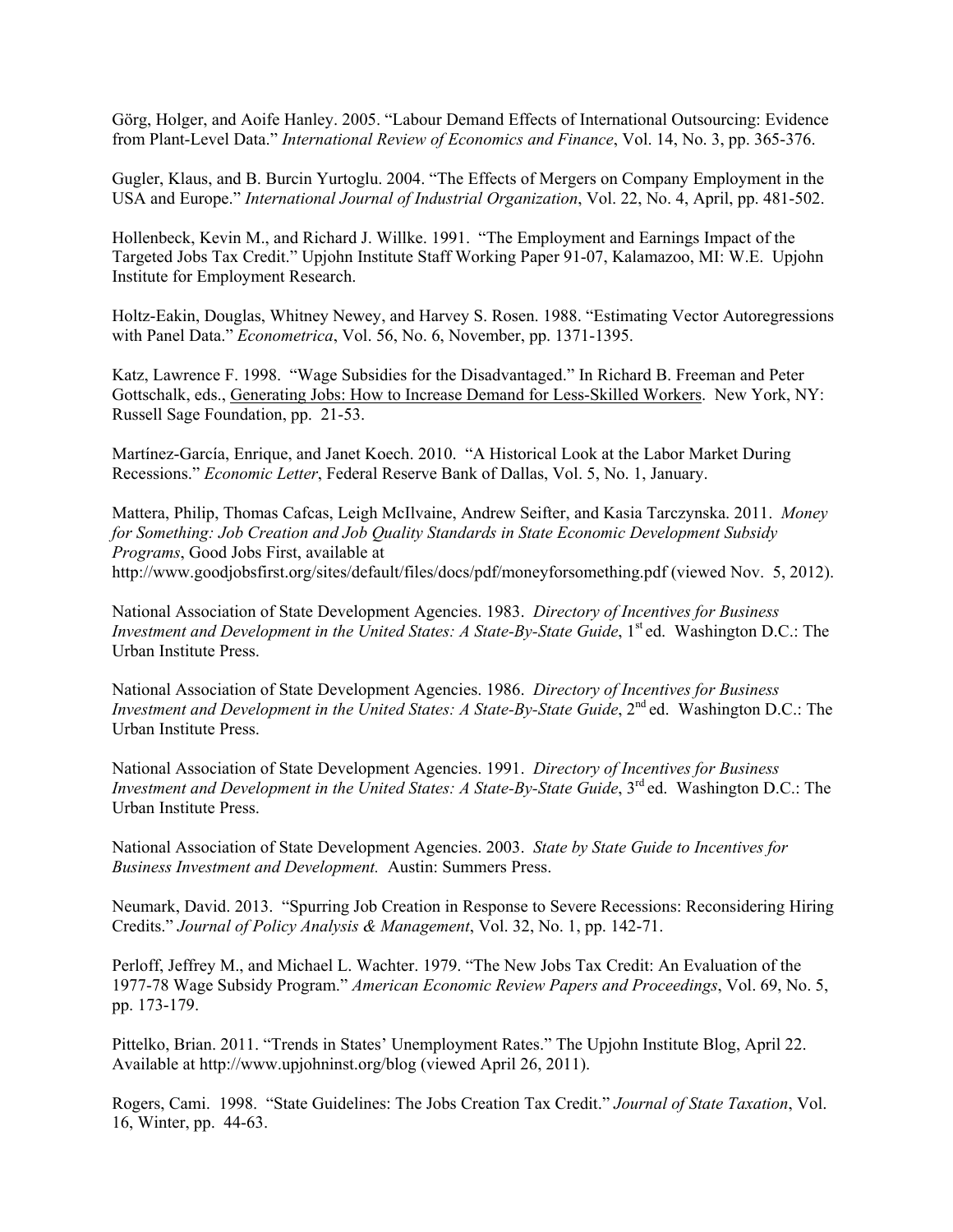Görg, Holger, and Aoife Hanley. 2005. "Labour Demand Effects of International Outsourcing: Evidence from Plant-Level Data." *International Review of Economics and Finance*, Vol. 14, No. 3, pp. 365-376.

Gugler, Klaus, and B. Burcin Yurtoglu. 2004. "The Effects of Mergers on Company Employment in the USA and Europe." *International Journal of Industrial Organization*, Vol. 22, No. 4, April, pp. 481-502.

Hollenbeck, Kevin M., and Richard J. Willke. 1991. "The Employment and Earnings Impact of the Targeted Jobs Tax Credit." Upjohn Institute Staff Working Paper 91-07, Kalamazoo, MI: W.E. Upjohn Institute for Employment Research.

Holtz-Eakin, Douglas, Whitney Newey, and Harvey S. Rosen. 1988. "Estimating Vector Autoregressions with Panel Data." *Econometrica*, Vol. 56, No. 6, November, pp. 1371-1395.

Katz, Lawrence F. 1998. "Wage Subsidies for the Disadvantaged." In Richard B. Freeman and Peter Gottschalk, eds., Generating Jobs: How to Increase Demand for Less-Skilled Workers. New York, NY: Russell Sage Foundation, pp. 21-53.

Martínez-García, Enrique, and Janet Koech. 2010. "A Historical Look at the Labor Market During Recessions." *Economic Letter*, Federal Reserve Bank of Dallas, Vol. 5, No. 1, January.

Mattera, Philip, Thomas Cafcas, Leigh McIlvaine, Andrew Seifter, and Kasia Tarczynska. 2011. *Money for Something: Job Creation and Job Quality Standards in State Economic Development Subsidy Programs*, Good Jobs First, available at http://www.goodjobsfirst.org/sites/default/files/docs/pdf/moneyforsomething.pdf (viewed Nov. 5, 2012).

National Association of State Development Agencies. 1983. *Directory of Incentives for Business Investment and Development in the United States: A State-By-State Guide*, 1st ed. Washington D.C.: The Urban Institute Press.

National Association of State Development Agencies. 1986. *Directory of Incentives for Business Investment and Development in the United States: A State-By-State Guide*, 2nd ed. Washington D.C.: The Urban Institute Press.

National Association of State Development Agencies. 1991. *Directory of Incentives for Business Investment and Development in the United States: A State-By-State Guide*, 3rd ed. Washington D.C.: The Urban Institute Press.

National Association of State Development Agencies. 2003. *State by State Guide to Incentives for Business Investment and Development.* Austin: Summers Press.

Neumark, David. 2013. "Spurring Job Creation in Response to Severe Recessions: Reconsidering Hiring Credits." *Journal of Policy Analysis & Management*, Vol. 32, No. 1, pp. 142-71.

Perloff, Jeffrey M., and Michael L. Wachter. 1979. "The New Jobs Tax Credit: An Evaluation of the 1977-78 Wage Subsidy Program." *American Economic Review Papers and Proceedings*, Vol. 69, No. 5, pp. 173-179.

Pittelko, Brian. 2011. "Trends in States' Unemployment Rates." The Upjohn Institute Blog, April 22. Available at http://www.upjohninst.org/blog (viewed April 26, 2011).

Rogers, Cami. 1998. "State Guidelines: The Jobs Creation Tax Credit." *Journal of State Taxation*, Vol. 16, Winter, pp. 44-63.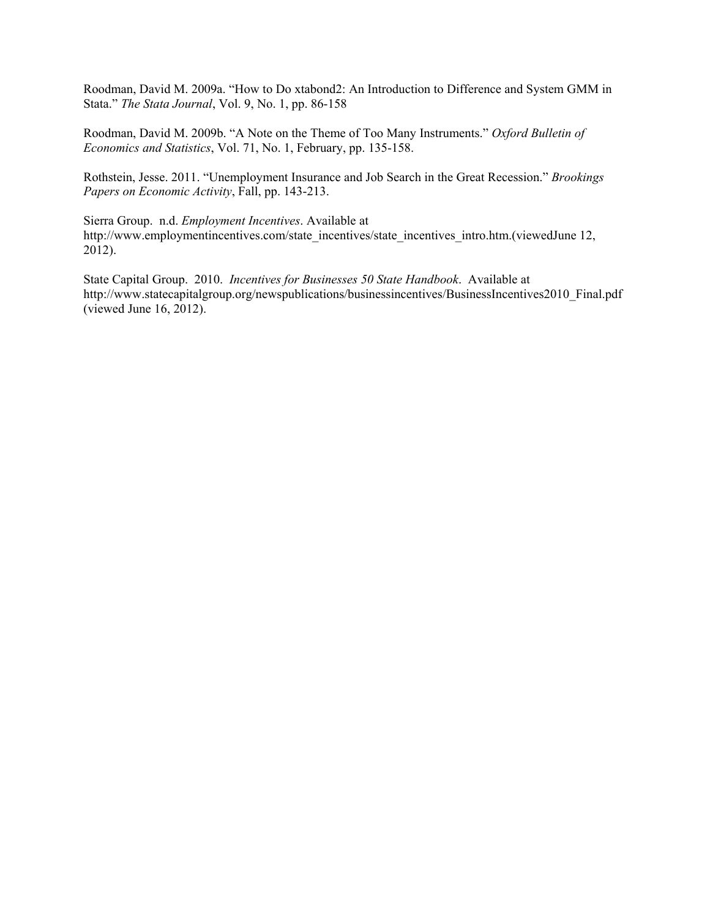Roodman, David M. 2009a. "How to Do xtabond2: An Introduction to Difference and System GMM in Stata." *The Stata Journal*, Vol. 9, No. 1, pp. 86-158

Roodman, David M. 2009b. "A Note on the Theme of Too Many Instruments." *Oxford Bulletin of Economics and Statistics*, Vol. 71, No. 1, February, pp. 135-158.

Rothstein, Jesse. 2011. "Unemployment Insurance and Job Search in the Great Recession." *Brookings Papers on Economic Activity*, Fall, pp. 143-213.

Sierra Group. n.d. *Employment Incentives*. Available at http://www.employmentincentives.com/state_incentives/state_incentives_intro.htm.(viewedJune 12, 2012).

State Capital Group. 2010. *Incentives for Businesses 50 State Handbook*. Available at http://www.statecapitalgroup.org/newspublications/businessincentives/BusinessIncentives2010_Final.pdf (viewed June 16, 2012).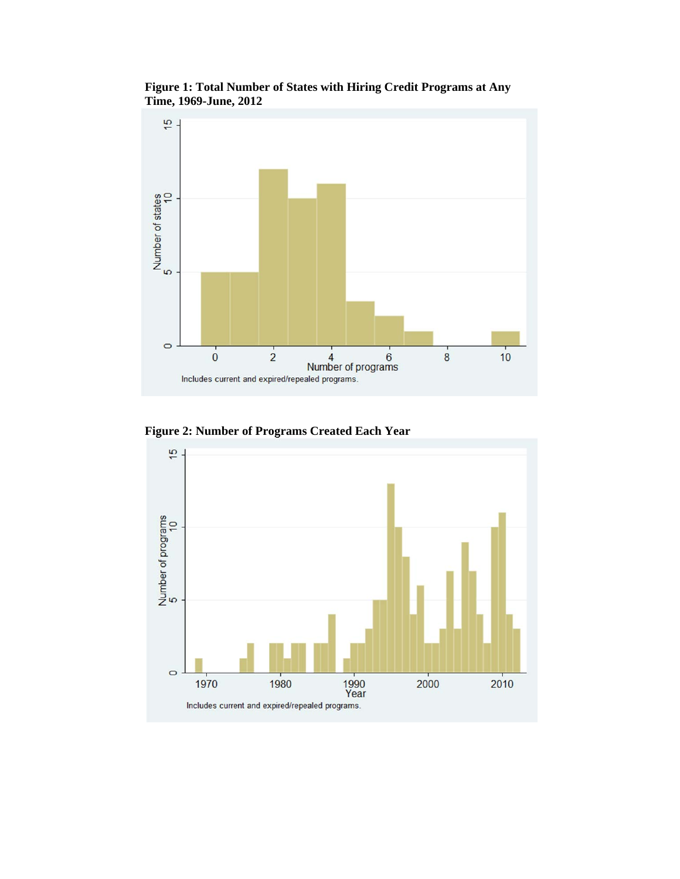**Figure 1: Total Number of States with Hiring Credit Programs at Any Time, 1969-June, 2012**

Includes current and expired/repealed programs.

**Figure 2: Number of Programs Created Each Year**

Includes current and expired/repealed programs.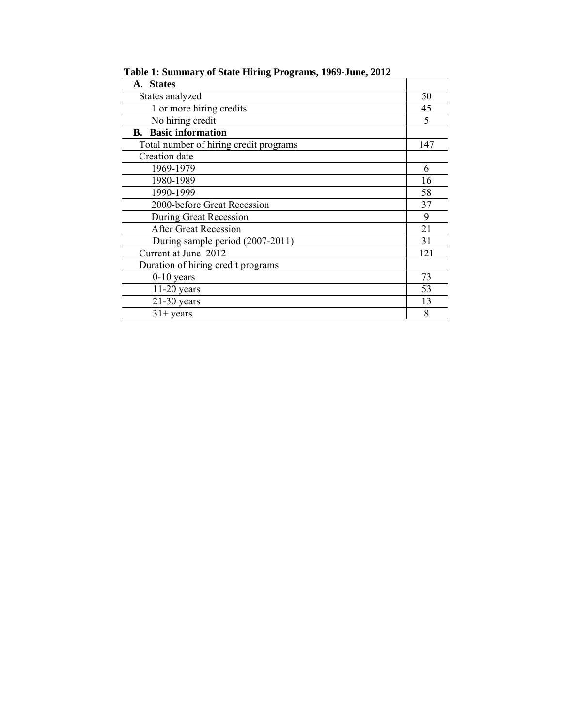**Table 1: Summary of State Hiring Programs, 1969-June, 2012**

| | |
|---|---|
| **A. States** | |
| States analyzed | 50 |
| 1 or more hiring credits | 45 |
| No hiring credit | 5 |
| **B. Basic information** | |
| Total number of hiring credit programs | 147 |
| Creation date | |
| 1969-1979 | 6 |
| 1980-1989 | 16 |
| 1990-1999 | 58 |
| 2000-before Great Recession | 37 |
| During Great Recession | 9 |
| After Great Recession | 21 |
| During sample period (2007-2011) | 31 |
| Current at June 2012 | 121 |
| Duration of hiring credit programs | |
| 0-10 years | 73 |
| 11-20 years | 53 |
| 21-30 years | 13 |
| 31+ years | 8 |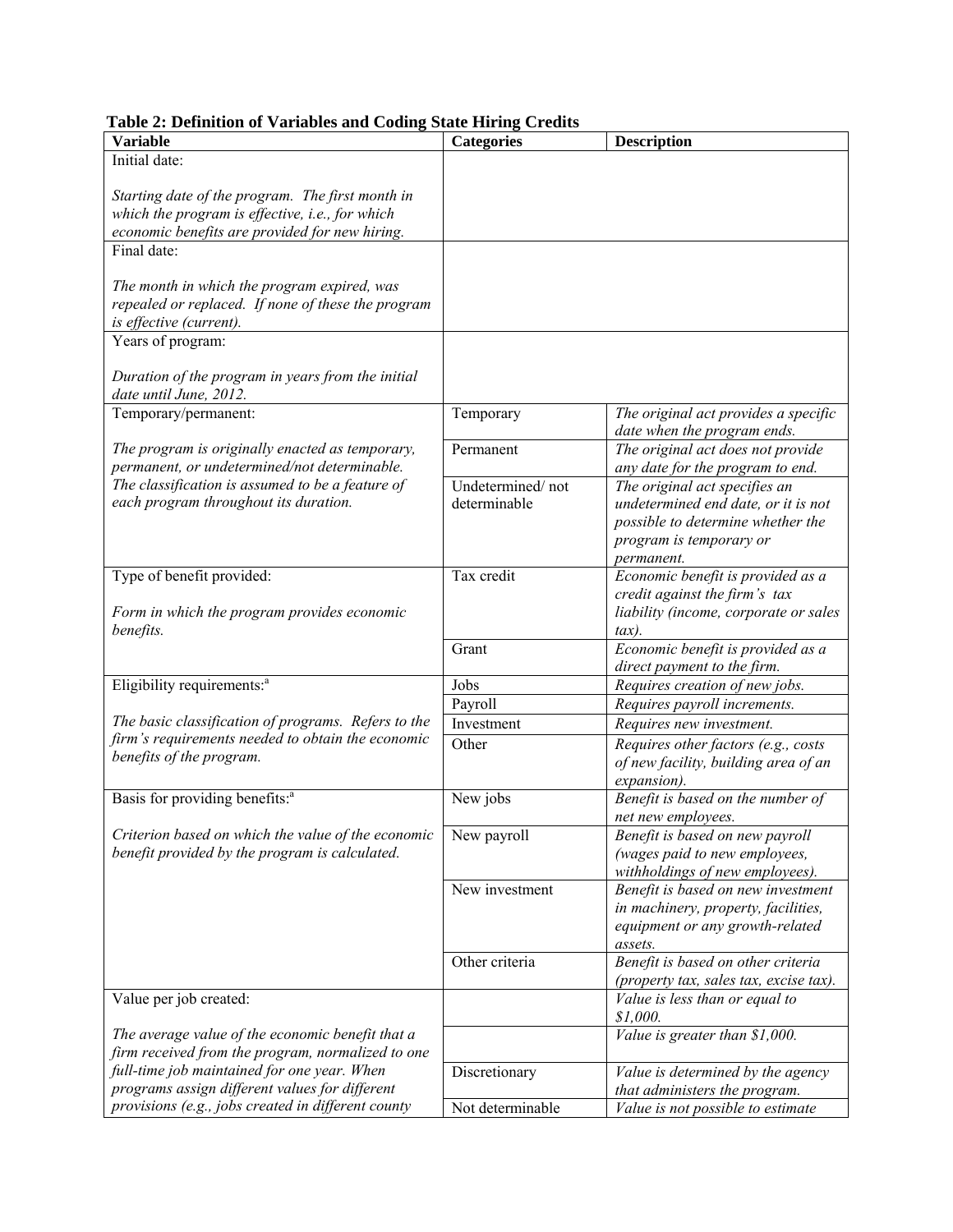**Table 2: Definition of Variables and Coding State Hiring Credits**

| Variable | Categories | Description |
|---|---|---|
| Initial date:<br><br>*Starting date of the program. The first month in which the program is effective, i.e., for which economic benefits are provided for new hiring.* | | |
| Final date:<br><br>*The month in which the program expired, was repealed or replaced. If none of these the program is effective (current).* | | |
| Years of program:<br><br>*Duration of the program in years from the initial date until June, 2012.* | | |
| Temporary/permanent:<br><br>*The program is originally enacted as temporary, permanent, or undetermined/not determinable. The classification is assumed to be a feature of each program throughout its duration.* | Temporary | *The original act provides a specific date when the program ends.* |
| | Permanent | *The original act does not provide any date for the program to end.* |
| | Undetermined/ not determinable | *The original act specifies an undetermined end date, or it is not possible to determine whether the program is temporary or permanent.* |
| Type of benefit provided:<br><br>*Form in which the program provides economic benefits.* | Tax credit | *Economic benefit is provided as a credit against the firm's tax liability (income, corporate or sales tax).* |
| | Grant | *Economic benefit is provided as a direct payment to the firm.* |
| Eligibility requirements:[a]<br><br>*The basic classification of programs. Refers to the firm's requirements needed to obtain the economic benefits of the program.* | Jobs | *Requires creation of new jobs.* |
| | Payroll | *Requires payroll increments.* |
| | Investment | *Requires new investment.* |
| | Other | *Requires other factors (e.g., costs of new facility, building area of an expansion).* |
| Basis for providing benefits:[a]<br><br>*Criterion based on which the value of the economic benefit provided by the program is calculated.* | New jobs | *Benefit is based on the number of net new employees.* |
| | New payroll | *Benefit is based on new payroll (wages paid to new employees, withholdings of new employees).* |
| | New investment | *Benefit is based on new investment in machinery, property, facilities, equipment or any growth-related assets.* |
| | Other criteria | *Benefit is based on other criteria (property tax, sales tax, excise tax).* |
| Value per job created:<br><br>*The average value of the economic benefit that a firm received from the program, normalized to one full-time job maintained for one year. When programs assign different values for different provisions (e.g., jobs created in different county* | | *Value is less than or equal to $1,000.* |
| | | *Value is greater than $1,000.* |
| | Discretionary | *Value is determined by the agency that administers the program.* |
| | Not determinable | *Value is not possible to estimate* |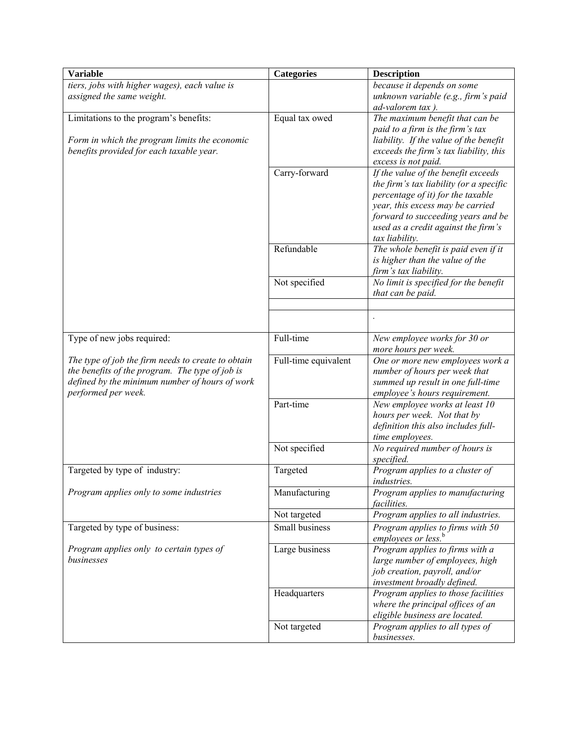| Variable | Categories | Description |
| --- | --- | --- |
| *tiers, jobs with higher wages), each value is assigned the same weight.* | | *because it depends on some unknown variable (e.g., firm's paid ad-valorem tax ).* |
| Limitations to the program's benefits:<br><br>*Form in which the program limits the economic benefits provided for each taxable year.* | Equal tax owed | *The maximum benefit that can be paid to a firm is the firm's tax liability. If the value of the benefit exceeds the firm's tax liability, this excess is not paid.* |
| | Carry-forward | *If the value of the benefit exceeds the firm's tax liability (or a specific percentage of it) for the taxable year, this excess may be carried forward to succeeding years and be used as a credit against the firm's tax liability.* |
| | Refundable | *The whole benefit is paid even if it is higher than the value of the firm's tax liability.* |
| | Not specified | *No limit is specified for the benefit that can be paid.* |
| | | |
| | | . |
| Type of new jobs required:<br><br>*The type of job the firm needs to create to obtain the benefits of the program. The type of job is defined by the minimum number of hours of work performed per week.* | Full-time | *New employee works for 30 or more hours per week.* |
| | Full-time equivalent | *One or more new employees work a number of hours per week that summed up result in one full-time employee's hours requirement.* |
| | Part-time | *New employee works at least 10 hours per week. Not that by definition this also includes full-time employees.* |
| | Not specified | *No required number of hours is specified.* |
| Targeted by type of industry:<br><br>*Program applies only to some industries* | Targeted | *Program applies to a cluster of industries.* |
| | Manufacturing | *Program applies to manufacturing facilities.* |
| | Not targeted | *Program applies to all industries.* |
| Targeted by type of business:<br><br>*Program applies only to certain types of businesses* | Small business | *Program applies to firms with 50 employees or less.*[b] |
| | Large business | *Program applies to firms with a large number of employees, high job creation, payroll, and/or investment broadly defined.* |
| | Headquarters | *Program applies to those facilities where the principal offices of an eligible business are located.* |
| | Not targeted | *Program applies to all types of businesses.* |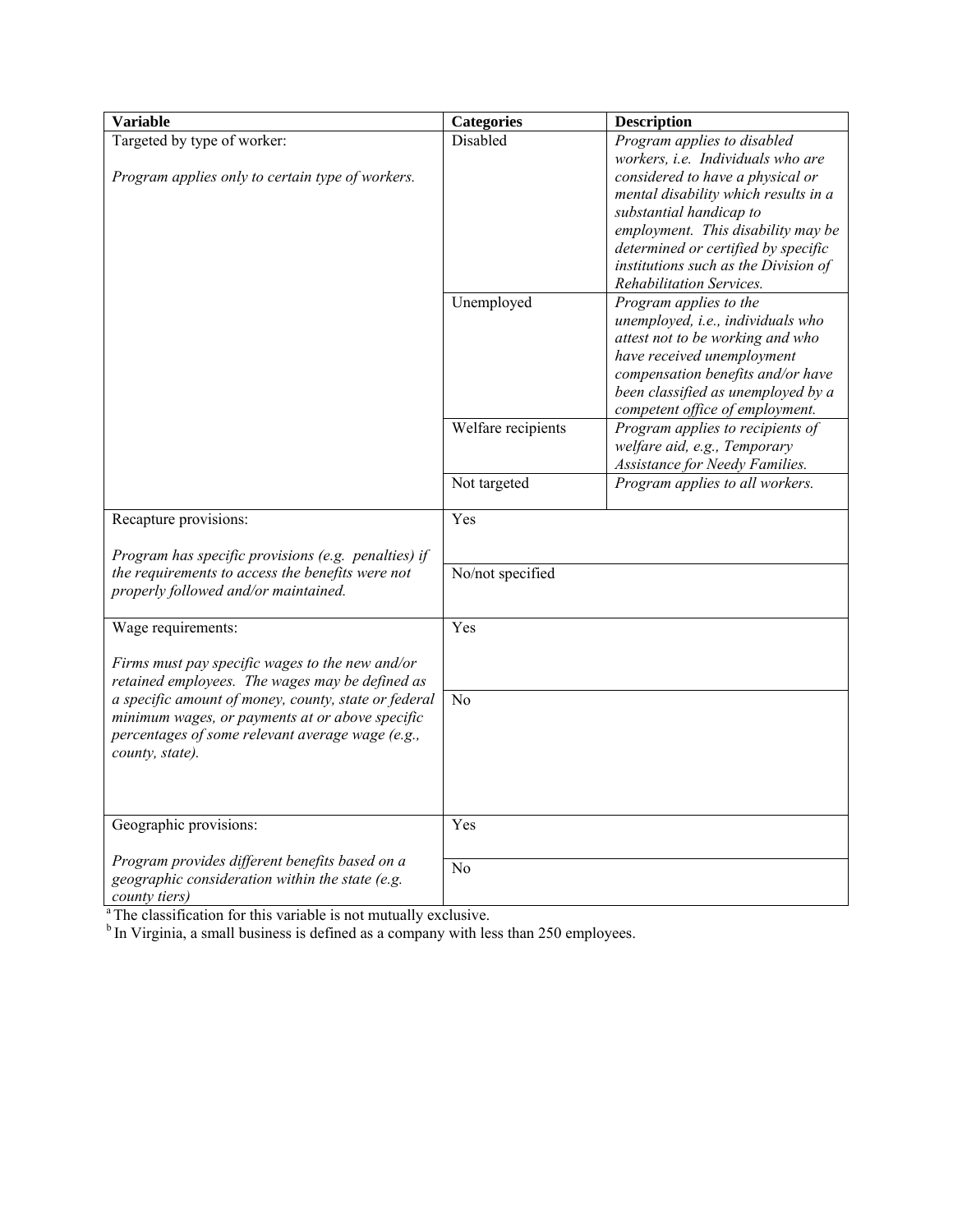| Variable | Categories | Description |
|---|---|---|
| Targeted by type of worker:<br><br>*Program applies only to certain type of workers.* | Disabled | *Program applies to disabled workers, i.e. Individuals who are considered to have a physical or mental disability which results in a substantial handicap to employment. This disability may be determined or certified by specific institutions such as the Division of Rehabilitation Services.* |
| | Unemployed | *Program applies to the unemployed, i.e., individuals who attest not to be working and who have received unemployment compensation benefits and/or have been classified as unemployed by a competent office of employment.* |
| | Welfare recipients | *Program applies to recipients of welfare aid, e.g., Temporary Assistance for Needy Families.* |
| | Not targeted | *Program applies to all workers.* |
| Recapture provisions:<br><br>*Program has specific provisions (e.g. penalties) if the requirements to access the benefits were not properly followed and/or maintained.* | Yes | |
| | No/not specified | |
| Wage requirements:<br><br>*Firms must pay specific wages to the new and/or retained employees. The wages may be defined as a specific amount of money, county, state or federal minimum wages, or payments at or above specific percentages of some relevant average wage (e.g., county, state).* | Yes | |
| | No | |
| Geographic provisions:<br><br>*Program provides different benefits based on a geographic consideration within the state (e.g. county tiers)* | Yes | |
| | No | |

[a] The classification for this variable is not mutually exclusive.
[b] In Virginia, a small business is defined as a company with less than 250 employees.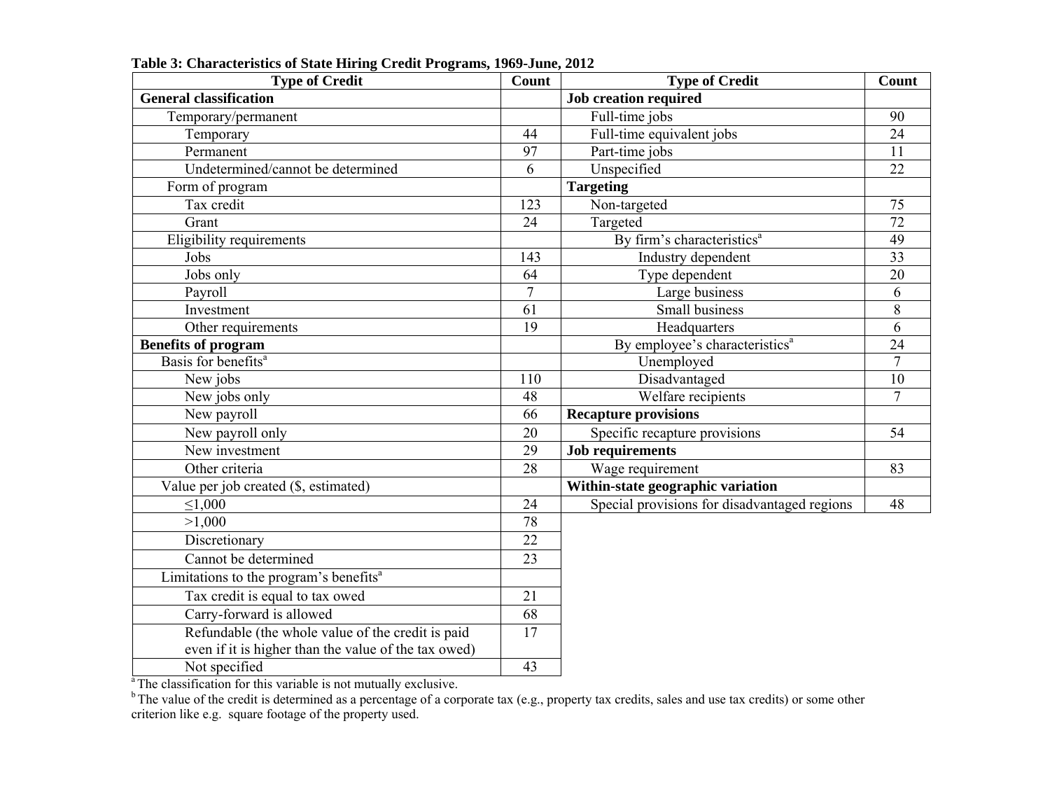**Table 3: Characteristics of State Hiring Credit Programs, 1969-June, 2012**

| Type of Credit | Count | Type of Credit | Count |
|---|---|---|---|
| **General classification** | | **Job creation required** | |
| Temporary/permanent | | Full-time jobs | 90 |
| Temporary | 44 | Full-time equivalent jobs | 24 |
| Permanent | 97 | Part-time jobs | 11 |
| Undetermined/cannot be determined | 6 | Unspecified | 22 |
| Form of program | | **Targeting** | |
| Tax credit | 123 | Non-targeted | 75 |
| Grant | 24 | Targeted | 72 |
| Eligibility requirements | | By firm's characteristics[a] | 49 |
| Jobs | 143 | Industry dependent | 33 |
| Jobs only | 64 | Type dependent | 20 |
| Payroll | 7 | Large business | 6 |
| Investment | 61 | Small business | 8 |
| Other requirements | 19 | Headquarters | 6 |
| **Benefits of program** | | By employee's characteristics[a] | 24 |
| Basis for benefits[a] | | Unemployed | 7 |
| New jobs | 110 | Disadvantaged | 10 |
| New jobs only | 48 | Welfare recipients | 7 |
| New payroll | 66 | **Recapture provisions** | |
| New payroll only | 20 | Specific recapture provisions | 54 |
| New investment | 29 | **Job requirements** | |
| Other criteria | 28 | Wage requirement | 83 |
| Value per job created ($, estimated) | | **Within-state geographic variation** | |
| ≤1,000 | 24 | Special provisions for disadvantaged regions | 48 |
| >1,000 | 78 | | |
| Discretionary | 22 | | |
| Cannot be determined | 23 | | |
| Limitations to the program's benefits[a] | | | |
| Tax credit is equal to tax owed | 21 | | |
| Carry-forward is allowed | 68 | | |
| Refundable (the whole value of the credit is paid even if it is higher than the value of the tax owed) | 17 | | |
| Not specified | 43 | | |

[a] The classification for this variable is not mutually exclusive.

[b] The value of the credit is determined as a percentage of a corporate tax (e.g., property tax credits, sales and use tax credits) or some other criterion like e.g. square footage of the property used.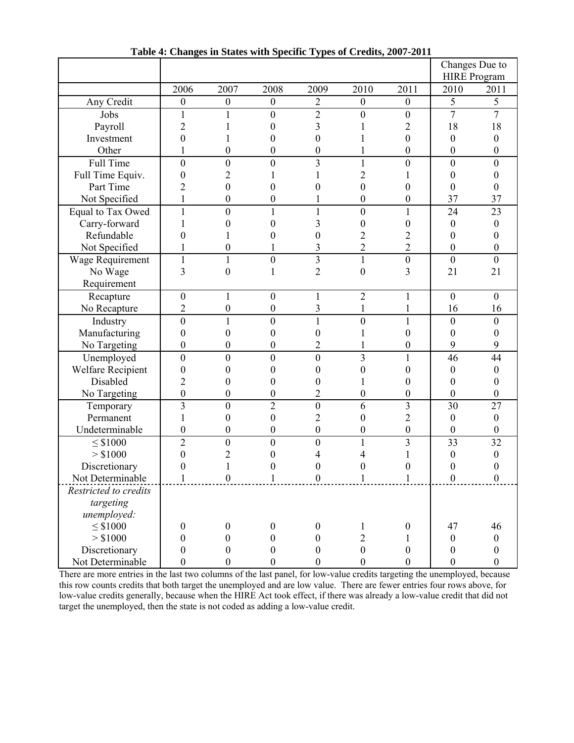**Table 4: Changes in States with Specific Types of Credits, 2007-2011**

| | | | | | | | Changes Due to HIRE Program | |
|---|---|---|---|---|---|---|---|---|
| | 2006 | 2007 | 2008 | 2009 | 2010 | 2011 | 2010 | 2011 |
| Any Credit | 0 | 0 | 0 | 2 | 0 | 0 | 5 | 5 |
| Jobs | 1 | 1 | 0 | 2 | 0 | 0 | 7 | 7 |
| Payroll | 2 | 1 | 0 | 3 | 1 | 2 | 18 | 18 |
| Investment | 0 | 1 | 0 | 0 | 1 | 0 | 0 | 0 |
| Other | 1 | 0 | 0 | 0 | 1 | 0 | 0 | 0 |
| Full Time | 0 | 0 | 0 | 3 | 1 | 0 | 0 | 0 |
| Full Time Equiv. | 0 | 2 | 1 | 1 | 2 | 1 | 0 | 0 |
| Part Time | 2 | 0 | 0 | 0 | 0 | 0 | 0 | 0 |
| Not Specified | 1 | 0 | 0 | 1 | 0 | 0 | 37 | 37 |
| Equal to Tax Owed | 1 | 0 | 1 | 1 | 0 | 1 | 24 | 23 |
| Carry-forward | 1 | 0 | 0 | 3 | 0 | 0 | 0 | 0 |
| Refundable | 0 | 1 | 0 | 0 | 2 | 2 | 0 | 0 |
| Not Specified | 1 | 0 | 1 | 3 | 2 | 2 | 0 | 0 |
| Wage Requirement | 1 | 1 | 0 | 3 | 1 | 0 | 0 | 0 |
| No Wage Requirement | 3 | 0 | 1 | 2 | 0 | 3 | 21 | 21 |
| Recapture | 0 | 1 | 0 | 1 | 2 | 1 | 0 | 0 |
| No Recapture | 2 | 0 | 0 | 3 | 1 | 1 | 16 | 16 |
| Industry | 0 | 1 | 0 | 1 | 0 | 1 | 0 | 0 |
| Manufacturing | 0 | 0 | 0 | 0 | 1 | 0 | 0 | 0 |
| No Targeting | 0 | 0 | 0 | 2 | 1 | 0 | 9 | 9 |
| Unemployed | 0 | 0 | 0 | 0 | 3 | 1 | 46 | 44 |
| Welfare Recipient | 0 | 0 | 0 | 0 | 0 | 0 | 0 | 0 |
| Disabled | 2 | 0 | 0 | 0 | 1 | 0 | 0 | 0 |
| No Targeting | 0 | 0 | 0 | 2 | 0 | 0 | 0 | 0 |
| Temporary | 3 | 0 | 2 | 0 | 6 | 3 | 30 | 27 |
| Permanent | 1 | 0 | 0 | 2 | 0 | 2 | 0 | 0 |
| Undeterminable | 0 | 0 | 0 | 0 | 0 | 0 | 0 | 0 |
| ≤ $1000 | 2 | 0 | 0 | 0 | 1 | 3 | 33 | 32 |
| > $1000 | 0 | 2 | 0 | 4 | 4 | 1 | 0 | 0 |
| Discretionary | 0 | 1 | 0 | 0 | 0 | 0 | 0 | 0 |
| Not Determinable | 1 | 0 | 1 | 0 | 1 | 1 | 0 | 0 |
| *Restricted to credits targeting unemployed:* | | | | | | | | |
| ≤ $1000 | 0 | 0 | 0 | 0 | 1 | 0 | 47 | 46 |
| > $1000 | 0 | 0 | 0 | 0 | 2 | 1 | 0 | 0 |
| Discretionary | 0 | 0 | 0 | 0 | 0 | 0 | 0 | 0 |
| Not Determinable | 0 | 0 | 0 | 0 | 0 | 0 | 0 | 0 |

There are more entries in the last two columns of the last panel, for low-value credits targeting the unemployed, because this row counts credits that both target the unemployed and are low value. There are fewer entries four rows above, for low-value credits generally, because when the HIRE Act took effect, if there was already a low-value credit that did not target the unemployed, then the state is not coded as adding a low-value credit.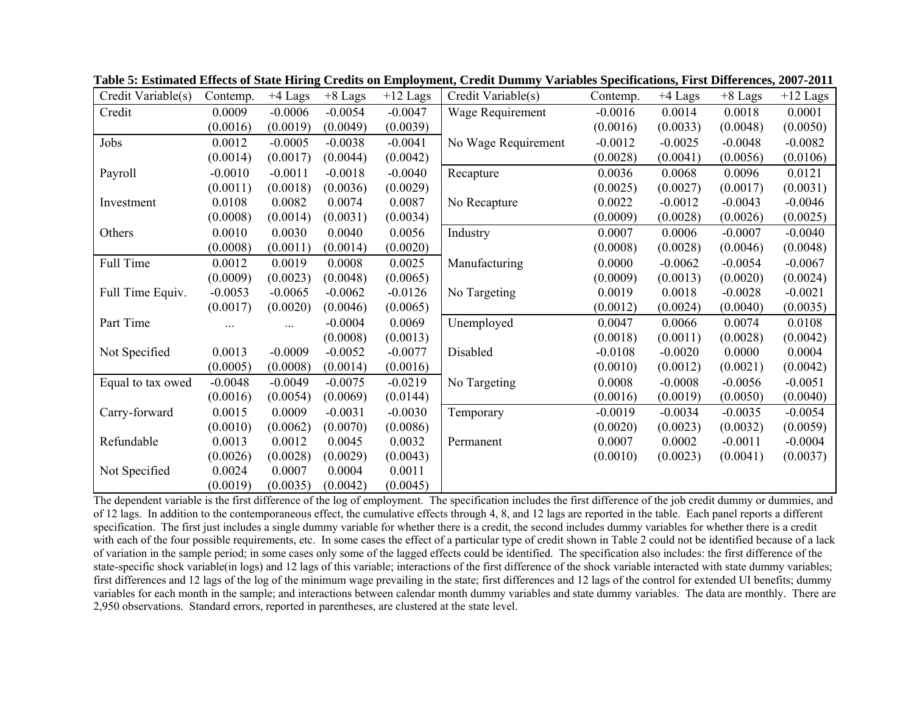**Table 5: Estimated Effects of State Hiring Credits on Employment, Credit Dummy Variables Specifications, First Differences, 2007-2011**

| Credit Variable(s) | Contemp. | +4 Lags | +8 Lags | +12 Lags | Credit Variable(s) | Contemp. | +4 Lags | +8 Lags | +12 Lags |
|---|---|---|---|---|---|---|---|---|---|
| Credit | 0.0009 | -0.0006 | -0.0054 | -0.0047 | Wage Requirement | -0.0016 | 0.0014 | 0.0018 | 0.0001 |
| | (0.0016) | (0.0019) | (0.0049) | (0.0039) | | (0.0016) | (0.0033) | (0.0048) | (0.0050) |
| Jobs | 0.0012 | -0.0005 | -0.0038 | -0.0041 | No Wage Requirement | -0.0012 | -0.0025 | -0.0048 | -0.0082 |
| | (0.0014) | (0.0017) | (0.0044) | (0.0042) | | (0.0028) | (0.0041) | (0.0056) | (0.0106) |
| Payroll | -0.0010 | -0.0011 | -0.0018 | -0.0040 | Recapture | 0.0036 | 0.0068 | 0.0096 | 0.0121 |
| | (0.0011) | (0.0018) | (0.0036) | (0.0029) | | (0.0025) | (0.0027) | (0.0017) | (0.0031) |
| Investment | 0.0108 | 0.0082 | 0.0074 | 0.0087 | No Recapture | 0.0022 | -0.0012 | -0.0043 | -0.0046 |
| | (0.0008) | (0.0014) | (0.0031) | (0.0034) | | (0.0009) | (0.0028) | (0.0026) | (0.0025) |
| Others | 0.0010 | 0.0030 | 0.0040 | 0.0056 | Industry | 0.0007 | 0.0006 | -0.0007 | -0.0040 |
| | (0.0008) | (0.0011) | (0.0014) | (0.0020) | | (0.0008) | (0.0028) | (0.0046) | (0.0048) |
| Full Time | 0.0012 | 0.0019 | 0.0008 | 0.0025 | Manufacturing | 0.0000 | -0.0062 | -0.0054 | -0.0067 |
| | (0.0009) | (0.0023) | (0.0048) | (0.0065) | | (0.0009) | (0.0013) | (0.0020) | (0.0024) |
| Full Time Equiv. | -0.0053 | -0.0065 | -0.0062 | -0.0126 | No Targeting | 0.0019 | 0.0018 | -0.0028 | -0.0021 |
| | (0.0017) | (0.0020) | (0.0046) | (0.0065) | | (0.0012) | (0.0024) | (0.0040) | (0.0035) |
| Part Time | ... | ... | -0.0004 | 0.0069 | Unemployed | 0.0047 | 0.0066 | 0.0074 | 0.0108 |
| | | | (0.0008) | (0.0013) | | (0.0018) | (0.0011) | (0.0028) | (0.0042) |
| Not Specified | 0.0013 | -0.0009 | -0.0052 | -0.0077 | Disabled | -0.0108 | -0.0020 | 0.0000 | 0.0004 |
| | (0.0005) | (0.0008) | (0.0014) | (0.0016) | | (0.0010) | (0.0012) | (0.0021) | (0.0042) |
| Equal to tax owed | -0.0048 | -0.0049 | -0.0075 | -0.0219 | No Targeting | 0.0008 | -0.0008 | -0.0056 | -0.0051 |
| | (0.0016) | (0.0054) | (0.0069) | (0.0144) | | (0.0016) | (0.0019) | (0.0050) | (0.0040) |
| Carry-forward | 0.0015 | 0.0009 | -0.0031 | -0.0030 | Temporary | -0.0019 | -0.0034 | -0.0035 | -0.0054 |
| | (0.0010) | (0.0062) | (0.0070) | (0.0086) | | (0.0020) | (0.0023) | (0.0032) | (0.0059) |
| Refundable | 0.0013 | 0.0012 | 0.0045 | 0.0032 | Permanent | 0.0007 | 0.0002 | -0.0011 | -0.0004 |
| | (0.0026) | (0.0028) | (0.0029) | (0.0043) | | (0.0010) | (0.0023) | (0.0041) | (0.0037) |
| Not Specified | 0.0024 | 0.0007 | 0.0004 | 0.0011 | | | | | |
| | (0.0019) | (0.0035) | (0.0042) | (0.0045) | | | | | |

The dependent variable is the first difference of the log of employment. The specification includes the first difference of the job credit dummy or dummies, and of 12 lags. In addition to the contemporaneous effect, the cumulative effects through 4, 8, and 12 lags are reported in the table. Each panel reports a different specification. The first just includes a single dummy variable for whether there is a credit, the second includes dummy variables for whether there is a credit with each of the four possible requirements, etc. In some cases the effect of a particular type of credit shown in Table 2 could not be identified because of a lack of variation in the sample period; in some cases only some of the lagged effects could be identified. The specification also includes: the first difference of the state-specific shock variable(in logs) and 12 lags of this variable; interactions of the first difference of the shock variable interacted with state dummy variables; first differences and 12 lags of the log of the minimum wage prevailing in the state; first differences and 12 lags of the control for extended UI benefits; dummy variables for each month in the sample; and interactions between calendar month dummy variables and state dummy variables. The data are monthly. There are 2,950 observations. Standard errors, reported in parentheses, are clustered at the state level.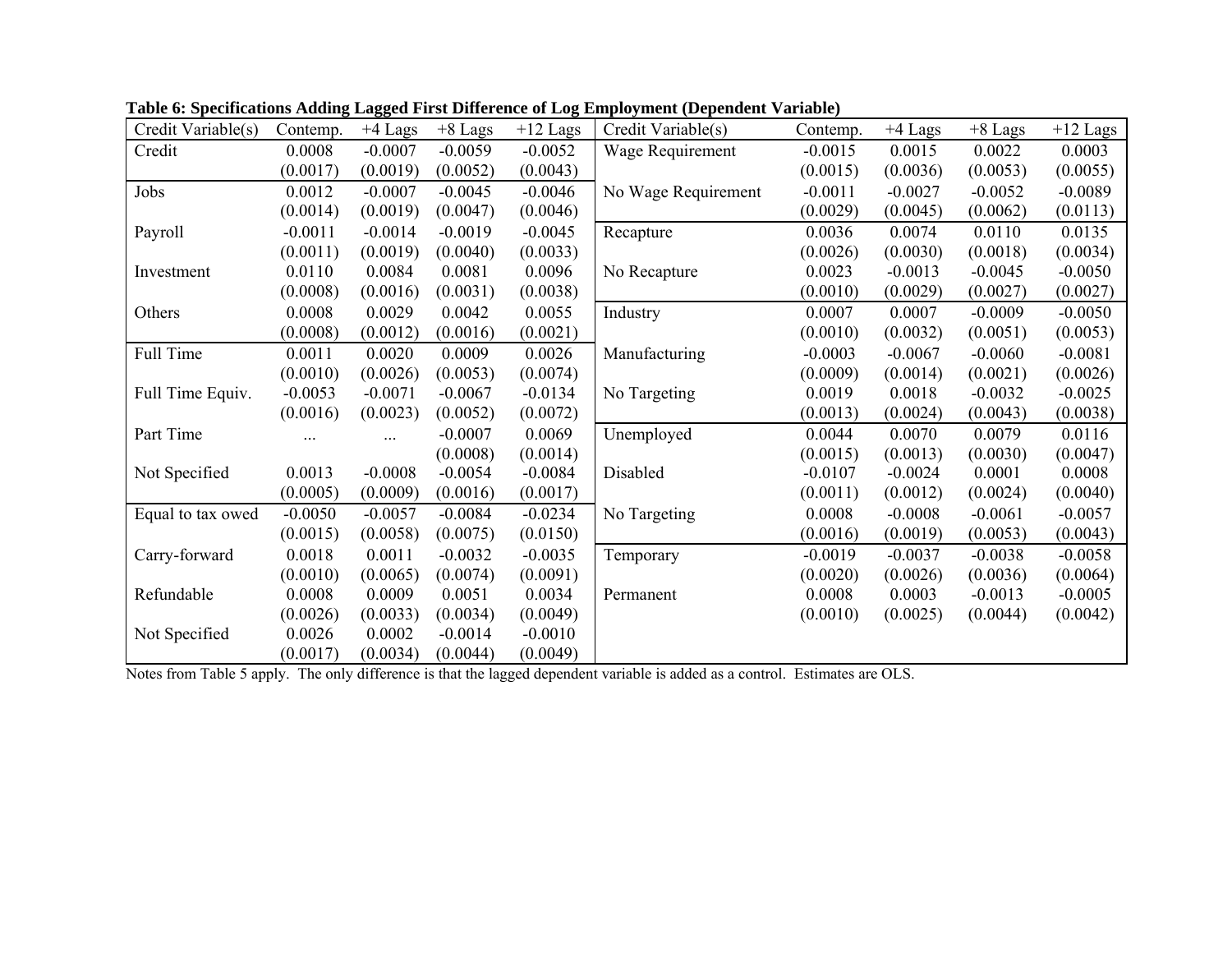**Table 6: Specifications Adding Lagged First Difference of Log Employment (Dependent Variable)**

| Credit Variable(s) | Contemp. | +4 Lags | +8 Lags | +12 Lags | Credit Variable(s) | Contemp. | +4 Lags | +8 Lags | +12 Lags |
|---|---|---|---|---|---|---|---|---|---|
| Credit | 0.0008 | -0.0007 | -0.0059 | -0.0052 | Wage Requirement | -0.0015 | 0.0015 | 0.0022 | 0.0003 |
| | (0.0017) | (0.0019) | (0.0052) | (0.0043) | | (0.0015) | (0.0036) | (0.0053) | (0.0055) |
| Jobs | 0.0012 | -0.0007 | -0.0045 | -0.0046 | No Wage Requirement | -0.0011 | -0.0027 | -0.0052 | -0.0089 |
| | (0.0014) | (0.0019) | (0.0047) | (0.0046) | | (0.0029) | (0.0045) | (0.0062) | (0.0113) |
| Payroll | -0.0011 | -0.0014 | -0.0019 | -0.0045 | Recapture | 0.0036 | 0.0074 | 0.0110 | 0.0135 |
| | (0.0011) | (0.0019) | (0.0040) | (0.0033) | | (0.0026) | (0.0030) | (0.0018) | (0.0034) |
| Investment | 0.0110 | 0.0084 | 0.0081 | 0.0096 | No Recapture | 0.0023 | -0.0013 | -0.0045 | -0.0050 |
| | (0.0008) | (0.0016) | (0.0031) | (0.0038) | | (0.0010) | (0.0029) | (0.0027) | (0.0027) |
| Others | 0.0008 | 0.0029 | 0.0042 | 0.0055 | Industry | 0.0007 | 0.0007 | -0.0009 | -0.0050 |
| | (0.0008) | (0.0012) | (0.0016) | (0.0021) | | (0.0010) | (0.0032) | (0.0051) | (0.0053) |
| Full Time | 0.0011 | 0.0020 | 0.0009 | 0.0026 | Manufacturing | -0.0003 | -0.0067 | -0.0060 | -0.0081 |
| | (0.0010) | (0.0026) | (0.0053) | (0.0074) | | (0.0009) | (0.0014) | (0.0021) | (0.0026) |
| Full Time Equiv. | -0.0053 | -0.0071 | -0.0067 | -0.0134 | No Targeting | 0.0019 | 0.0018 | -0.0032 | -0.0025 |
| | (0.0016) | (0.0023) | (0.0052) | (0.0072) | | (0.0013) | (0.0024) | (0.0043) | (0.0038) |
| Part Time | ... | ... | -0.0007 | 0.0069 | Unemployed | 0.0044 | 0.0070 | 0.0079 | 0.0116 |
| | | | (0.0008) | (0.0014) | | (0.0015) | (0.0013) | (0.0030) | (0.0047) |
| Not Specified | 0.0013 | -0.0008 | -0.0054 | -0.0084 | Disabled | -0.0107 | -0.0024 | 0.0001 | 0.0008 |
| | (0.0005) | (0.0009) | (0.0016) | (0.0017) | | (0.0011) | (0.0012) | (0.0024) | (0.0040) |
| Equal to tax owed | -0.0050 | -0.0057 | -0.0084 | -0.0234 | No Targeting | 0.0008 | -0.0008 | -0.0061 | -0.0057 |
| | (0.0015) | (0.0058) | (0.0075) | (0.0150) | | (0.0016) | (0.0019) | (0.0053) | (0.0043) |
| Carry-forward | 0.0018 | 0.0011 | -0.0032 | -0.0035 | Temporary | -0.0019 | -0.0037 | -0.0038 | -0.0058 |
| | (0.0010) | (0.0065) | (0.0074) | (0.0091) | | (0.0020) | (0.0026) | (0.0036) | (0.0064) |
| Refundable | 0.0008 | 0.0009 | 0.0051 | 0.0034 | Permanent | 0.0008 | 0.0003 | -0.0013 | -0.0005 |
| | (0.0026) | (0.0033) | (0.0034) | (0.0049) | | (0.0010) | (0.0025) | (0.0044) | (0.0042) |
| Not Specified | 0.0026 | 0.0002 | -0.0014 | -0.0010 | | | | | |
| | (0.0017) | (0.0034) | (0.0044) | (0.0049) | | | | | |

Notes from Table 5 apply. The only difference is that the lagged dependent variable is added as a control. Estimates are OLS.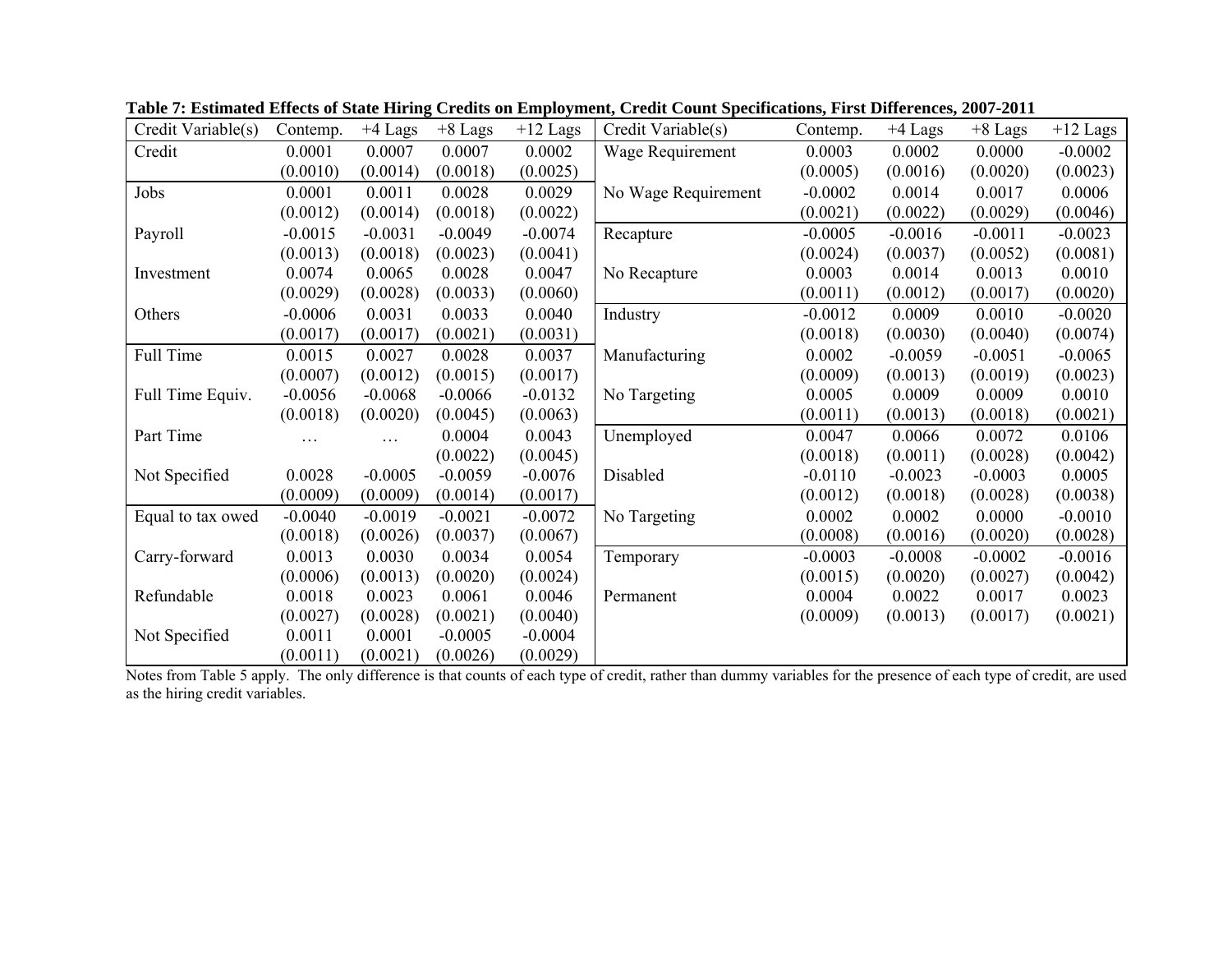**Table 7: Estimated Effects of State Hiring Credits on Employment, Credit Count Specifications, First Differences, 2007-2011**

| Credit Variable(s) | Contemp. | +4 Lags | +8 Lags | +12 Lags | Credit Variable(s) | Contemp. | +4 Lags | +8 Lags | +12 Lags |
|---|---|---|---|---|---|---|---|---|---|
| Credit | 0.0001 | 0.0007 | 0.0007 | 0.0002 | Wage Requirement | 0.0003 | 0.0002 | 0.0000 | -0.0002 |
| | (0.0010) | (0.0014) | (0.0018) | (0.0025) | | (0.0005) | (0.0016) | (0.0020) | (0.0023) |
| Jobs | 0.0001 | 0.0011 | 0.0028 | 0.0029 | No Wage Requirement | -0.0002 | 0.0014 | 0.0017 | 0.0006 |
| | (0.0012) | (0.0014) | (0.0018) | (0.0022) | | (0.0021) | (0.0022) | (0.0029) | (0.0046) |
| Payroll | -0.0015 | -0.0031 | -0.0049 | -0.0074 | Recapture | -0.0005 | -0.0016 | -0.0011 | -0.0023 |
| | (0.0013) | (0.0018) | (0.0023) | (0.0041) | | (0.0024) | (0.0037) | (0.0052) | (0.0081) |
| Investment | 0.0074 | 0.0065 | 0.0028 | 0.0047 | No Recapture | 0.0003 | 0.0014 | 0.0013 | 0.0010 |
| | (0.0029) | (0.0028) | (0.0033) | (0.0060) | | (0.0011) | (0.0012) | (0.0017) | (0.0020) |
| Others | -0.0006 | 0.0031 | 0.0033 | 0.0040 | Industry | -0.0012 | 0.0009 | 0.0010 | -0.0020 |
| | (0.0017) | (0.0017) | (0.0021) | (0.0031) | | (0.0018) | (0.0030) | (0.0040) | (0.0074) |
| Full Time | 0.0015 | 0.0027 | 0.0028 | 0.0037 | Manufacturing | 0.0002 | -0.0059 | -0.0051 | -0.0065 |
| | (0.0007) | (0.0012) | (0.0015) | (0.0017) | | (0.0009) | (0.0013) | (0.0019) | (0.0023) |
| Full Time Equiv. | -0.0056 | -0.0068 | -0.0066 | -0.0132 | No Targeting | 0.0005 | 0.0009 | 0.0009 | 0.0010 |
| | (0.0018) | (0.0020) | (0.0045) | (0.0063) | | (0.0011) | (0.0013) | (0.0018) | (0.0021) |
| Part Time | … | … | 0.0004 | 0.0043 | Unemployed | 0.0047 | 0.0066 | 0.0072 | 0.0106 |
| | | | (0.0022) | (0.0045) | | (0.0018) | (0.0011) | (0.0028) | (0.0042) |
| Not Specified | 0.0028 | -0.0005 | -0.0059 | -0.0076 | Disabled | -0.0110 | -0.0023 | -0.0003 | 0.0005 |
| | (0.0009) | (0.0009) | (0.0014) | (0.0017) | | (0.0012) | (0.0018) | (0.0028) | (0.0038) |
| Equal to tax owed | -0.0040 | -0.0019 | -0.0021 | -0.0072 | No Targeting | 0.0002 | 0.0002 | 0.0000 | -0.0010 |
| | (0.0018) | (0.0026) | (0.0037) | (0.0067) | | (0.0008) | (0.0016) | (0.0020) | (0.0028) |
| Carry-forward | 0.0013 | 0.0030 | 0.0034 | 0.0054 | Temporary | -0.0003 | -0.0008 | -0.0002 | -0.0016 |
| | (0.0006) | (0.0013) | (0.0020) | (0.0024) | | (0.0015) | (0.0020) | (0.0027) | (0.0042) |
| Refundable | 0.0018 | 0.0023 | 0.0061 | 0.0046 | Permanent | 0.0004 | 0.0022 | 0.0017 | 0.0023 |
| | (0.0027) | (0.0028) | (0.0021) | (0.0040) | | (0.0009) | (0.0013) | (0.0017) | (0.0021) |
| Not Specified | 0.0011 | 0.0001 | -0.0005 | -0.0004 | | | | | |
| | (0.0011) | (0.0021) | (0.0026) | (0.0029) | | | | | |

Notes from Table 5 apply. The only difference is that counts of each type of credit, rather than dummy variables for the presence of each type of credit, are used as the hiring credit variables.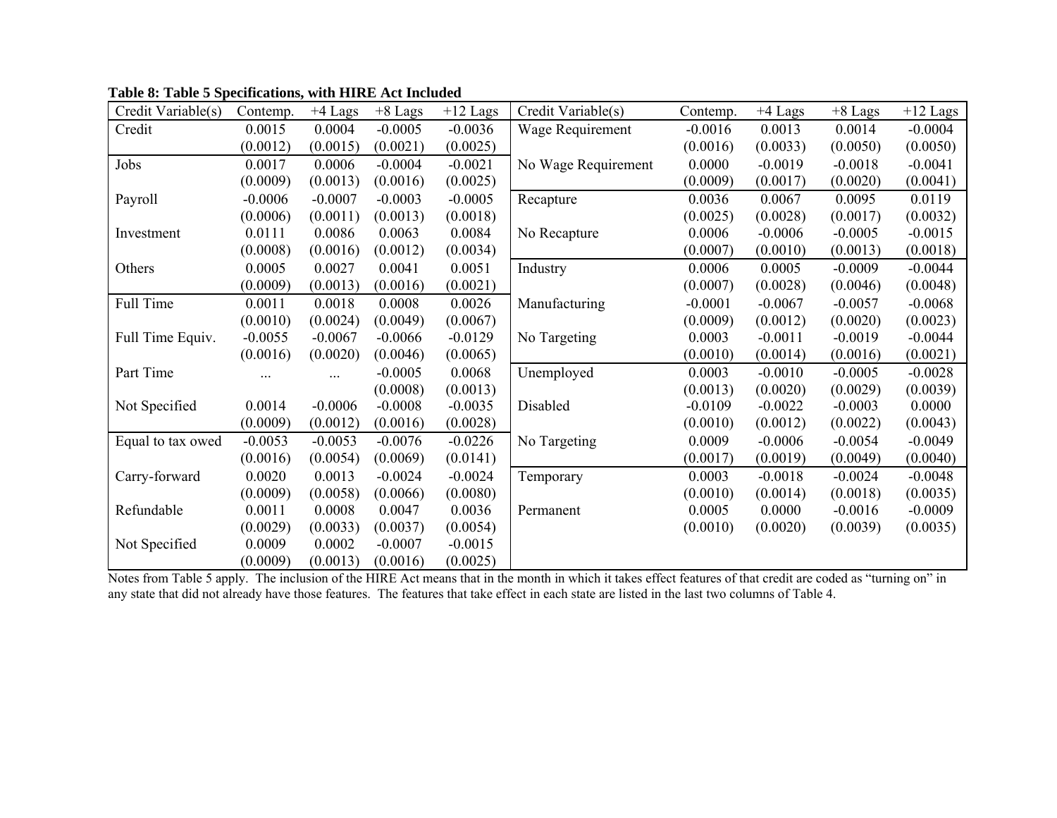**Table 8: Table 5 Specifications, with HIRE Act Included**

| Credit Variable(s) | Contemp. | +4 Lags | +8 Lags | +12 Lags | Credit Variable(s) | Contemp. | +4 Lags | +8 Lags | +12 Lags |
|---|---|---|---|---|---|---|---|---|---|
| Credit | 0.0015 | 0.0004 | -0.0005 | -0.0036 | Wage Requirement | -0.0016 | 0.0013 | 0.0014 | -0.0004 |
| | (0.0012) | (0.0015) | (0.0021) | (0.0025) | | (0.0016) | (0.0033) | (0.0050) | (0.0050) |
| Jobs | 0.0017 | 0.0006 | -0.0004 | -0.0021 | No Wage Requirement | 0.0000 | -0.0019 | -0.0018 | -0.0041 |
| | (0.0009) | (0.0013) | (0.0016) | (0.0025) | | (0.0009) | (0.0017) | (0.0020) | (0.0041) |
| Payroll | -0.0006 | -0.0007 | -0.0003 | -0.0005 | Recapture | 0.0036 | 0.0067 | 0.0095 | 0.0119 |
| | (0.0006) | (0.0011) | (0.0013) | (0.0018) | | (0.0025) | (0.0028) | (0.0017) | (0.0032) |
| Investment | 0.0111 | 0.0086 | 0.0063 | 0.0084 | No Recapture | 0.0006 | -0.0006 | -0.0005 | -0.0015 |
| | (0.0008) | (0.0016) | (0.0012) | (0.0034) | | (0.0007) | (0.0010) | (0.0013) | (0.0018) |
| Others | 0.0005 | 0.0027 | 0.0041 | 0.0051 | Industry | 0.0006 | 0.0005 | -0.0009 | -0.0044 |
| | (0.0009) | (0.0013) | (0.0016) | (0.0021) | | (0.0007) | (0.0028) | (0.0046) | (0.0048) |
| Full Time | 0.0011 | 0.0018 | 0.0008 | 0.0026 | Manufacturing | -0.0001 | -0.0067 | -0.0057 | -0.0068 |
| | (0.0010) | (0.0024) | (0.0049) | (0.0067) | | (0.0009) | (0.0012) | (0.0020) | (0.0023) |
| Full Time Equiv. | -0.0055 | -0.0067 | -0.0066 | -0.0129 | No Targeting | 0.0003 | -0.0011 | -0.0019 | -0.0044 |
| | (0.0016) | (0.0020) | (0.0046) | (0.0065) | | (0.0010) | (0.0014) | (0.0016) | (0.0021) |
| Part Time | ... | ... | -0.0005 | 0.0068 | Unemployed | 0.0003 | -0.0010 | -0.0005 | -0.0028 |
| | | | (0.0008) | (0.0013) | | (0.0013) | (0.0020) | (0.0029) | (0.0039) |
| Not Specified | 0.0014 | -0.0006 | -0.0008 | -0.0035 | Disabled | -0.0109 | -0.0022 | -0.0003 | 0.0000 |
| | (0.0009) | (0.0012) | (0.0016) | (0.0028) | | (0.0010) | (0.0012) | (0.0022) | (0.0043) |
| Equal to tax owed | -0.0053 | -0.0053 | -0.0076 | -0.0226 | No Targeting | 0.0009 | -0.0006 | -0.0054 | -0.0049 |
| | (0.0016) | (0.0054) | (0.0069) | (0.0141) | | (0.0017) | (0.0019) | (0.0049) | (0.0040) |
| Carry-forward | 0.0020 | 0.0013 | -0.0024 | -0.0024 | Temporary | 0.0003 | -0.0018 | -0.0024 | -0.0048 |
| | (0.0009) | (0.0058) | (0.0066) | (0.0080) | | (0.0010) | (0.0014) | (0.0018) | (0.0035) |
| Refundable | 0.0011 | 0.0008 | 0.0047 | 0.0036 | Permanent | 0.0005 | 0.0000 | -0.0016 | -0.0009 |
| | (0.0029) | (0.0033) | (0.0037) | (0.0054) | | (0.0010) | (0.0020) | (0.0039) | (0.0035) |
| Not Specified | 0.0009 | 0.0002 | -0.0007 | -0.0015 | | | | | |
| | (0.0009) | (0.0013) | (0.0016) | (0.0025) | | | | | |

Notes from Table 5 apply. The inclusion of the HIRE Act means that in the month in which it takes effect features of that credit are coded as "turning on" in any state that did not already have those features. The features that take effect in each state are listed in the last two columns of Table 4.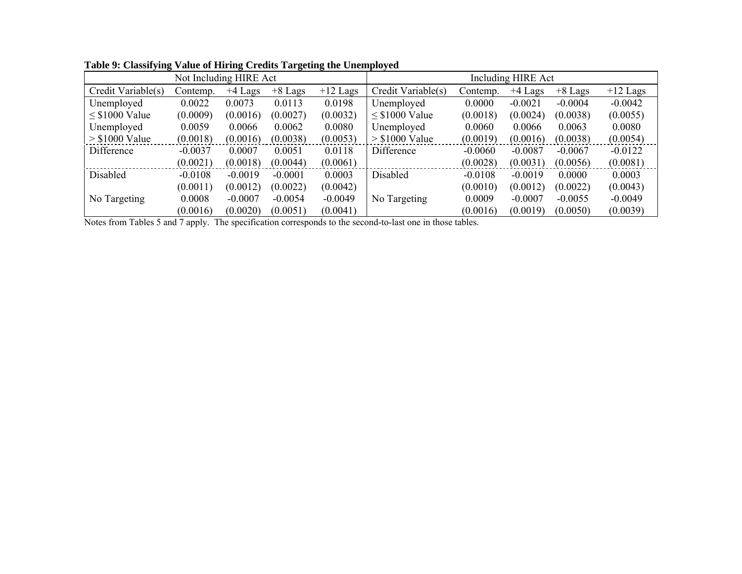**Table 9: Classifying Value of Hiring Credits Targeting the Unemployed**

| Not Including HIRE Act | | | | | Including HIRE Act | | | | |
|---|---|---|---|---|---|---|---|---|---|
| Credit Variable(s) | Contemp. | +4 Lags | +8 Lags | +12 Lags | Credit Variable(s) | Contemp. | +4 Lags | +8 Lags | +12 Lags |
| Unemployed | 0.0022 | 0.0073 | 0.0113 | 0.0198 | Unemployed | 0.0000 | -0.0021 | -0.0004 | -0.0042 |
| ≤ \$1000 Value | (0.0009) | (0.0016) | (0.0027) | (0.0032) | ≤ \$1000 Value | (0.0018) | (0.0024) | (0.0038) | (0.0055) |
| Unemployed | 0.0059 | 0.0066 | 0.0062 | 0.0080 | Unemployed | 0.0060 | 0.0066 | 0.0063 | 0.0080 |
| > \$1000 Value | (0.0018) | (0.0016) | (0.0038) | (0.0053) | > \$1000 Value | (0.0019) | (0.0016) | (0.0038) | (0.0054) |
| Difference | -0.0037 | 0.0007 | 0.0051 | 0.0118 | Difference | -0.0060 | -0.0087 | -0.0067 | -0.0122 |
| | (0.0021) | (0.0018) | (0.0044) | (0.0061) | | (0.0028) | (0.0031) | (0.0056) | (0.0081) |
| Disabled | -0.0108 | -0.0019 | -0.0001 | 0.0003 | Disabled | -0.0108 | -0.0019 | 0.0000 | 0.0003 |
| | (0.0011) | (0.0012) | (0.0022) | (0.0042) | | (0.0010) | (0.0012) | (0.0022) | (0.0043) |
| No Targeting | 0.0008 | -0.0007 | -0.0054 | -0.0049 | No Targeting | 0.0009 | -0.0007 | -0.0055 | -0.0049 |
| | (0.0016) | (0.0020) | (0.0051) | (0.0041) | | (0.0016) | (0.0019) | (0.0050) | (0.0039) |

Notes from Tables 5 and 7 apply. The specification corresponds to the second-to-last one in those tables.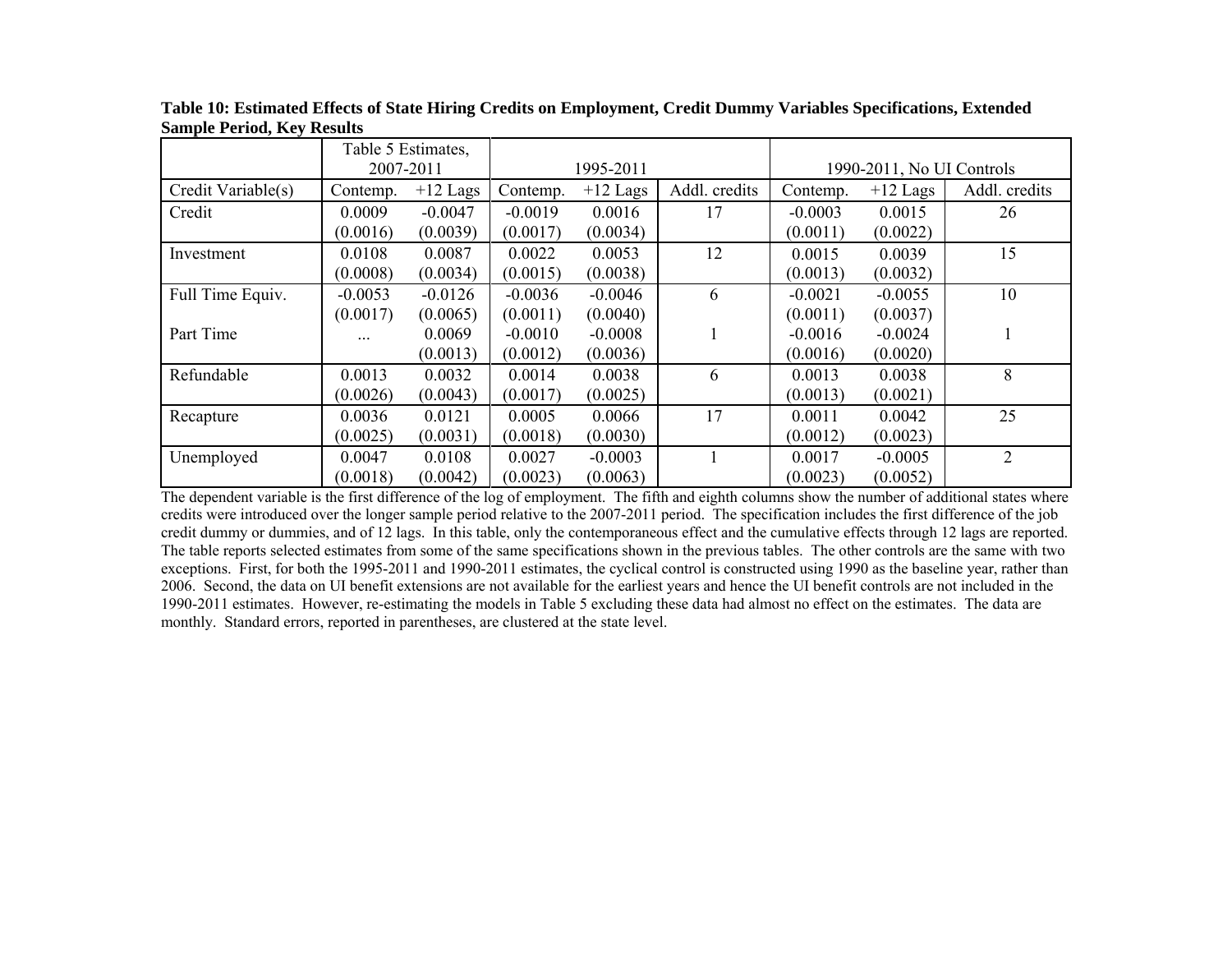**Table 10: Estimated Effects of State Hiring Credits on Employment, Credit Dummy Variables Specifications, Extended Sample Period, Key Results**

| | Table 5 Estimates, 2007-2011 | | 1995-2011 | | | 1990-2011, No UI Controls | | |
|---|---|---|---|---|---|---|---|---|
| Credit Variable(s) | Contemp. | +12 Lags | Contemp. | +12 Lags | Addl. credits | Contemp. | +12 Lags | Addl. credits |
| Credit | 0.0009 | -0.0047 | -0.0019 | 0.0016 | 17 | -0.0003 | 0.0015 | 26 |
| | (0.0016) | (0.0039) | (0.0017) | (0.0034) | | (0.0011) | (0.0022) | |
| Investment | 0.0108 | 0.0087 | 0.0022 | 0.0053 | 12 | 0.0015 | 0.0039 | 15 |
| | (0.0008) | (0.0034) | (0.0015) | (0.0038) | | (0.0013) | (0.0032) | |
| Full Time Equiv. | -0.0053 | -0.0126 | -0.0036 | -0.0046 | 6 | -0.0021 | -0.0055 | 10 |
| | (0.0017) | (0.0065) | (0.0011) | (0.0040) | | (0.0011) | (0.0037) | |
| Part Time | ... | 0.0069 | -0.0010 | -0.0008 | 1 | -0.0016 | -0.0024 | 1 |
| | | (0.0013) | (0.0012) | (0.0036) | | (0.0016) | (0.0020) | |
| Refundable | 0.0013 | 0.0032 | 0.0014 | 0.0038 | 6 | 0.0013 | 0.0038 | 8 |
| | (0.0026) | (0.0043) | (0.0017) | (0.0025) | | (0.0013) | (0.0021) | |
| Recapture | 0.0036 | 0.0121 | 0.0005 | 0.0066 | 17 | 0.0011 | 0.0042 | 25 |
| | (0.0025) | (0.0031) | (0.0018) | (0.0030) | | (0.0012) | (0.0023) | |
| Unemployed | 0.0047 | 0.0108 | 0.0027 | -0.0003 | 1 | 0.0017 | -0.0005 | 2 |
| | (0.0018) | (0.0042) | (0.0023) | (0.0063) | | (0.0023) | (0.0052) | |

The dependent variable is the first difference of the log of employment. The fifth and eighth columns show the number of additional states where credits were introduced over the longer sample period relative to the 2007-2011 period. The specification includes the first difference of the job credit dummy or dummies, and of 12 lags. In this table, only the contemporaneous effect and the cumulative effects through 12 lags are reported. The table reports selected estimates from some of the same specifications shown in the previous tables. The other controls are the same with two exceptions. First, for both the 1995-2011 and 1990-2011 estimates, the cyclical control is constructed using 1990 as the baseline year, rather than 2006. Second, the data on UI benefit extensions are not available for the earliest years and hence the UI benefit controls are not included in the 1990-2011 estimates. However, re-estimating the models in Table 5 excluding these data had almost no effect on the estimates. The data are monthly. Standard errors, reported in parentheses, are clustered at the state level.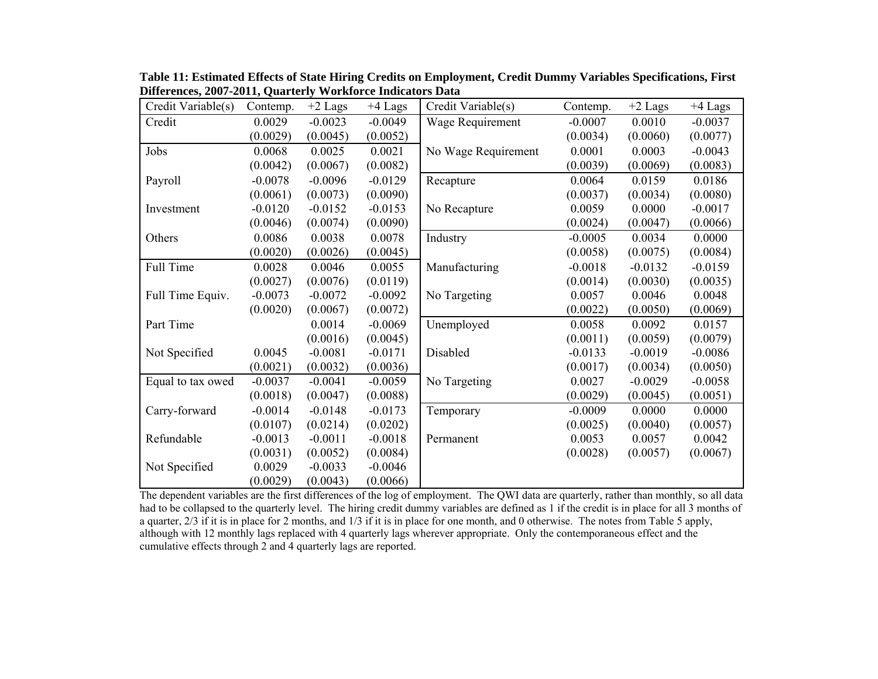**Table 11: Estimated Effects of State Hiring Credits on Employment, Credit Dummy Variables Specifications, First Differences, 2007-2011, Quarterly Workforce Indicators Data**

| Credit Variable(s) | Contemp. | +2 Lags | +4 Lags | Credit Variable(s) | Contemp. | +2 Lags | +4 Lags |
|---|---|---|---|---|---|---|---|
| Credit | 0.0029 | -0.0023 | -0.0049 | Wage Requirement | -0.0007 | 0.0010 | -0.0037 |
| | (0.0029) | (0.0045) | (0.0052) | | (0.0034) | (0.0060) | (0.0077) |
| Jobs | 0.0068 | 0.0025 | 0.0021 | No Wage Requirement | 0.0001 | 0.0003 | -0.0043 |
| | (0.0042) | (0.0067) | (0.0082) | | (0.0039) | (0.0069) | (0.0083) |
| Payroll | -0.0078 | -0.0096 | -0.0129 | Recapture | 0.0064 | 0.0159 | 0.0186 |
| | (0.0061) | (0.0073) | (0.0090) | | (0.0037) | (0.0034) | (0.0080) |
| Investment | -0.0120 | -0.0152 | -0.0153 | No Recapture | 0.0059 | 0.0000 | -0.0017 |
| | (0.0046) | (0.0074) | (0.0090) | | (0.0024) | (0.0047) | (0.0066) |
| Others | 0.0086 | 0.0038 | 0.0078 | Industry | -0.0005 | 0.0034 | 0.0000 |
| | (0.0020) | (0.0026) | (0.0045) | | (0.0058) | (0.0075) | (0.0084) |
| Full Time | 0.0028 | 0.0046 | 0.0055 | Manufacturing | -0.0018 | -0.0132 | -0.0159 |
| | (0.0027) | (0.0076) | (0.0119) | | (0.0014) | (0.0030) | (0.0035) |
| Full Time Equiv. | -0.0073 | -0.0072 | -0.0092 | No Targeting | 0.0057 | 0.0046 | 0.0048 |
| | (0.0020) | (0.0067) | (0.0072) | | (0.0022) | (0.0050) | (0.0069) |
| Part Time | | 0.0014 | -0.0069 | Unemployed | 0.0058 | 0.0092 | 0.0157 |
| | | (0.0016) | (0.0045) | | (0.0011) | (0.0059) | (0.0079) |
| Not Specified | 0.0045 | -0.0081 | -0.0171 | Disabled | -0.0133 | -0.0019 | -0.0086 |
| | (0.0021) | (0.0032) | (0.0036) | | (0.0017) | (0.0034) | (0.0050) |
| Equal to tax owed | -0.0037 | -0.0041 | -0.0059 | No Targeting | 0.0027 | -0.0029 | -0.0058 |
| | (0.0018) | (0.0047) | (0.0088) | | (0.0029) | (0.0045) | (0.0051) |
| Carry-forward | -0.0014 | -0.0148 | -0.0173 | Temporary | -0.0009 | 0.0000 | 0.0000 |
| | (0.0107) | (0.0214) | (0.0202) | | (0.0025) | (0.0040) | (0.0057) |
| Refundable | -0.0013 | -0.0011 | -0.0018 | Permanent | 0.0053 | 0.0057 | 0.0042 |
| | (0.0031) | (0.0052) | (0.0084) | | (0.0028) | (0.0057) | (0.0067) |
| Not Specified | 0.0029 | -0.0033 | -0.0046 | | | | |
| | (0.0029) | (0.0043) | (0.0066) | | | | |

The dependent variables are the first differences of the log of employment. The QWI data are quarterly, rather than monthly, so all data had to be collapsed to the quarterly level. The hiring credit dummy variables are defined as 1 if the credit is in place for all 3 months of a quarter, 2/3 if it is in place for 2 months, and 1/3 if it is in place for one month, and 0 otherwise. The notes from Table 5 apply, although with 12 monthly lags replaced with 4 quarterly lags wherever appropriate. Only the contemporaneous effect and the cumulative effects through 2 and 4 quarterly lags are reported.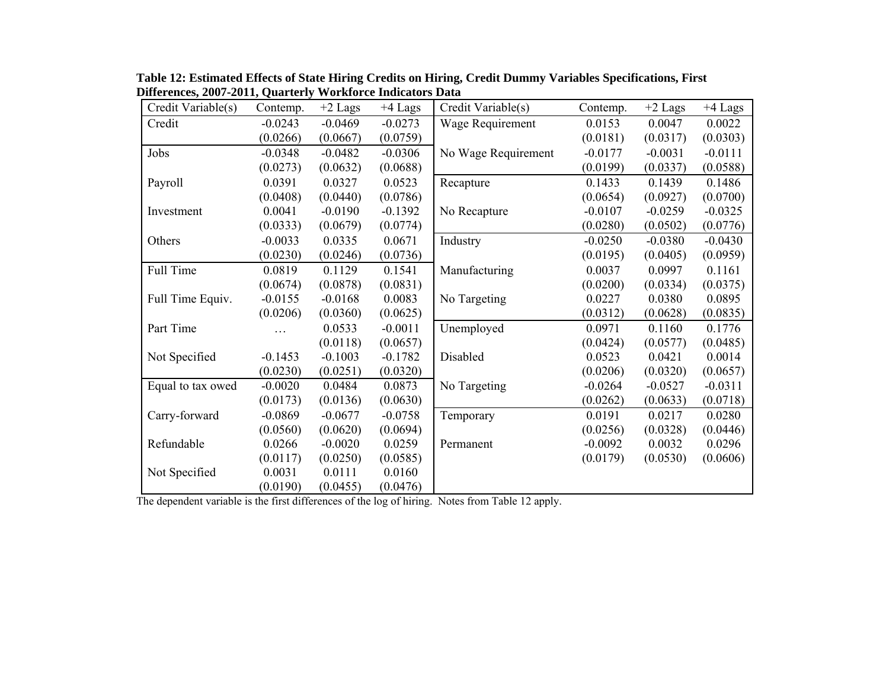**Table 12: Estimated Effects of State Hiring Credits on Hiring, Credit Dummy Variables Specifications, First Differences, 2007-2011, Quarterly Workforce Indicators Data**

| Credit Variable(s) | Contemp. | +2 Lags | +4 Lags | Credit Variable(s) | Contemp. | +2 Lags | +4 Lags |
|---|---|---|---|---|---|---|---|
| Credit | -0.0243 | -0.0469 | -0.0273 | Wage Requirement | 0.0153 | 0.0047 | 0.0022 |
| | (0.0266) | (0.0667) | (0.0759) | | (0.0181) | (0.0317) | (0.0303) |
| Jobs | -0.0348 | -0.0482 | -0.0306 | No Wage Requirement | -0.0177 | -0.0031 | -0.0111 |
| | (0.0273) | (0.0632) | (0.0688) | | (0.0199) | (0.0337) | (0.0588) |
| Payroll | 0.0391 | 0.0327 | 0.0523 | Recapture | 0.1433 | 0.1439 | 0.1486 |
| | (0.0408) | (0.0440) | (0.0786) | | (0.0654) | (0.0927) | (0.0700) |
| Investment | 0.0041 | -0.0190 | -0.1392 | No Recapture | -0.0107 | -0.0259 | -0.0325 |
| | (0.0333) | (0.0679) | (0.0774) | | (0.0280) | (0.0502) | (0.0776) |
| Others | -0.0033 | 0.0335 | 0.0671 | Industry | -0.0250 | -0.0380 | -0.0430 |
| | (0.0230) | (0.0246) | (0.0736) | | (0.0195) | (0.0405) | (0.0959) |
| Full Time | 0.0819 | 0.1129 | 0.1541 | Manufacturing | 0.0037 | 0.0997 | 0.1161 |
| | (0.0674) | (0.0878) | (0.0831) | | (0.0200) | (0.0334) | (0.0375) |
| Full Time Equiv. | -0.0155 | -0.0168 | 0.0083 | No Targeting | 0.0227 | 0.0380 | 0.0895 |
| | (0.0206) | (0.0360) | (0.0625) | | (0.0312) | (0.0628) | (0.0835) |
| Part Time | … | 0.0533 | -0.0011 | Unemployed | 0.0971 | 0.1160 | 0.1776 |
| | | (0.0118) | (0.0657) | | (0.0424) | (0.0577) | (0.0485) |
| Not Specified | -0.1453 | -0.1003 | -0.1782 | Disabled | 0.0523 | 0.0421 | 0.0014 |
| | (0.0230) | (0.0251) | (0.0320) | | (0.0206) | (0.0320) | (0.0657) |
| Equal to tax owed | -0.0020 | 0.0484 | 0.0873 | No Targeting | -0.0264 | -0.0527 | -0.0311 |
| | (0.0173) | (0.0136) | (0.0630) | | (0.0262) | (0.0633) | (0.0718) |
| Carry-forward | -0.0869 | -0.0677 | -0.0758 | Temporary | 0.0191 | 0.0217 | 0.0280 |
| | (0.0560) | (0.0620) | (0.0694) | | (0.0256) | (0.0328) | (0.0446) |
| Refundable | 0.0266 | -0.0020 | 0.0259 | Permanent | -0.0092 | 0.0032 | 0.0296 |
| | (0.0117) | (0.0250) | (0.0585) | | (0.0179) | (0.0530) | (0.0606) |
| Not Specified | 0.0031 | 0.0111 | 0.0160 | | | | |
| | (0.0190) | (0.0455) | (0.0476) | | | | |

The dependent variable is the first differences of the log of hiring. Notes from Table 12 apply.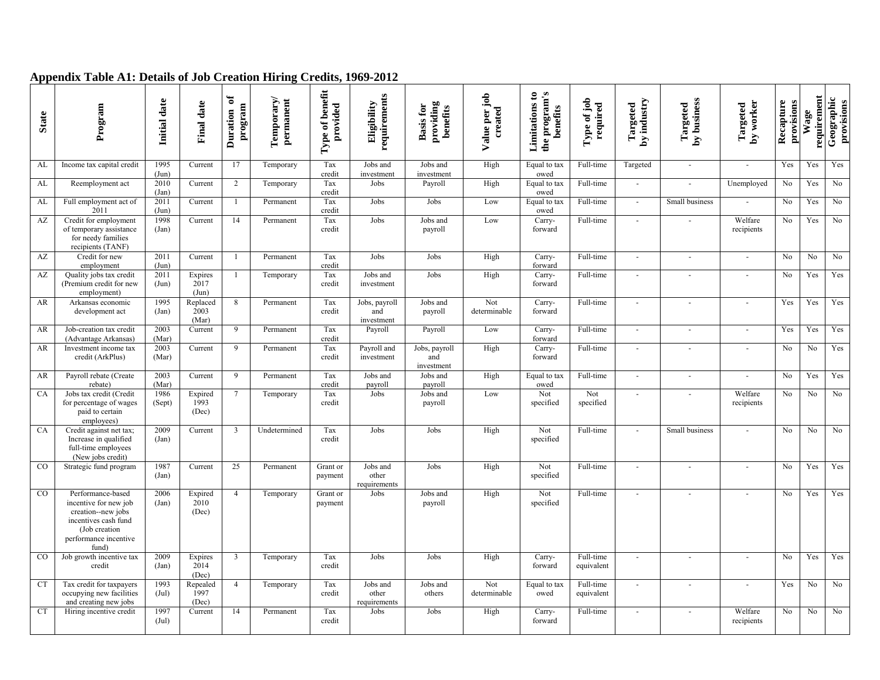## Appendix Table A1: Details of Job Creation Hiring Credits, 1969-2012

| State | Program | Initial date | Final date | Duration of program | Temporary/ permanent | Type of benefit provided | Eligibility requirements | Basis for providing benefits | Value per job created | Limitations to the program's benefits | Type of job required | Targeted by industry | Targeted by business | Targeted by worker | Recapture provisions | Wage requirement | Geographic provisions |
|---|---|---|---|---|---|---|---|---|---|---|---|---|---|---|---|---|---|
| AL | Income tax capital credit | 1995 (Jun) | Current | 17 | Temporary | Tax credit | Jobs and investment | Jobs and investment | High | Equal to tax owed | Full-time | Targeted | - | - | Yes | Yes | Yes |
| AL | Reemployment act | 2010 (Jan) | Current | 2 | Temporary | Tax credit | Jobs | Payroll | High | Equal to tax owed | Full-time | - | - | Unemployed | No | Yes | No |
| AL | Full employment act of 2011 | 2011 (Jun) | Current | 1 | Permanent | Tax credit | Jobs | Jobs | Low | Equal to tax owed | Full-time | - | Small business | - | No | Yes | No |
| AZ | Credit for employment of temporary assistance for needy families recipients (TANF) | 1998 (Jan) | Current | 14 | Permanent | Tax credit | Jobs | Jobs and payroll | Low | Carry-forward | Full-time | - | - | Welfare recipients | No | Yes | No |
| AZ | Credit for new employment | 2011 (Jun) | Current | 1 | Permanent | Tax credit | Jobs | Jobs | High | Carry-forward | Full-time | - | - | - | No | No | No |
| AZ | Quality jobs tax credit (Premium credit for new employment) | 2011 (Jun) | Expires 2017 (Jun) | 1 | Temporary | Tax credit | Jobs and investment | Jobs | High | Carry-forward | Full-time | - | - | - | No | Yes | Yes |
| AR | Arkansas economic development act | 1995 (Jan) | Replaced 2003 (Mar) | 8 | Permanent | Tax credit | Jobs, payroll and investment | Jobs and payroll | Not determinable | Carry-forward | Full-time | - | - | - | Yes | Yes | Yes |
| AR | Job-creation tax credit (Advantage Arkansas) | 2003 (Mar) | Current | 9 | Permanent | Tax credit | Payroll | Payroll | Low | Carry-forward | Full-time | - | - | - | Yes | Yes | Yes |
| AR | Investment income tax credit (ArkPlus) | 2003 (Mar) | Current | 9 | Permanent | Tax credit | Payroll and investment | Jobs, payroll and investment | High | Carry-forward | Full-time | - | - | - | No | No | Yes |
| AR | Payroll rebate (Create rebate) | 2003 (Mar) | Current | 9 | Permanent | Tax credit | Jobs and payroll | Jobs and payroll | High | Equal to tax owed | Full-time | - | - | - | No | Yes | Yes |
| CA | Jobs tax credit (Credit for percentage of wages paid to certain employees) | 1986 (Sept) | Expired 1993 (Dec) | 7 | Temporary | Tax credit | Jobs | Jobs and payroll | Low | Not specified | Not specified | - | - | Welfare recipients | No | No | No |
| CA | Credit against net tax; Increase in qualified full-time employees (New jobs credit) | 2009 (Jan) | Current | 3 | Undetermined | Tax credit | Jobs | Jobs | High | Not specified | Full-time | - | Small business | - | No | No | No |
| CO | Strategic fund program | 1987 (Jan) | Current | 25 | Permanent | Grant or payment | Jobs and other requirements | Jobs | High | Not specified | Full-time | - | - | - | No | Yes | Yes |
| CO | Performance-based incentive for new job creation--new jobs incentives cash fund (Job creation performance incentive fund) | 2006 (Jan) | Expired 2010 (Dec) | 4 | Temporary | Grant or payment | Jobs | Jobs and payroll | High | Not specified | Full-time | - | - | - | No | Yes | Yes |
| CO | Job growth incentive tax credit | 2009 (Jan) | Expires 2014 (Dec) | 3 | Temporary | Tax credit | Jobs | Jobs | High | Carry-forward | Full-time equivalent | - | - | - | No | Yes | Yes |
| CT | Tax credit for taxpayers occupying new facilities and creating new jobs | 1993 (Jul) | Repealed 1997 (Dec) | 4 | Temporary | Tax credit | Jobs and other requirements | Jobs and others | Not determinable | Equal to tax owed | Full-time equivalent | - | - | - | Yes | No | No |
| CT | Hiring incentive credit | 1997 (Jul) | Current | 14 | Permanent | Tax credit | Jobs | Jobs | High | Carry-forward | Full-time | - | - | Welfare recipients | No | No | No |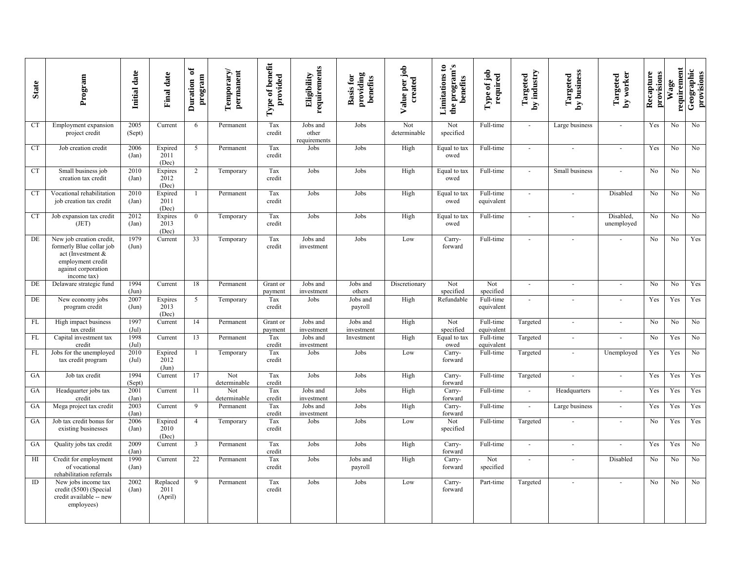| State | Program | Initial date | Final date | Duration of program | Temporary/ permanent | Type of benefit provided | Eligibility requirements | Basis for providing benefits | Value per job created | Limitations to the program's benefits | Type of job required | Targeted by industry | Targeted by business | Targeted by worker | Recapture provisions | Wage requirement | Geographic provisions |
|---|---|---|---|---|---|---|---|---|---|---|---|---|---|---|---|---|---|
| CT | Employment expansion project credit | 2005 (Sept) | Current | 6 | Permanent | Tax credit | Jobs and other requirements | Jobs | Not determinable | Not specified | Full-time | - | Large business | - | Yes | No | No |
| CT | Job creation credit | 2006 (Jan) | Expired 2011 (Dec) | 5 | Permanent | Tax credit | Jobs | Jobs | High | Equal to tax owed | Full-time | - | - | - | Yes | No | No |
| CT | Small business job creation tax credit | 2010 (Jan) | Expires 2012 (Dec) | 2 | Temporary | Tax credit | Jobs | Jobs | High | Equal to tax owed | Full-time | - | Small business | - | No | No | No |
| CT | Vocational rehabilitation job creation tax credit | 2010 (Jan) | Expired 2011 (Dec) | 1 | Permanent | Tax credit | Jobs | Jobs | High | Equal to tax owed | Full-time equivalent | - | - | Disabled | No | No | No |
| CT | Job expansion tax credit (JET) | 2012 (Jan) | Expires 2013 (Dec) | 0 | Temporary | Tax credit | Jobs | Jobs | High | Equal to tax owed | Full-time | - | - | Disabled, unemployed | No | No | No |
| DE | New job creation credit, formerly Blue collar job act (Investment & employment credit against corporation income tax) | 1979 (Jun) | Current | 33 | Temporary | Tax credit | Jobs and investment | Jobs | Low | Carry-forward | Full-time | - | - | - | No | No | Yes |
| DE | Delaware strategic fund | 1994 (Jun) | Current | 18 | Permanent | Grant or payment | Jobs and investment | Jobs and others | Discretionary | Not specified | Not specified | - | - | - | No | No | Yes |
| DE | New economy jobs program credit | 2007 (Jun) | Expires 2013 (Dec) | 5 | Temporary | Tax credit | Jobs | Jobs and payroll | High | Refundable | Full-time equivalent | - | - | - | Yes | Yes | Yes |
| FL | High impact business tax credit | 1997 (Jul) | Current | 14 | Permanent | Grant or payment | Jobs and investment | Jobs and investment | High | Not specified | Full-time equivalent | Targeted | - | - | No | No | No |
| FL | Capital investment tax credit | 1998 (Jul) | Current | 13 | Permanent | Tax credit | Jobs and investment | Investment | High | Equal to tax owed | Full-time equivalent | Targeted | - | - | No | Yes | No |
| FL | Jobs for the unemployed tax credit program | 2010 (Jul) | Expired 2012 (Jun) | 1 | Temporary | Tax credit | Jobs | Jobs | Low | Carry-forward | Full-time | Targeted | - | Unemployed | Yes | Yes | No |
| GA | Job tax credit | 1994 (Sept) | Current | 17 | Not determinable | Tax credit | Jobs | Jobs | High | Carry-forward | Full-time | Targeted | - | - | Yes | Yes | Yes |
| GA | Headquarter jobs tax credit | 2001 (Jan) | Current | 11 | Not determinable | Tax credit | Jobs and investment | Jobs | High | Carry-forward | Full-time | - | Headquarters | - | Yes | Yes | Yes |
| GA | Mega project tax credit | 2003 (Jan) | Current | 9 | Permanent | Tax credit | Jobs and investment | Jobs | High | Carry-forward | Full-time | - | Large business | - | Yes | Yes | Yes |
| GA | Job tax credit bonus for existing businesses | 2006 (Jan) | Expired 2010 (Dec) | 4 | Temporary | Tax credit | Jobs | Jobs | Low | Not specified | Full-time | Targeted | - | - | No | Yes | Yes |
| GA | Quality jobs tax credit | 2009 (Jan) | Current | 3 | Permanent | Tax credit | Jobs | Jobs | High | Carry-forward | Full-time | - | - | - | Yes | Yes | No |
| HI | Credit for employment of vocational rehabilitation referrals | 1990 (Jan) | Current | 22 | Permanent | Tax credit | Jobs | Jobs and payroll | High | Carry-forward | Not specified | - | - | Disabled | No | No | No |
| ID | New jobs income tax credit ($500) (Special credit available -- new employees) | 2002 (Jan) | Replaced 2011 (April) | 9 | Permanent | Tax credit | Jobs | Jobs | Low | Carry-forward | Part-time | Targeted | - | - | No | No | No |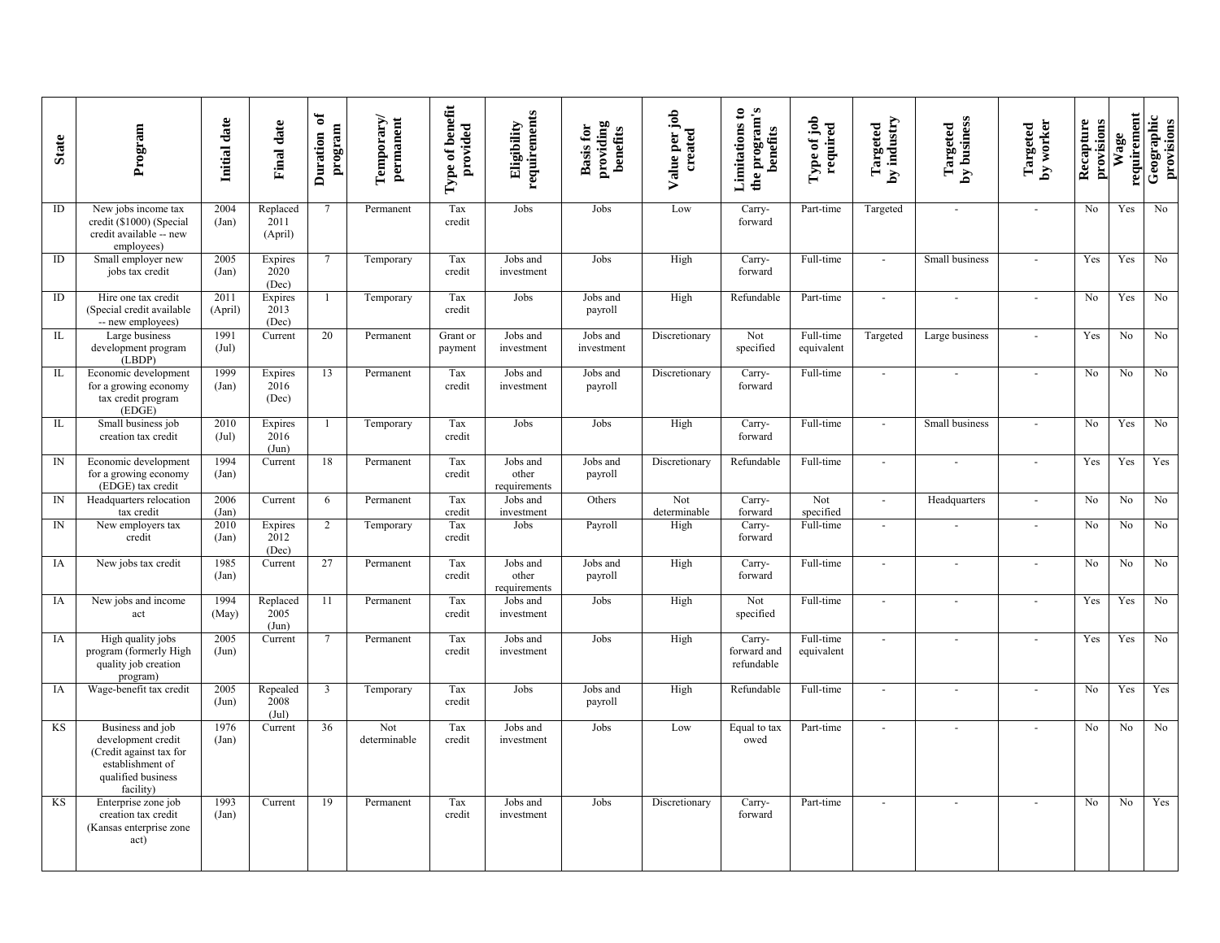| State | Program | Initial date | Final date | Duration of program | Temporary/ permanent | Type of benefit provided | Eligibility requirements | Basis for providing benefits | Value per job created | Limitations to the program's benefits | Type of job required | Targeted by industry | Targeted by business | Targeted by worker | Recapture provisions | Wage requirement | Geographic provisions |
|---|---|---|---|---|---|---|---|---|---|---|---|---|---|---|---|---|---|
| ID | New jobs income tax credit ($1000) (Special credit available -- new employees) | 2004 (Jan) | Replaced 2011 (April) | 7 | Permanent | Tax credit | Jobs | Jobs | Low | Carry-forward | Part-time | Targeted | - | - | No | Yes | No |
| ID | Small employer new jobs tax credit | 2005 (Jan) | Expires 2020 (Dec) | 7 | Temporary | Tax credit | Jobs and investment | Jobs | High | Carry-forward | Full-time | - | Small business | - | Yes | Yes | No |
| ID | Hire one tax credit (Special credit available -- new employees) | 2011 (April) | Expires 2013 (Dec) | 1 | Temporary | Tax credit | Jobs | Jobs and payroll | High | Refundable | Part-time | - | - | - | No | Yes | No |
| IL | Large business development program (LBDP) | 1991 (Jul) | Current | 20 | Permanent | Grant or payment | Jobs and investment | Jobs and investment | Discretionary | Not specified | Full-time equivalent | Targeted | Large business | - | Yes | No | No |
| IL | Economic development for a growing economy tax credit program (EDGE) | 1999 (Jan) | Expires 2016 (Dec) | 13 | Permanent | Tax credit | Jobs and investment | Jobs and payroll | Discretionary | Carry-forward | Full-time | - | - | - | No | No | No |
| IL | Small business job creation tax credit | 2010 (Jul) | Expires 2016 (Jun) | 1 | Temporary | Tax credit | Jobs | Jobs | High | Carry-forward | Full-time | - | Small business | - | No | Yes | No |
| IN | Economic development for a growing economy (EDGE) tax credit | 1994 (Jan) | Current | 18 | Permanent | Tax credit | Jobs and other requirements | Jobs and payroll | Discretionary | Refundable | Full-time | - | - | - | Yes | Yes | Yes |
| IN | Headquarters relocation tax credit | 2006 (Jan) | Current | 6 | Permanent | Tax credit | Jobs and investment | Others | Not determinable | Carry-forward | Not specified | - | Headquarters | - | No | No | No |
| IN | New employers tax credit | 2010 (Jan) | Expires 2012 (Dec) | 2 | Temporary | Tax credit | Jobs | Payroll | High | Carry-forward | Full-time | - | - | - | No | No | No |
| IA | New jobs tax credit | 1985 (Jan) | Current | 27 | Permanent | Tax credit | Jobs and other requirements | Jobs and payroll | High | Carry-forward | Full-time | - | - | - | No | No | No |
| IA | New jobs and income act | 1994 (May) | Replaced 2005 (Jun) | 11 | Permanent | Tax credit | Jobs and investment | Jobs | High | Not specified | Full-time | - | - | - | Yes | Yes | No |
| IA | High quality jobs program (formerly High quality job creation program) | 2005 (Jun) | Current | 7 | Permanent | Tax credit | Jobs and investment | Jobs | High | Carry-forward and refundable | Full-time equivalent | - | - | - | Yes | Yes | No |
| IA | Wage-benefit tax credit | 2005 (Jun) | Repealed 2008 (Jul) | 3 | Temporary | Tax credit | Jobs | Jobs and payroll | High | Refundable | Full-time | - | - | - | No | Yes | Yes |
| KS | Business and job development credit (Credit against tax for establishment of qualified business facility) | 1976 (Jan) | Current | 36 | Not determinable | Tax credit | Jobs and investment | Jobs | Low | Equal to tax owed | Part-time | - | - | - | No | No | No |
| KS | Enterprise zone job creation tax credit (Kansas enterprise zone act) | 1993 (Jan) | Current | 19 | Permanent | Tax credit | Jobs and investment | Jobs | Discretionary | Carry-forward | Part-time | - | - | - | No | No | Yes |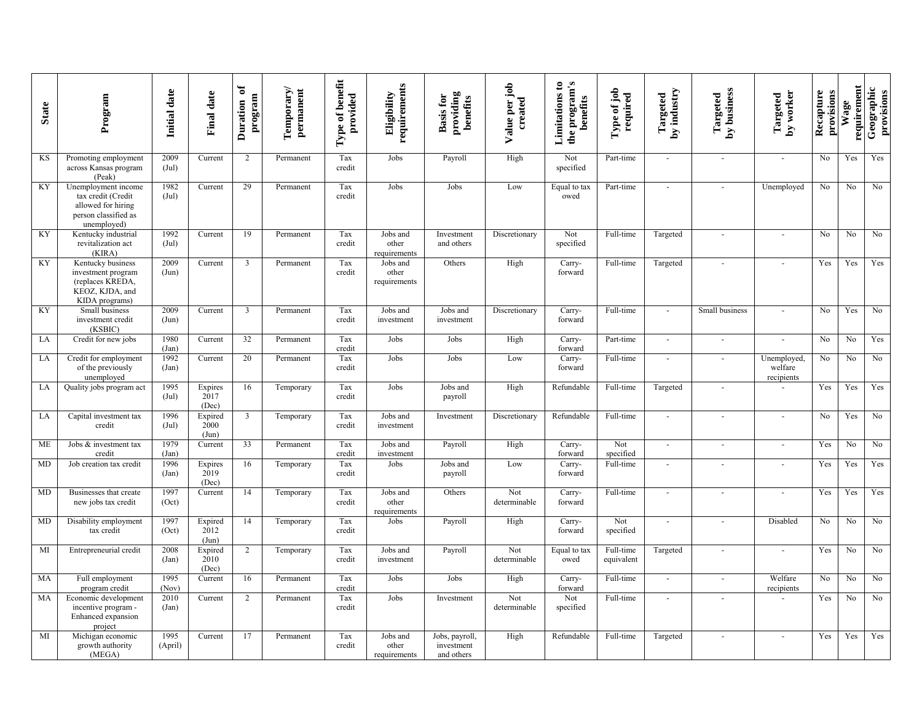| State | Program | Initial date | Final date | Duration of program | Temporary/ permanent | Type of benefit provided | Eligibility requirements | Basis for providing benefits | Value per job created | Limitations to the program's benefits | Type of job required | Targeted by industry | Targeted by business | Targeted by worker | Recapture provisions | Wage requirement | Geographic provisions |
|---|---|---|---|---|---|---|---|---|---|---|---|---|---|---|---|---|---|
| KS | Promoting employment across Kansas program (Peak) | 2009 (Jul) | Current | 2 | Permanent | Tax credit | Jobs | Payroll | High | Not specified | Part-time | - | - | - | No | Yes | Yes |
| KY | Unemployment income tax credit (Credit allowed for hiring person classified as unemployed) | 1982 (Jul) | Current | 29 | Permanent | Tax credit | Jobs | Jobs | Low | Equal to tax owed | Part-time | - | - | Unemployed | No | No | No |
| KY | Kentucky industrial revitalization act (KIRA) | 1992 (Jul) | Current | 19 | Permanent | Tax credit | Jobs and other requirements | Investment and others | Discretionary | Not specified | Full-time | Targeted | - | - | No | No | No |
| KY | Kentucky business investment program (replaces KREDA, KEOZ, KJDA, and KIDA programs) | 2009 (Jun) | Current | 3 | Permanent | Tax credit | Jobs and other requirements | Others | High | Carry-forward | Full-time | Targeted | - | - | Yes | Yes | Yes |
| KY | Small business investment credit (KSBIC) | 2009 (Jun) | Current | 3 | Permanent | Tax credit | Jobs and investment | Jobs and investment | Discretionary | Carry-forward | Full-time | - | Small business | - | No | Yes | No |
| LA | Credit for new jobs | 1980 (Jan) | Current | 32 | Permanent | Tax credit | Jobs | Jobs | High | Carry-forward | Part-time | - | - | - | No | No | Yes |
| LA | Credit for employment of the previously unemployed | 1992 (Jan) | Current | 20 | Permanent | Tax credit | Jobs | Jobs | Low | Carry-forward | Full-time | - | - | Unemployed, welfare recipients | No | No | No |
| LA | Quality jobs program act | 1995 (Jul) | Expires 2017 (Dec) | 16 | Temporary | Tax credit | Jobs | Jobs and payroll | High | Refundable | Full-time | Targeted | - | - | Yes | Yes | Yes |
| LA | Capital investment tax credit | 1996 (Jul) | Expired 2000 (Jun) | 3 | Temporary | Tax credit | Jobs and investment | Investment | Discretionary | Refundable | Full-time | - | - | - | No | Yes | No |
| ME | Jobs & investment tax credit | 1979 (Jan) | Current | 33 | Permanent | Tax credit | Jobs and investment | Payroll | High | Carry-forward | Not specified | - | - | - | Yes | No | No |
| MD | Job creation tax credit | 1996 (Jan) | Expires 2019 (Dec) | 16 | Temporary | Tax credit | Jobs | Jobs and payroll | Low | Carry-forward | Full-time | - | - | - | Yes | Yes | Yes |
| MD | Businesses that create new jobs tax credit | 1997 (Oct) | Current | 14 | Temporary | Tax credit | Jobs and other requirements | Others | Not determinable | Carry-forward | Full-time | - | - | - | Yes | Yes | Yes |
| MD | Disability employment tax credit | 1997 (Oct) | Expired 2012 (Jun) | 14 | Temporary | Tax credit | Jobs | Payroll | High | Carry-forward | Not specified | - | - | Disabled | No | No | No |
| MI | Entrepreneurial credit | 2008 (Jan) | Expired 2010 (Dec) | 2 | Temporary | Tax credit | Jobs and investment | Payroll | Not determinable | Equal to tax owed | Full-time equivalent | Targeted | - | - | Yes | No | No |
| MA | Full employment program credit | 1995 (Nov) | Current | 16 | Permanent | Tax credit | Jobs | Jobs | High | Carry-forward | Full-time | - | - | Welfare recipients | No | No | No |
| MA | Economic development incentive program - Enhanced expansion project | 2010 (Jan) | Current | 2 | Permanent | Tax credit | Jobs | Investment | Not determinable | Not specified | Full-time | - | - | - | Yes | No | No |
| MI | Michigan economic growth authority (MEGA) | 1995 (April) | Current | 17 | Permanent | Tax credit | Jobs and other requirements | Jobs, payroll, investment and others | High | Refundable | Full-time | Targeted | - | - | Yes | Yes | Yes |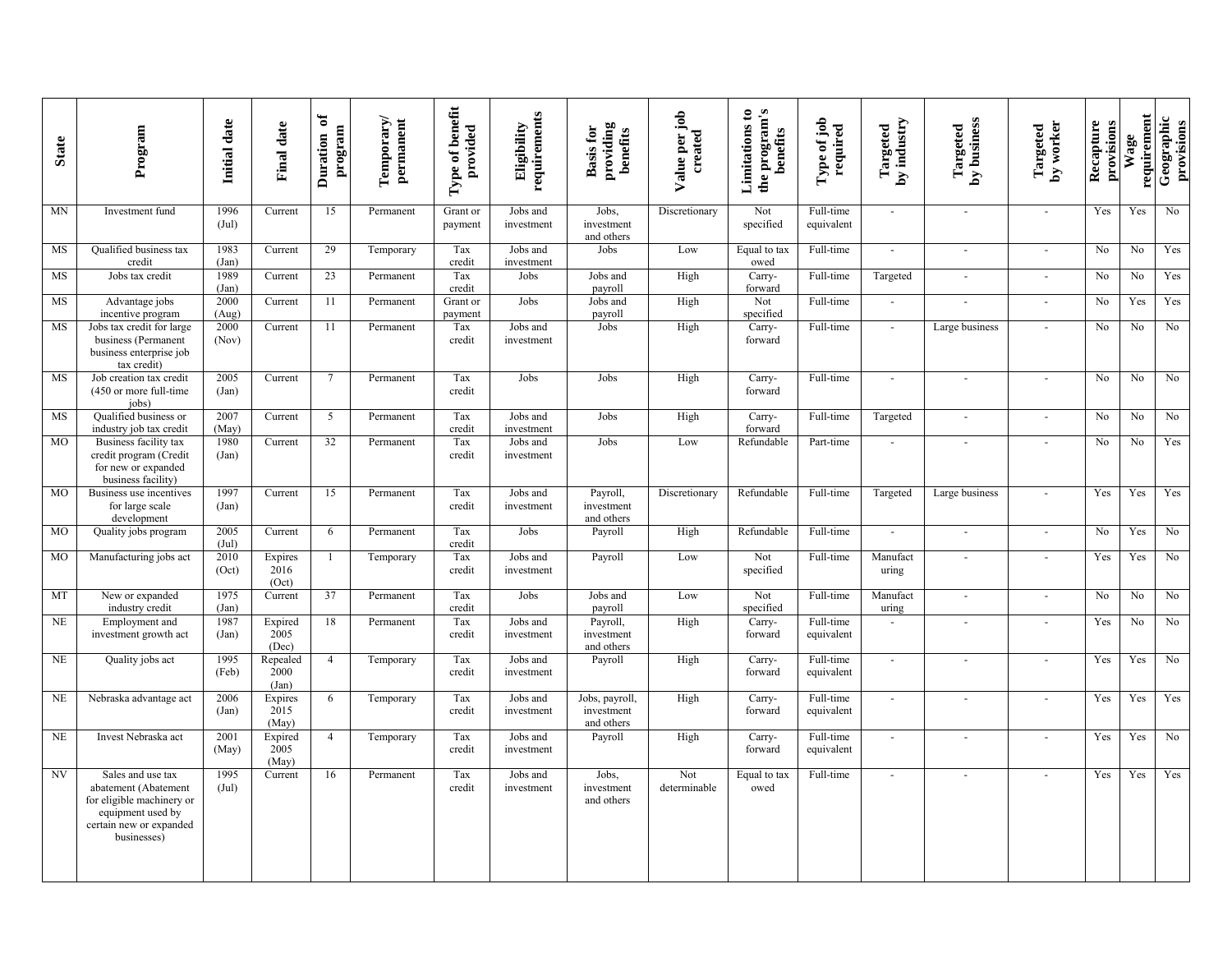| State | Program | Initial date | Final date | Duration of program | Temporary/ permanent | Type of benefit provided | Eligibility requirements | Basis for providing benefits | Value per job created | Limitations to the program's benefits | Type of job required | Targeted by industry | Targeted by business | Targeted by worker | Recapture provisions | Wage requirement | Geographic provisions |
|---|---|---|---|---|---|---|---|---|---|---|---|---|---|---|---|---|---|
| MN | Investment fund | 1996 (Jul) | Current | 15 | Permanent | Grant or payment | Jobs and investment | Jobs, investment and others | Discretionary | Not specified | Full-time equivalent | - | - | - | Yes | Yes | No |
| MS | Qualified business tax credit | 1983 (Jan) | Current | 29 | Temporary | Tax credit | Jobs and investment | Jobs | Low | Equal to tax owed | Full-time | - | - | - | No | No | Yes |
| MS | Jobs tax credit | 1989 (Jan) | Current | 23 | Permanent | Tax credit | Jobs | Jobs and payroll | High | Carry-forward | Full-time | Targeted | - | - | No | No | Yes |
| MS | Advantage jobs incentive program | 2000 (Aug) | Current | 11 | Permanent | Grant or payment | Jobs | Jobs and payroll | High | Not specified | Full-time | - | - | - | No | Yes | Yes |
| MS | Jobs tax credit for large business (Permanent business enterprise job tax credit) | 2000 (Nov) | Current | 11 | Permanent | Tax credit | Jobs and investment | Jobs | High | Carry-forward | Full-time | - | Large business | - | No | No | No |
| MS | Job creation tax credit (450 or more full-time jobs) | 2005 (Jan) | Current | 7 | Permanent | Tax credit | Jobs | Jobs | High | Carry-forward | Full-time | - | - | - | No | No | No |
| MS | Qualified business or industry job tax credit | 2007 (May) | Current | 5 | Permanent | Tax credit | Jobs and investment | Jobs | High | Carry-forward | Full-time | Targeted | - | - | No | No | No |
| MO | Business facility tax credit program (Credit for new or expanded business facility) | 1980 (Jan) | Current | 32 | Permanent | Tax credit | Jobs and investment | Jobs | Low | Refundable | Part-time | - | - | - | No | No | Yes |
| MO | Business use incentives for large scale development | 1997 (Jan) | Current | 15 | Permanent | Tax credit | Jobs and investment | Payroll, investment and others | Discretionary | Refundable | Full-time | Targeted | Large business | - | Yes | Yes | Yes |
| MO | Quality jobs program | 2005 (Jul) | Current | 6 | Permanent | Tax credit | Jobs | Payroll | High | Refundable | Full-time | - | - | - | No | Yes | No |
| MO | Manufacturing jobs act | 2010 (Oct) | Expires 2016 (Oct) | 1 | Temporary | Tax credit | Jobs and investment | Payroll | Low | Not specified | Full-time | Manufacturing | - | - | Yes | Yes | No |
| MT | New or expanded industry credit | 1975 (Jan) | Current | 37 | Permanent | Tax credit | Jobs | Jobs and payroll | Low | Not specified | Full-time | Manufacturing | - | - | No | No | No |
| NE | Employment and investment growth act | 1987 (Jan) | Expired 2005 (Dec) | 18 | Permanent | Tax credit | Jobs and investment | Payroll, investment and others | High | Carry-forward | Full-time equivalent | - | - | - | Yes | No | No |
| NE | Quality jobs act | 1995 (Feb) | Repealed 2000 (Jan) | 4 | Temporary | Tax credit | Jobs and investment | Payroll | High | Carry-forward | Full-time equivalent | - | - | - | Yes | Yes | No |
| NE | Nebraska advantage act | 2006 (Jan) | Expires 2015 (May) | 6 | Temporary | Tax credit | Jobs and investment | Jobs, payroll, investment and others | High | Carry-forward | Full-time equivalent | - | - | - | Yes | Yes | Yes |
| NE | Invest Nebraska act | 2001 (May) | Expired 2005 (May) | 4 | Temporary | Tax credit | Jobs and investment | Payroll | High | Carry-forward | Full-time equivalent | - | - | - | Yes | Yes | No |
| NV | Sales and use tax abatement (Abatement for eligible machinery or equipment used by certain new or expanded businesses) | 1995 (Jul) | Current | 16 | Permanent | Tax credit | Jobs and investment | Jobs, investment and others | Not determinable | Equal to tax owed | Full-time | - | - | - | Yes | Yes | Yes |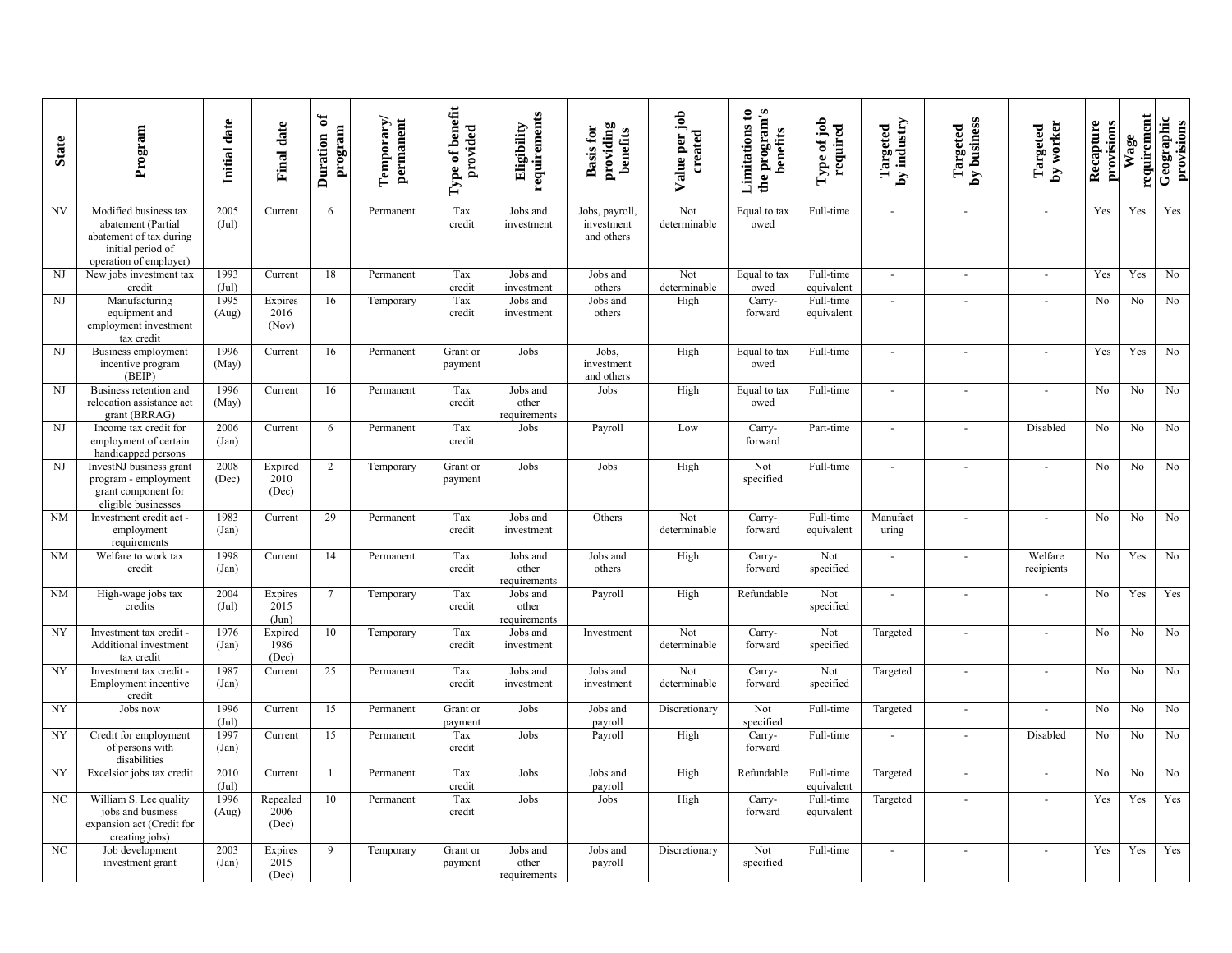| State | Program | Initial date | Final date | Duration of program | Temporary/ permanent | Type of benefit provided | Eligibility requirements | Basis for providing benefits | Value per job created | Limitations to the program's benefits | Type of job required | Targeted by industry | Targeted by business | Targeted by worker | Recapture provisions | Wage requirement | Geographic provisions |
|---|---|---|---|---|---|---|---|---|---|---|---|---|---|---|---|---|---|
| NV | Modified business tax abatement (Partial abatement of tax during initial period of operation of employer) | 2005 (Jul) | Current | 6 | Permanent | Tax credit | Jobs and investment | Jobs, payroll, investment and others | Not determinable | Equal to tax owed | Full-time | - | - | - | Yes | Yes | Yes |
| NJ | New jobs investment tax credit | 1993 (Jul) | Current | 18 | Permanent | Tax credit | Jobs and investment | Jobs and others | Not determinable | Equal to tax owed | Full-time equivalent | - | - | - | Yes | Yes | No |
| NJ | Manufacturing equipment and employment investment tax credit | 1995 (Aug) | Expires 2016 (Nov) | 16 | Temporary | Tax credit | Jobs and investment | Jobs and others | High | Carry-forward | Full-time equivalent | - | - | - | No | No | No |
| NJ | Business employment incentive program (BEIP) | 1996 (May) | Current | 16 | Permanent | Grant or payment | Jobs | Jobs, investment and others | High | Equal to tax owed | Full-time | - | - | - | Yes | Yes | No |
| NJ | Business retention and relocation assistance act grant (BRRAG) | 1996 (May) | Current | 16 | Permanent | Tax credit | Jobs and other requirements | Jobs | High | Equal to tax owed | Full-time | - | - | - | No | No | No |
| NJ | Income tax credit for employment of certain handicapped persons | 2006 (Jan) | Current | 6 | Permanent | Tax credit | Jobs | Payroll | Low | Carry-forward | Part-time | - | - | Disabled | No | No | No |
| NJ | InvestNJ business grant program - employment grant component for eligible businesses | 2008 (Dec) | Expired 2010 (Dec) | 2 | Temporary | Grant or payment | Jobs | Jobs | High | Not specified | Full-time | - | - | - | No | No | No |
| NM | Investment credit act - employment requirements | 1983 (Jan) | Current | 29 | Permanent | Tax credit | Jobs and investment | Others | Not determinable | Carry-forward | Full-time equivalent | Manufacturing | - | - | No | No | No |
| NM | Welfare to work tax credit | 1998 (Jan) | Current | 14 | Permanent | Tax credit | Jobs and other requirements | Jobs and others | High | Carry-forward | Not specified | - | - | Welfare recipients | No | Yes | No |
| NM | High-wage jobs tax credits | 2004 (Jul) | Expires 2015 (Jun) | 7 | Temporary | Tax credit | Jobs and other requirements | Payroll | High | Refundable | Not specified | - | - | - | No | Yes | Yes |
| NY | Investment tax credit - Additional investment tax credit | 1976 (Jan) | Expired 1986 (Dec) | 10 | Temporary | Tax credit | Jobs and investment | Investment | Not determinable | Carry-forward | Not specified | Targeted | - | - | No | No | No |
| NY | Investment tax credit - Employment incentive credit | 1987 (Jan) | Current | 25 | Permanent | Tax credit | Jobs and investment | Jobs and investment | Not determinable | Carry-forward | Not specified | Targeted | - | - | No | No | No |
| NY | Jobs now | 1996 (Jul) | Current | 15 | Permanent | Grant or payment | Jobs | Jobs and payroll | Discretionary | Not specified | Full-time | Targeted | - | - | No | No | No |
| NY | Credit for employment of persons with disabilities | 1997 (Jan) | Current | 15 | Permanent | Tax credit | Jobs | Payroll | High | Carry-forward | Full-time | - | - | Disabled | No | No | No |
| NY | Excelsior jobs tax credit | 2010 (Jul) | Current | 1 | Permanent | Tax credit | Jobs | Jobs and payroll | High | Refundable | Full-time equivalent | Targeted | - | - | No | No | No |
| NC | William S. Lee quality jobs and business expansion act (Credit for creating jobs) | 1996 (Aug) | Repealed 2006 (Dec) | 10 | Permanent | Tax credit | Jobs | Jobs | High | Carry-forward | Full-time equivalent | Targeted | - | - | Yes | Yes | Yes |
| NC | Job development investment grant | 2003 (Jan) | Expires 2015 (Dec) | 9 | Temporary | Grant or payment | Jobs and other requirements | Jobs and payroll | Discretionary | Not specified | Full-time | - | - | - | Yes | Yes | Yes |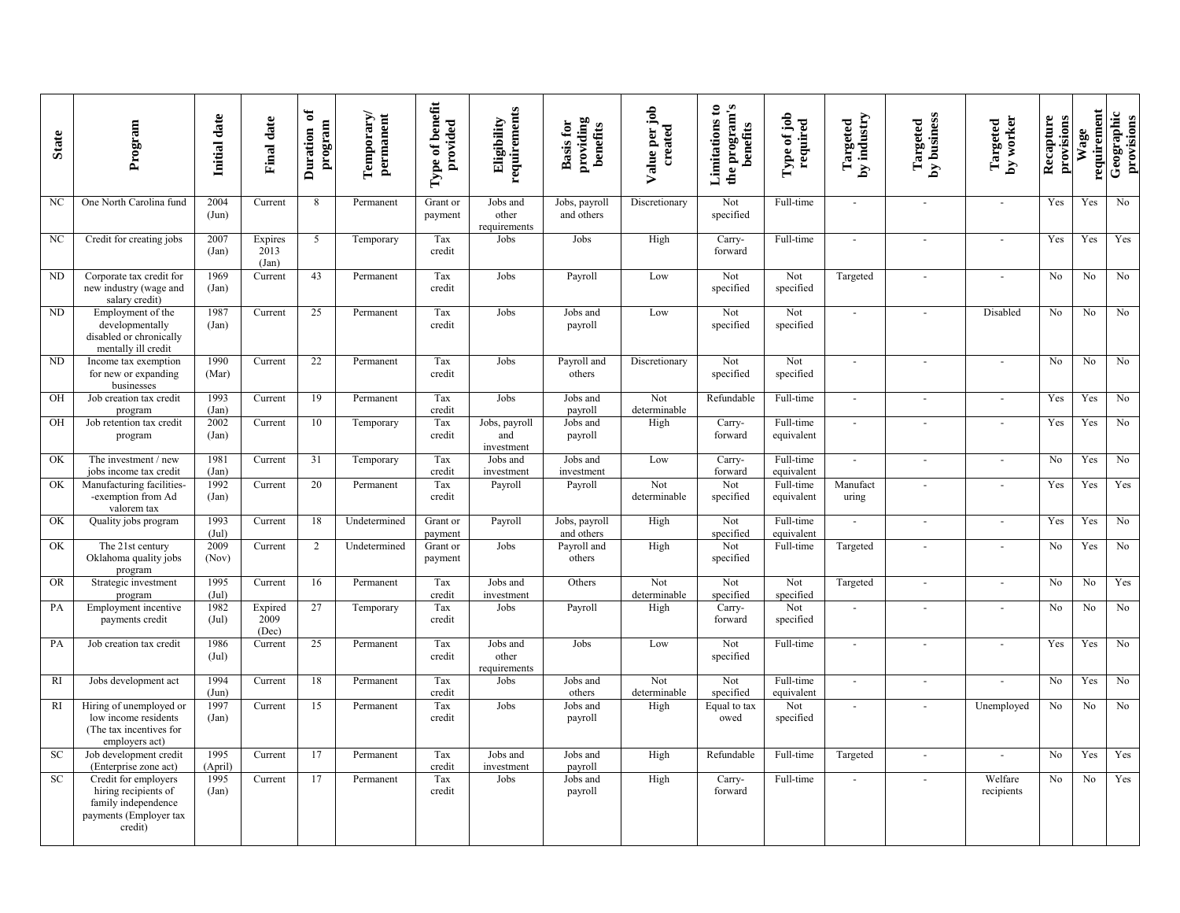| State | Program | Initial date | Final date | Duration of program | Temporary/ permanent | Type of benefit provided | Eligibility requirements | Basis for providing benefits | Value per job created | Limitations to the program's benefits | Type of job required | Targeted by industry | Targeted by business | Targeted by worker | Recapture provisions | Wage requirement | Geographic provisions |
|---|---|---|---|---|---|---|---|---|---|---|---|---|---|---|---|---|---|
| NC | One North Carolina fund | 2004 (Jun) | Current | 8 | Permanent | Grant or payment | Jobs and other requirements | Jobs, payroll and others | Discretionary | Not specified | Full-time | - | - | - | Yes | Yes | No |
| NC | Credit for creating jobs | 2007 (Jan) | Expires 2013 (Jan) | 5 | Temporary | Tax credit | Jobs | Jobs | High | Carry-forward | Full-time | - | - | - | Yes | Yes | Yes |
| ND | Corporate tax credit for new industry (wage and salary credit) | 1969 (Jan) | Current | 43 | Permanent | Tax credit | Jobs | Payroll | Low | Not specified | Not specified | Targeted | - | - | No | No | No |
| ND | Employment of the developmentally disabled or chronically mentally ill credit | 1987 (Jan) | Current | 25 | Permanent | Tax credit | Jobs | Jobs and payroll | Low | Not specified | Not specified | - | - | Disabled | No | No | No |
| ND | Income tax exemption for new or expanding businesses | 1990 (Mar) | Current | 22 | Permanent | Tax credit | Jobs | Payroll and others | Discretionary | Not specified | Not specified | - | - | - | No | No | No |
| OH | Job creation tax credit program | 1993 (Jan) | Current | 19 | Permanent | Tax credit | Jobs | Jobs and payroll | Not determinable | Refundable | Full-time | - | - | - | Yes | Yes | No |
| OH | Job retention tax credit program | 2002 (Jan) | Current | 10 | Temporary | Tax credit | Jobs, payroll and investment | Jobs and payroll | High | Carry-forward | Full-time equivalent | - | - | - | Yes | Yes | No |
| OK | The investment / new jobs income tax credit | 1981 (Jan) | Current | 31 | Temporary | Tax credit | Jobs and investment | Jobs and investment | Low | Carry-forward | Full-time equivalent | - | - | - | No | Yes | No |
| OK | Manufacturing facilities--exemption from Ad valorem tax | 1992 (Jan) | Current | 20 | Permanent | Tax credit | Payroll | Payroll | Not determinable | Not specified | Full-time equivalent | Manufacturing | - | - | Yes | Yes | Yes |
| OK | Quality jobs program | 1993 (Jul) | Current | 18 | Undetermined | Grant or payment | Payroll | Jobs, payroll and others | High | Not specified | Full-time equivalent | - | - | - | Yes | Yes | No |
| OK | The 21st century Oklahoma quality jobs program | 2009 (Nov) | Current | 2 | Undetermined | Grant or payment | Jobs | Payroll and others | High | Not specified | Full-time | Targeted | - | - | No | Yes | No |
| OR | Strategic investment program | 1995 (Jul) | Current | 16 | Permanent | Tax credit | Jobs and investment | Others | Not determinable | Not specified | Not specified | Targeted | - | - | No | No | Yes |
| PA | Employment incentive payments credit | 1982 (Jul) | Expired 2009 (Dec) | 27 | Temporary | Tax credit | Jobs | Payroll | High | Carry-forward | Not specified | - | - | - | No | No | No |
| PA | Job creation tax credit | 1986 (Jul) | Current | 25 | Permanent | Tax credit | Jobs and other requirements | Jobs | Low | Not specified | Full-time | - | - | - | Yes | Yes | No |
| RI | Jobs development act | 1994 (Jun) | Current | 18 | Permanent | Tax credit | Jobs | Jobs and others | Not determinable | Not specified | Full-time equivalent | - | - | - | No | Yes | No |
| RI | Hiring of unemployed or low income residents (The tax incentives for employers act) | 1997 (Jan) | Current | 15 | Permanent | Tax credit | Jobs | Jobs and payroll | High | Equal to tax owed | Not specified | - | - | Unemployed | No | No | No |
| SC | Job development credit (Enterprise zone act) | 1995 (April) | Current | 17 | Permanent | Tax credit | Jobs and investment | Jobs and payroll | High | Refundable | Full-time | Targeted | - | - | No | Yes | Yes |
| SC | Credit for employers hiring recipients of family independence payments (Employer tax credit) | 1995 (Jan) | Current | 17 | Permanent | Tax credit | Jobs | Jobs and payroll | High | Carry-forward | Full-time | - | - | Welfare recipients | No | No | Yes |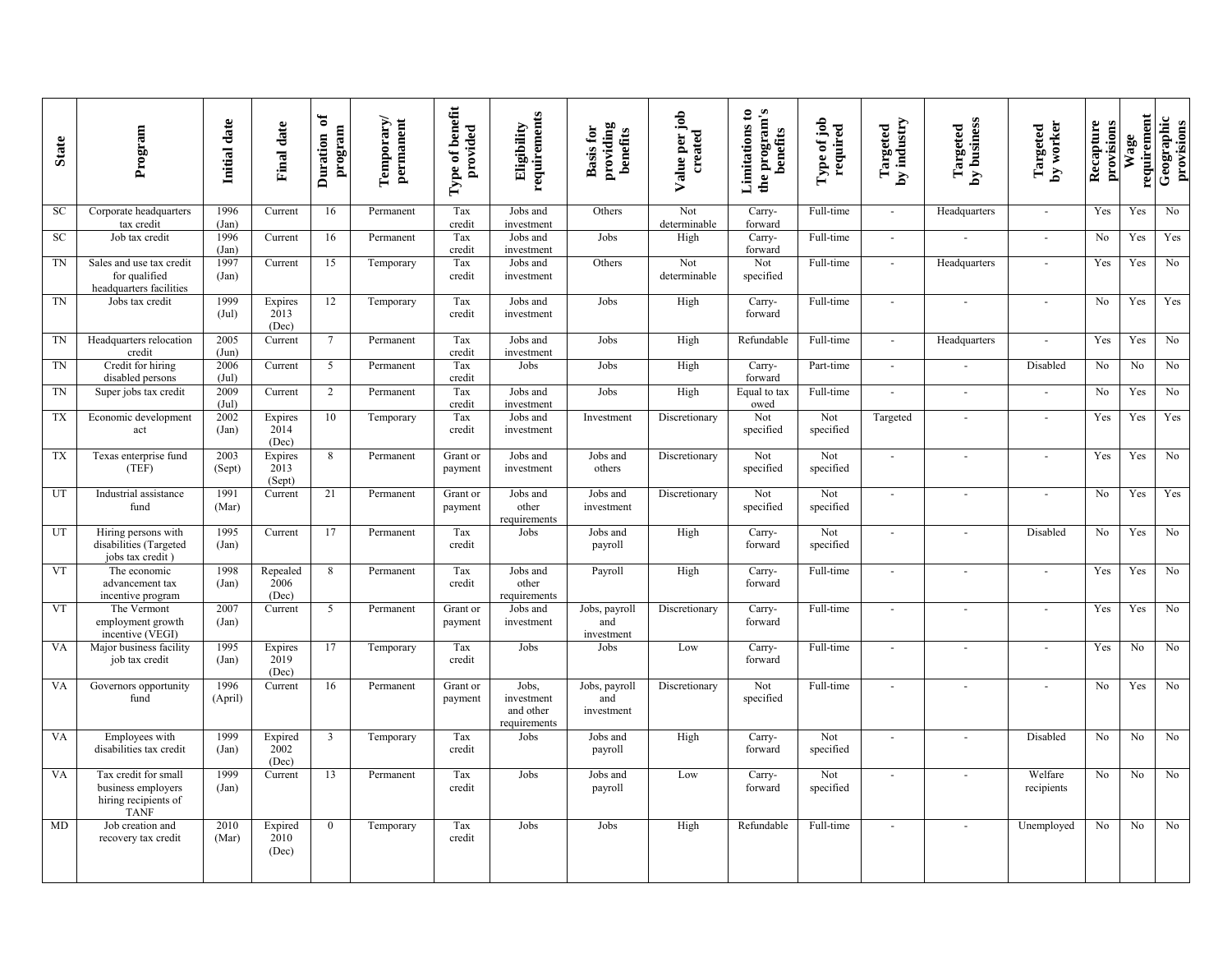| State | Program | Initial date | Final date | Duration of program | Temporary/ permanent | Type of benefit provided | Eligibility requirements | Basis for providing benefits | Value per job created | Limitations to the program's benefits | Type of job required | Targeted by industry | Targeted by business | Targeted by worker | Recapture provisions | Wage requirement | Geographic provisions |
|---|---|---|---|---|---|---|---|---|---|---|---|---|---|---|---|---|---|
| SC | Corporate headquarters tax credit | 1996 (Jan) | Current | 16 | Permanent | Tax credit | Jobs and investment | Others | Not determinable | Carry-forward | Full-time | - | Headquarters | - | Yes | Yes | No |
| SC | Job tax credit | 1996 (Jan) | Current | 16 | Permanent | Tax credit | Jobs and investment | Jobs | High | Carry-forward | Full-time | - | - | - | No | Yes | Yes |
| TN | Sales and use tax credit for qualified headquarters facilities | 1997 (Jan) | Current | 15 | Temporary | Tax credit | Jobs and investment | Others | Not determinable | Not specified | Full-time | - | Headquarters | - | Yes | Yes | No |
| TN | Jobs tax credit | 1999 (Jul) | Expires 2013 (Dec) | 12 | Temporary | Tax credit | Jobs and investment | Jobs | High | Carry-forward | Full-time | - | - | - | No | Yes | Yes |
| TN | Headquarters relocation credit | 2005 (Jun) | Current | 7 | Permanent | Tax credit | Jobs and investment | Jobs | High | Refundable | Full-time | - | Headquarters | - | Yes | Yes | No |
| TN | Credit for hiring disabled persons | 2006 (Jul) | Current | 5 | Permanent | Tax credit | Jobs | Jobs | High | Carry-forward | Part-time | - | - | Disabled | No | No | No |
| TN | Super jobs tax credit | 2009 (Jul) | Current | 2 | Permanent | Tax credit | Jobs and investment | Jobs | High | Equal to tax owed | Full-time | - | - | - | No | Yes | No |
| TX | Economic development act | 2002 (Jan) | Expires 2014 (Dec) | 10 | Temporary | Tax credit | Jobs and investment | Investment | Discretionary | Not specified | Not specified | Targeted | - | - | Yes | Yes | Yes |
| TX | Texas enterprise fund (TEF) | 2003 (Sept) | Expires 2013 (Sept) | 8 | Permanent | Grant or payment | Jobs and investment | Jobs and others | Discretionary | Not specified | Not specified | - | - | - | Yes | Yes | No |
| UT | Industrial assistance fund | 1991 (Mar) | Current | 21 | Permanent | Grant or payment | Jobs and other requirements | Jobs and investment | Discretionary | Not specified | Not specified | - | - | - | No | Yes | Yes |
| UT | Hiring persons with disabilities (Targeted jobs tax credit ) | 1995 (Jan) | Current | 17 | Permanent | Tax credit | Jobs | Jobs and payroll | High | Carry-forward | Not specified | - | - | Disabled | No | Yes | No |
| VT | The economic advancement tax incentive program | 1998 (Jan) | Repealed 2006 (Dec) | 8 | Permanent | Tax credit | Jobs and other requirements | Payroll | High | Carry-forward | Full-time | - | - | - | Yes | Yes | No |
| VT | The Vermont employment growth incentive (VEGI) | 2007 (Jan) | Current | 5 | Permanent | Grant or payment | Jobs and investment | Jobs, payroll and investment | Discretionary | Carry-forward | Full-time | - | - | - | Yes | Yes | No |
| VA | Major business facility job tax credit | 1995 (Jan) | Expires 2019 (Dec) | 17 | Temporary | Tax credit | Jobs | Jobs | Low | Carry-forward | Full-time | - | - | - | Yes | No | No |
| VA | Governors opportunity fund | 1996 (April) | Current | 16 | Permanent | Grant or payment | Jobs, investment and other requirements | Jobs, payroll and investment | Discretionary | Not specified | Full-time | - | - | - | No | Yes | No |
| VA | Employees with disabilities tax credit | 1999 (Jan) | Expired 2002 (Dec) | 3 | Temporary | Tax credit | Jobs | Jobs and payroll | High | Carry-forward | Not specified | - | - | Disabled | No | No | No |
| VA | Tax credit for small business employers hiring recipients of TANF | 1999 (Jan) | Current | 13 | Permanent | Tax credit | Jobs | Jobs and payroll | Low | Carry-forward | Not specified | - | - | Welfare recipients | No | No | No |
| MD | Job creation and recovery tax credit | 2010 (Mar) | Expired 2010 (Dec) | 0 | Temporary | Tax credit | Jobs | Jobs | High | Refundable | Full-time | - | - | Unemployed | No | No | No |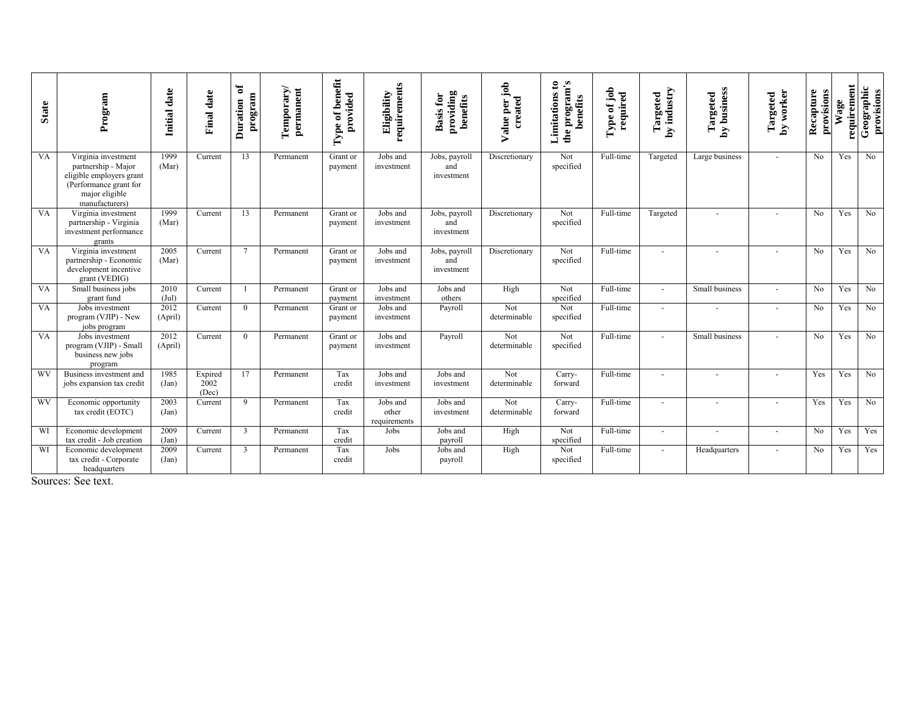| State | Program | Initial date | Final date | Duration of program | Temporary/ permanent | Type of benefit provided | Eligibility requirements | Basis for providing benefits | Value per job created | Limitations to the program's benefits | Type of job required | Targeted by industry | Targeted by business | Targeted by worker | Recapture provisions | Wage requirement | Geographic provisions |
|---|---|---|---|---|---|---|---|---|---|---|---|---|---|---|---|---|---|
| VA | Virginia investment partnership - Major eligible employers grant (Performance grant for major eligible manufacturers) | 1999 (Mar) | Current | 13 | Permanent | Grant or payment | Jobs and investment | Jobs, payroll and investment | Discretionary | Not specified | Full-time | Targeted | Large business | - | No | Yes | No |
| VA | Virginia investment partnership - Virginia investment performance grants | 1999 (Mar) | Current | 13 | Permanent | Grant or payment | Jobs and investment | Jobs, payroll and investment | Discretionary | Not specified | Full-time | Targeted | - | - | No | Yes | No |
| VA | Virginia investment partnership - Economic development incentive grant (VEDIG) | 2005 (Mar) | Current | 7 | Permanent | Grant or payment | Jobs and investment | Jobs, payroll and investment | Discretionary | Not specified | Full-time | - | - | - | No | Yes | No |
| VA | Small business jobs grant fund | 2010 (Jul) | Current | 1 | Permanent | Grant or payment | Jobs and investment | Jobs and others | High | Not specified | Full-time | - | Small business | - | No | Yes | No |
| VA | Jobs investment program (VJIP) - New jobs program | 2012 (April) | Current | 0 | Permanent | Grant or payment | Jobs and investment | Payroll | Not determinable | Not specified | Full-time | - | - | - | No | Yes | No |
| VA | Jobs investment program (VJIP) - Small business new jobs program | 2012 (April) | Current | 0 | Permanent | Grant or payment | Jobs and investment | Payroll | Not determinable | Not specified | Full-time | - | Small business | - | No | Yes | No |
| WV | Business investment and jobs expansion tax credit | 1985 (Jan) | Expired 2002 (Dec) | 17 | Permanent | Tax credit | Jobs and investment | Jobs and investment | Not determinable | Carry-forward | Full-time | - | - | - | Yes | Yes | No |
| WV | Economic opportunity tax credit (EOTC) | 2003 (Jan) | Current | 9 | Permanent | Tax credit | Jobs and other requirements | Jobs and investment | Not determinable | Carry-forward | Full-time | - | - | - | Yes | Yes | No |
| WI | Economic development tax credit - Job creation | 2009 (Jan) | Current | 3 | Permanent | Tax credit | Jobs | Jobs and payroll | High | Not specified | Full-time | - | - | - | No | Yes | Yes |
| WI | Economic development tax credit - Corporate headquarters | 2009 (Jan) | Current | 3 | Permanent | Tax credit | Jobs | Jobs and payroll | High | Not specified | Full-time | - | Headquarters | - | No | Yes | Yes |

Sources: See text.